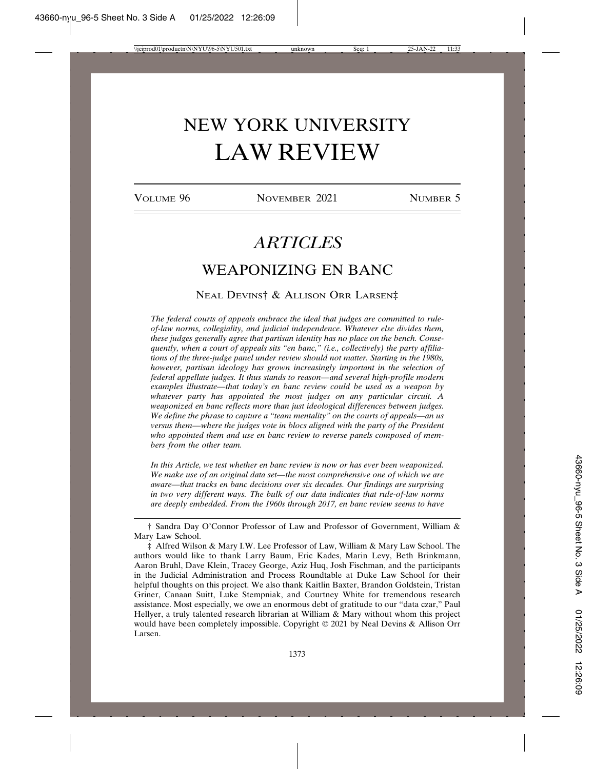# NEW YORK UNIVERSITY LAW REVIEW

VOLUME 96 NOVEMBER 2021 NUMBER 5

## *ARTICLES*

## WEAPONIZING EN BANC

NEAL DEVINS† & ALLISON ORR LARSEN‡

*The federal courts of appeals embrace the ideal that judges are committed to rule-of-law norms, collegiality, and judicial independence. Whatever else divides them, these judges generally agree that partisan identity has no place on the bench. Consequently, when a court of appeals sits "en banc," (i.e., collectively) the party affiliations of the three-judge panel under review should not matter. Starting in the 1980s, however, partisan ideology has grown increasingly important in the selection of federal appellate judges. It thus stands to reason—and several high-profile modern examples illustrate—that today's en banc review could be used as a weapon by whatever party has appointed the most judges on any particular circuit. A weaponized en banc reflects more than just ideological differences between judges. We define the phrase to capture a "team mentality" on the courts of appeals—an us versus them—where the judges vote in blocs aligned with the party of the President who appointed them and use en banc review to reverse panels composed of members from the other team.*

*In this Article, we test whether en banc review is now or has ever been weaponized. We make use of an original data set—the most comprehensive one of which we are aware—that tracks en banc decisions over six decades. Our findings are surprising in two very different ways. The bulk of our data indicates that rule-of-law norms are deeply embedded. From the 1960s through 2017, en banc review seems to have*

† Sandra Day O'Connor Professor of Law and Professor of Government, William & Mary Law School.

‡ Alfred Wilson & Mary I.W. Lee Professor of Law, William & Mary Law School. The authors would like to thank Larry Baum, Eric Kades, Marin Levy, Beth Brinkmann, Aaron Bruhl, Dave Klein, Tracey George, Aziz Huq, Josh Fischman, and the participants in the Judicial Administration and Process Roundtable at Duke Law School for their helpful thoughts on this project. We also thank Kaitlin Baxter, Brandon Goldstein, Tristan Griner, Canaan Suitt, Luke Stempniak, and Courtney White for tremendous research assistance. Most especially, we owe an enormous debt of gratitude to our "data czar," Paul Hellyer, a truly talented research librarian at William & Mary without whom this project would have been completely impossible. Copyright © 2021 by Neal Devins & Allison Orr Larsen.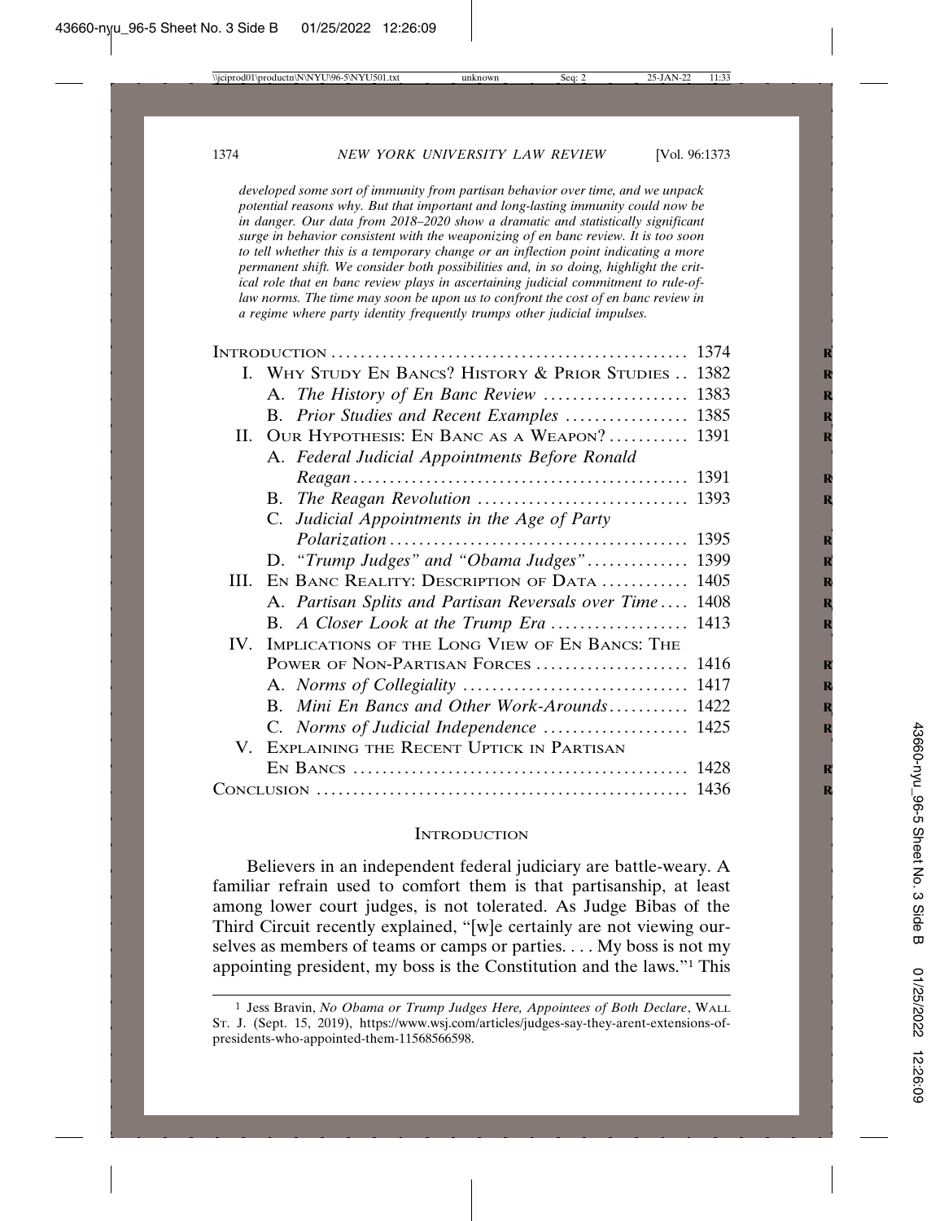*developed some sort of immunity from partisan behavior over time, and we unpack potential reasons why. But that important and long-lasting immunity could now be in danger. Our data from 2018–2020 show a dramatic and statistically significant surge in behavior consistent with the weaponizing of en banc review. It is too soon to tell whether this is a temporary change or an inflection point indicating a more permanent shift. We consider both possibilities and, in so doing, highlight the critical role that en banc review plays in ascertaining judicial commitment to rule-of-law norms. The time may soon be upon us to confront the cost of en banc review in a regime where party identity frequently trumps other judicial impulses.*

| | |
|---|---|
| INTRODUCTION | 1374 |
| I. WHY STUDY EN BANCS? HISTORY & PRIOR STUDIES | 1382 |
| A. *The History of En Banc Review* | 1383 |
| B. *Prior Studies and Recent Examples* | 1385 |
| II. OUR HYPOTHESIS: EN BANC AS A WEAPON? | 1391 |
| A. *Federal Judicial Appointments Before Ronald Reagan* | 1391 |
| B. *The Reagan Revolution* | 1393 |
| C. *Judicial Appointments in the Age of Party Polarization* | 1395 |
| D. *"Trump Judges" and "Obama Judges"* | 1399 |
| III. EN BANC REALITY: DESCRIPTION OF DATA | 1405 |
| A. *Partisan Splits and Partisan Reversals over Time* | 1408 |
| B. *A Closer Look at the Trump Era* | 1413 |
| IV. IMPLICATIONS OF THE LONG VIEW OF EN BANCS: THE POWER OF NON-PARTISAN FORCES | 1416 |
| A. *Norms of Collegiality* | 1417 |
| B. *Mini En Bancs and Other Work-Arounds* | 1422 |
| C. *Norms of Judicial Independence* | 1425 |
| V. EXPLAINING THE RECENT UPTICK IN PARTISAN EN BANCS | 1428 |
| CONCLUSION | 1436 |

## INTRODUCTION

Believers in an independent federal judiciary are battle-weary. A familiar refrain used to comfort them is that partisanship, at least among lower court judges, is not tolerated. As Judge Bibas of the Third Circuit recently explained, "[w]e certainly are not viewing ourselves as members of teams or camps or parties. . . . My boss is not my appointing president, my boss is the Constitution and the laws."[1] This

[1] Jess Bravin, *No Obama or Trump Judges Here, Appointees of Both Declare*, WALL ST. J. (Sept. 15, 2019), https://www.wsj.com/articles/judges-say-they-arent-extensions-of-presidents-who-appointed-them-11568566598.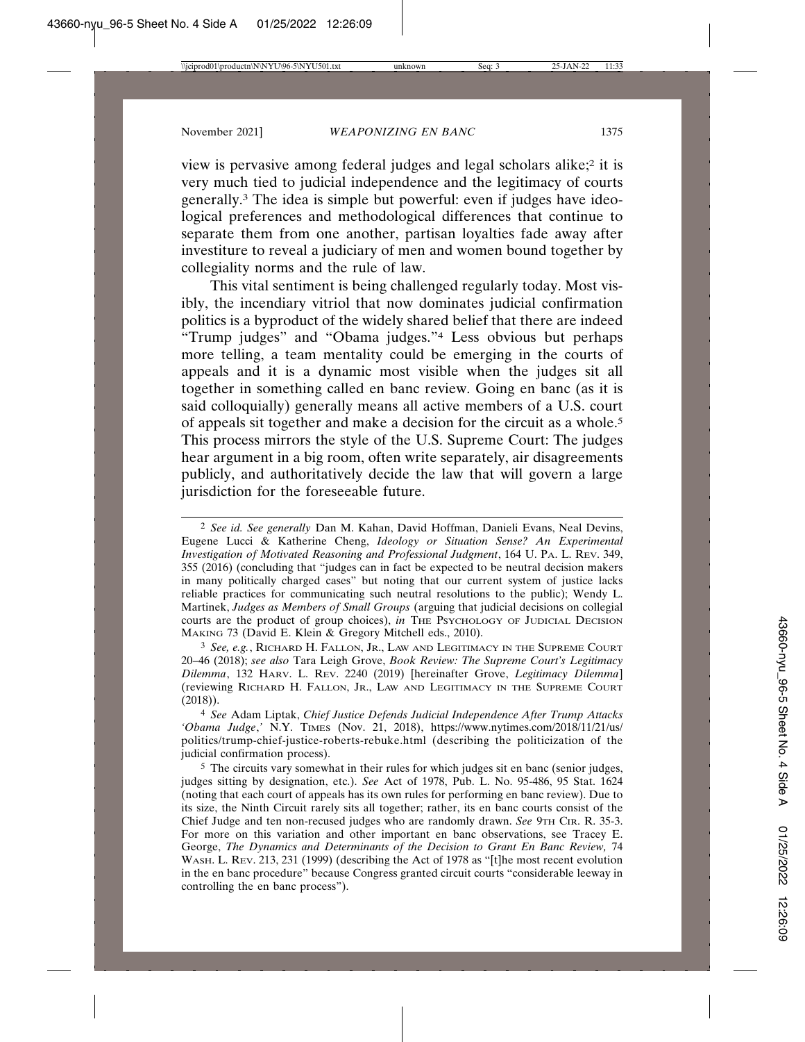view is pervasive among federal judges and legal scholars alike;[2] it is very much tied to judicial independence and the legitimacy of courts generally.[3] The idea is simple but powerful: even if judges have ideological preferences and methodological differences that continue to separate them from one another, partisan loyalties fade away after investiture to reveal a judiciary of men and women bound together by collegiality norms and the rule of law.

This vital sentiment is being challenged regularly today. Most visibly, the incendiary vitriol that now dominates judicial confirmation politics is a byproduct of the widely shared belief that there are indeed "Trump judges" and "Obama judges."[4] Less obvious but perhaps more telling, a team mentality could be emerging in the courts of appeals and it is a dynamic most visible when the judges sit all together in something called en banc review. Going en banc (as it is said colloquially) generally means all active members of a U.S. court of appeals sit together and make a decision for the circuit as a whole.[5] This process mirrors the style of the U.S. Supreme Court: The judges hear argument in a big room, often write separately, air disagreements publicly, and authoritatively decide the law that will govern a large jurisdiction for the foreseeable future.

---

[2] *See id. See generally* Dan M. Kahan, David Hoffman, Danieli Evans, Neal Devins, Eugene Lucci & Katherine Cheng, *Ideology or Situation Sense? An Experimental Investigation of Motivated Reasoning and Professional Judgment*, 164 U. PA. L. REV. 349, 355 (2016) (concluding that "judges can in fact be expected to be neutral decision makers in many politically charged cases" but noting that our current system of justice lacks reliable practices for communicating such neutral resolutions to the public); Wendy L. Martinek, *Judges as Members of Small Groups* (arguing that judicial decisions on collegial courts are the product of group choices), *in* THE PSYCHOLOGY OF JUDICIAL DECISION MAKING 73 (David E. Klein & Gregory Mitchell eds., 2010).

[3] *See, e.g.*, RICHARD H. FALLON, JR., LAW AND LEGITIMACY IN THE SUPREME COURT 20–46 (2018); *see also* Tara Leigh Grove, *Book Review: The Supreme Court's Legitimacy Dilemma*, 132 HARV. L. REV. 2240 (2019) [hereinafter Grove, *Legitimacy Dilemma*] (reviewing RICHARD H. FALLON, JR., LAW AND LEGITIMACY IN THE SUPREME COURT (2018)).

[4] *See* Adam Liptak, *Chief Justice Defends Judicial Independence After Trump Attacks 'Obama Judge*,' N.Y. TIMES (Nov. 21, 2018), https://www.nytimes.com/2018/11/21/us/politics/trump-chief-justice-roberts-rebuke.html (describing the politicization of the judicial confirmation process).

[5] The circuits vary somewhat in their rules for which judges sit en banc (senior judges, judges sitting by designation, etc.). *See* Act of 1978, Pub. L. No. 95-486, 95 Stat. 1624 (noting that each court of appeals has its own rules for performing en banc review). Due to its size, the Ninth Circuit rarely sits all together; rather, its en banc courts consist of the Chief Judge and ten non-recused judges who are randomly drawn. *See* 9TH CIR. R. 35-3. For more on this variation and other important en banc observations, see Tracey E. George, *The Dynamics and Determinants of the Decision to Grant En Banc Review,* 74 WASH. L. REV. 213, 231 (1999) (describing the Act of 1978 as "[t]he most recent evolution in the en banc procedure" because Congress granted circuit courts "considerable leeway in controlling the en banc process").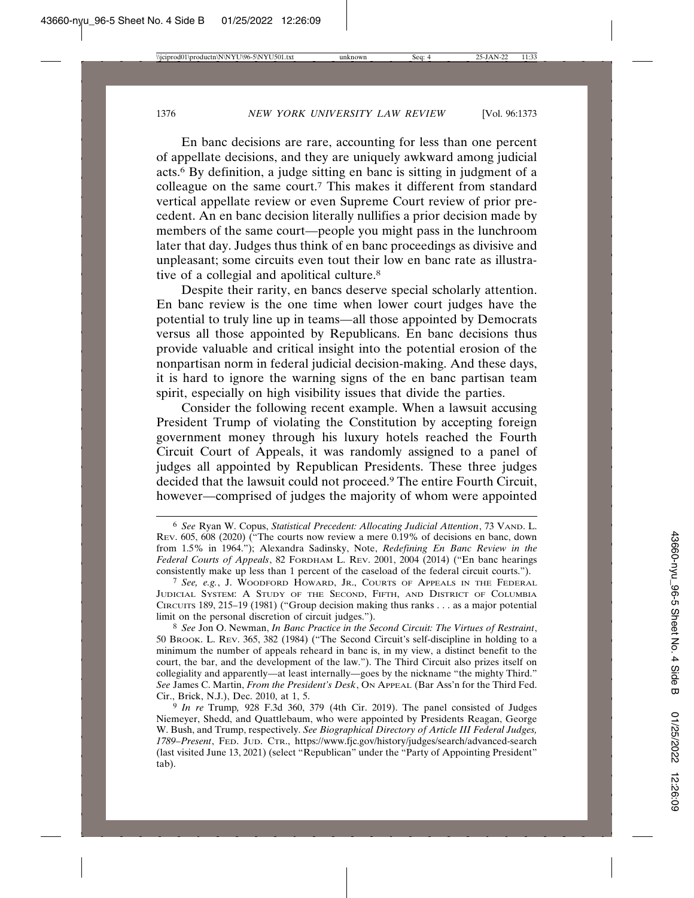En banc decisions are rare, accounting for less than one percent of appellate decisions, and they are uniquely awkward among judicial acts.[6] By definition, a judge sitting en banc is sitting in judgment of a colleague on the same court.[7] This makes it different from standard vertical appellate review or even Supreme Court review of prior precedent. An en banc decision literally nullifies a prior decision made by members of the same court—people you might pass in the lunchroom later that day. Judges thus think of en banc proceedings as divisive and unpleasant; some circuits even tout their low en banc rate as illustrative of a collegial and apolitical culture.[8]

Despite their rarity, en bancs deserve special scholarly attention. En banc review is the one time when lower court judges have the potential to truly line up in teams—all those appointed by Democrats versus all those appointed by Republicans. En banc decisions thus provide valuable and critical insight into the potential erosion of the nonpartisan norm in federal judicial decision-making. And these days, it is hard to ignore the warning signs of the en banc partisan team spirit, especially on high visibility issues that divide the parties.

Consider the following recent example. When a lawsuit accusing President Trump of violating the Constitution by accepting foreign government money through his luxury hotels reached the Fourth Circuit Court of Appeals, it was randomly assigned to a panel of judges all appointed by Republican Presidents. These three judges decided that the lawsuit could not proceed.[9] The entire Fourth Circuit, however—comprised of judges the majority of whom were appointed

---

[6] *See* Ryan W. Copus, *Statistical Precedent: Allocating Judicial Attention*, 73 VAND. L. REV. 605, 608 (2020) ("The courts now review a mere 0.19% of decisions en banc, down from 1.5% in 1964."); Alexandra Sadinsky, Note, *Redefining En Banc Review in the Federal Courts of Appeals*, 82 FORDHAM L. REV. 2001, 2004 (2014) ("En banc hearings consistently make up less than 1 percent of the caseload of the federal circuit courts.").

[7] *See, e.g.*, J. WOODFORD HOWARD, JR., COURTS OF APPEALS IN THE FEDERAL JUDICIAL SYSTEM: A STUDY OF THE SECOND, FIFTH, AND DISTRICT OF COLUMBIA CIRCUITS 189, 215–19 (1981) ("Group decision making thus ranks . . . as a major potential limit on the personal discretion of circuit judges.").

[8] *See* Jon O. Newman, *In Banc Practice in the Second Circuit: The Virtues of Restraint*, 50 BROOK. L. REV. 365, 382 (1984) ("The Second Circuit's self-discipline in holding to a minimum the number of appeals reheard in banc is, in my view, a distinct benefit to the court, the bar, and the development of the law."). The Third Circuit also prizes itself on collegiality and apparently—at least internally—goes by the nickname "the mighty Third." *See* James C. Martin, *From the President's Desk*, ON APPEAL (Bar Ass'n for the Third Fed. Cir., Brick, N.J.), Dec. 2010, at 1, 5.

[9] *In re* Trump*,* 928 F.3d 360, 379 (4th Cir. 2019). The panel consisted of Judges Niemeyer, Shedd, and Quattlebaum, who were appointed by Presidents Reagan, George W. Bush, and Trump, respectively. *See Biographical Directory of Article III Federal Judges, 1789–Present*, FED. JUD. CTR., https://www.fjc.gov/history/judges/search/advanced-search (last visited June 13, 2021) (select "Republican" under the "Party of Appointing President" tab).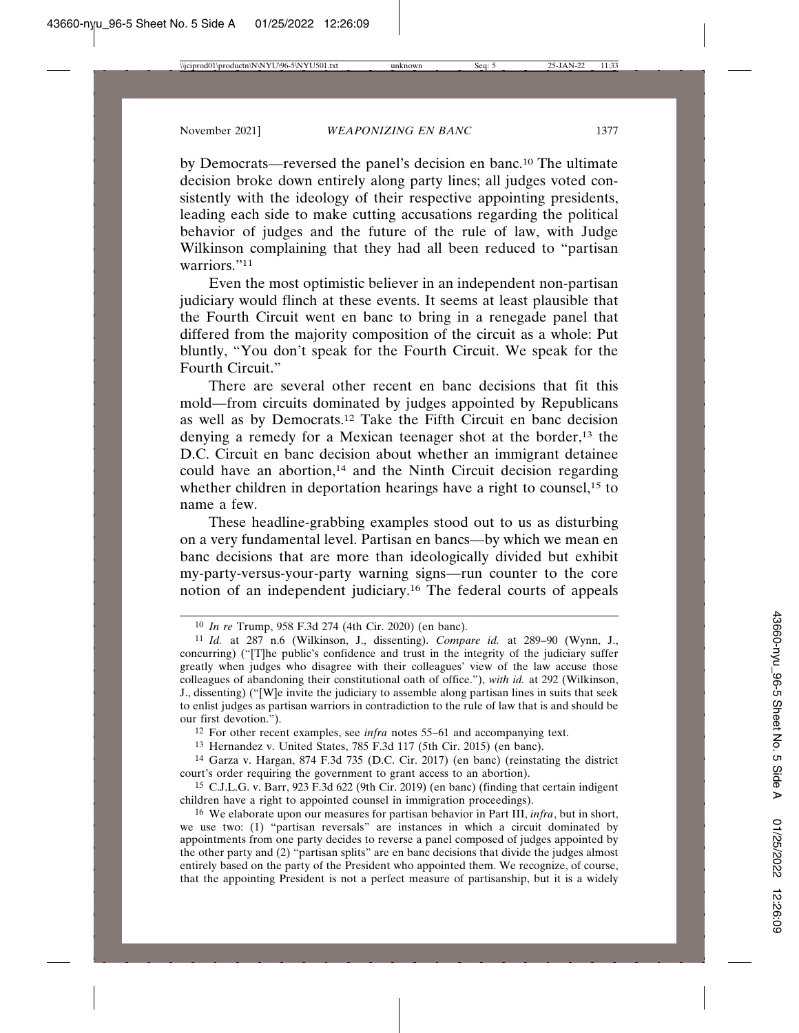by Democrats—reversed the panel's decision en banc.[10] The ultimate decision broke down entirely along party lines; all judges voted consistently with the ideology of their respective appointing presidents, leading each side to make cutting accusations regarding the political behavior of judges and the future of the rule of law, with Judge Wilkinson complaining that they had all been reduced to "partisan warriors."[11]

Even the most optimistic believer in an independent non-partisan judiciary would flinch at these events. It seems at least plausible that the Fourth Circuit went en banc to bring in a renegade panel that differed from the majority composition of the circuit as a whole: Put bluntly, "You don't speak for the Fourth Circuit. We speak for the Fourth Circuit."

There are several other recent en banc decisions that fit this mold—from circuits dominated by judges appointed by Republicans as well as by Democrats.[12] Take the Fifth Circuit en banc decision denying a remedy for a Mexican teenager shot at the border,[13] the D.C. Circuit en banc decision about whether an immigrant detainee could have an abortion,[14] and the Ninth Circuit decision regarding whether children in deportation hearings have a right to counsel,[15] to name a few.

These headline-grabbing examples stood out to us as disturbing on a very fundamental level. Partisan en bancs—by which we mean en banc decisions that are more than ideologically divided but exhibit my-party-versus-your-party warning signs—run counter to the core notion of an independent judiciary.[16] The federal courts of appeals

---

[10] *In re* Trump, 958 F.3d 274 (4th Cir. 2020) (en banc).

[11] *Id.* at 287 n.6 (Wilkinson, J., dissenting). *Compare id.* at 289–90 (Wynn, J., concurring) ("[T]he public's confidence and trust in the integrity of the judiciary suffer greatly when judges who disagree with their colleagues' view of the law accuse those colleagues of abandoning their constitutional oath of office."), *with id.* at 292 (Wilkinson, J., dissenting) ("[W]e invite the judiciary to assemble along partisan lines in suits that seek to enlist judges as partisan warriors in contradiction to the rule of law that is and should be our first devotion.").

[12] For other recent examples, see *infra* notes 55–61 and accompanying text.

[13] Hernandez v. United States, 785 F.3d 117 (5th Cir. 2015) (en banc).

[14] Garza v. Hargan, 874 F.3d 735 (D.C. Cir. 2017) (en banc) (reinstating the district court's order requiring the government to grant access to an abortion).

[15] C.J.L.G. v. Barr, 923 F.3d 622 (9th Cir. 2019) (en banc) (finding that certain indigent children have a right to appointed counsel in immigration proceedings).

[16] We elaborate upon our measures for partisan behavior in Part III, *infra*, but in short, we use two: (1) "partisan reversals" are instances in which a circuit dominated by appointments from one party decides to reverse a panel composed of judges appointed by the other party and (2) "partisan splits" are en banc decisions that divide the judges almost entirely based on the party of the President who appointed them. We recognize, of course, that the appointing President is not a perfect measure of partisanship, but it is a widely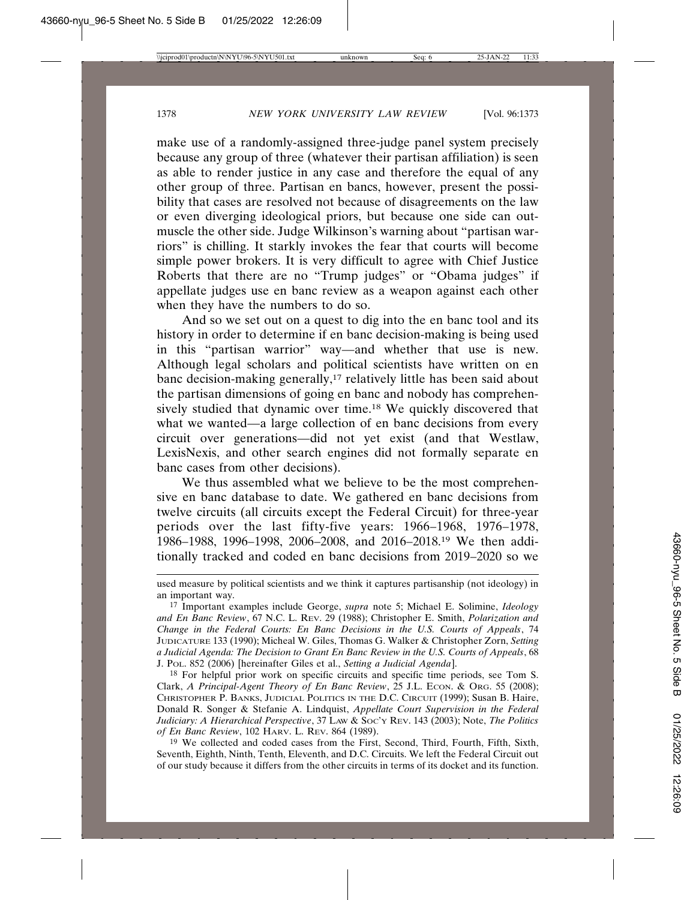make use of a randomly-assigned three-judge panel system precisely because any group of three (whatever their partisan affiliation) is seen as able to render justice in any case and therefore the equal of any other group of three. Partisan en bancs, however, present the possibility that cases are resolved not because of disagreements on the law or even diverging ideological priors, but because one side can outmuscle the other side. Judge Wilkinson's warning about "partisan warriors" is chilling. It starkly invokes the fear that courts will become simple power brokers. It is very difficult to agree with Chief Justice Roberts that there are no "Trump judges" or "Obama judges" if appellate judges use en banc review as a weapon against each other when they have the numbers to do so.

And so we set out on a quest to dig into the en banc tool and its history in order to determine if en banc decision-making is being used in this "partisan warrior" way—and whether that use is new. Although legal scholars and political scientists have written on en banc decision-making generally,[17] relatively little has been said about the partisan dimensions of going en banc and nobody has comprehensively studied that dynamic over time.[18] We quickly discovered that what we wanted—a large collection of en banc decisions from every circuit over generations—did not yet exist (and that Westlaw, LexisNexis, and other search engines did not formally separate en banc cases from other decisions).

We thus assembled what we believe to be the most comprehensive en banc database to date. We gathered en banc decisions from twelve circuits (all circuits except the Federal Circuit) for three-year periods over the last fifty-five years: 1966–1968, 1976–1978, 1986–1988, 1996–1998, 2006–2008, and 2016–2018.[19] We then additionally tracked and coded en banc decisions from 2019–2020 so we

---

used measure by political scientists and we think it captures partisanship (not ideology) in an important way.

[17] Important examples include George, *supra* note 5; Michael E. Solimine, *Ideology and En Banc Review*, 67 N.C. L. REV. 29 (1988); Christopher E. Smith, *Polarization and Change in the Federal Courts: En Banc Decisions in the U.S. Courts of Appeals*, 74 JUDICATURE 133 (1990); Micheal W. Giles, Thomas G. Walker & Christopher Zorn, *Setting a Judicial Agenda: The Decision to Grant En Banc Review in the U.S. Courts of Appeals*, 68 J. POL. 852 (2006) [hereinafter Giles et al., *Setting a Judicial Agenda*].

[18] For helpful prior work on specific circuits and specific time periods, see Tom S. Clark, *A Principal-Agent Theory of En Banc Review*, 25 J.L. ECON. & ORG. 55 (2008); CHRISTOPHER P. BANKS, JUDICIAL POLITICS IN THE D.C. CIRCUIT (1999); Susan B. Haire, Donald R. Songer & Stefanie A. Lindquist, *Appellate Court Supervision in the Federal Judiciary: A Hierarchical Perspective*, 37 LAW & SOC'Y REV. 143 (2003); Note, *The Politics of En Banc Review*, 102 HARV. L. REV. 864 (1989).

[19] We collected and coded cases from the First, Second, Third, Fourth, Fifth, Sixth, Seventh, Eighth, Ninth, Tenth, Eleventh, and D.C. Circuits. We left the Federal Circuit out of our study because it differs from the other circuits in terms of its docket and its function.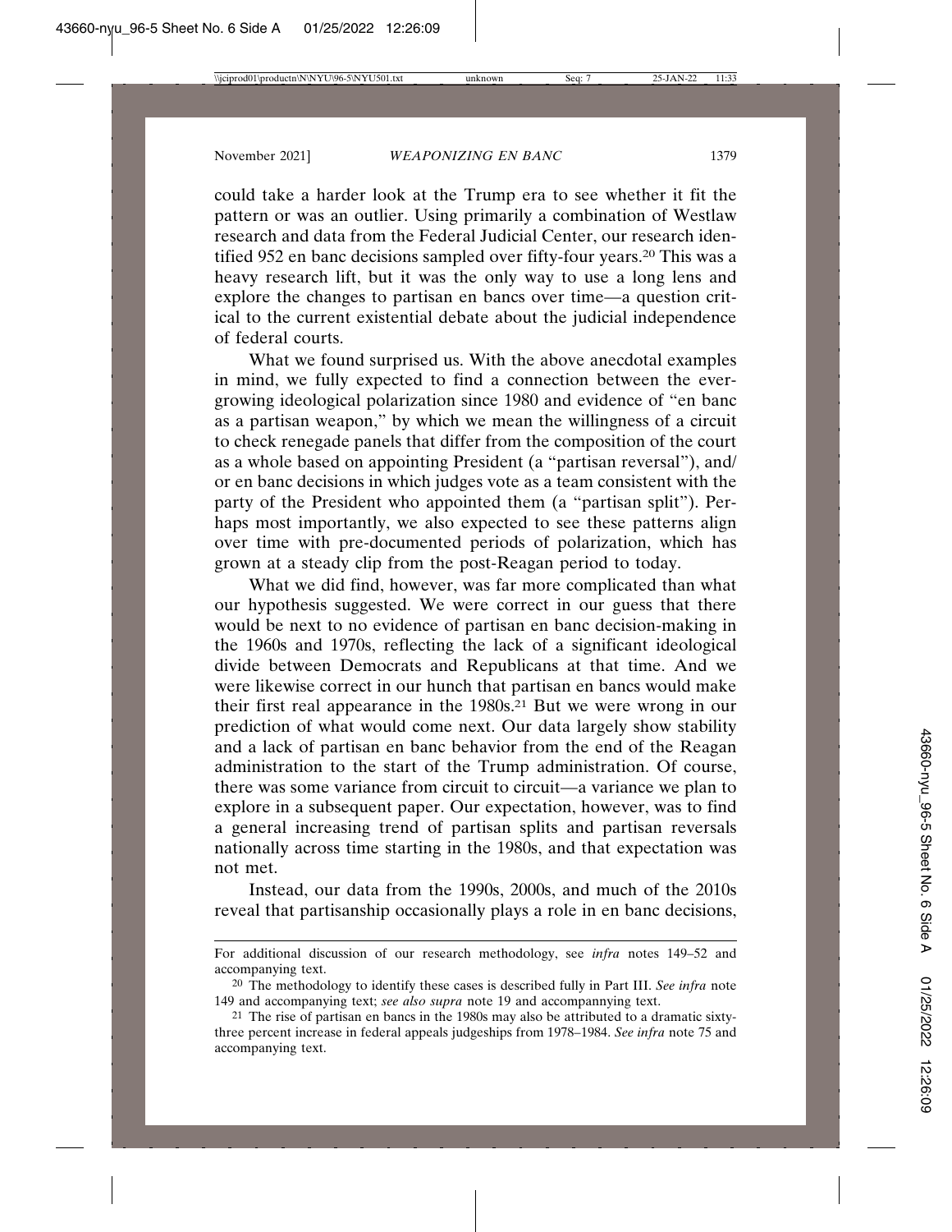could take a harder look at the Trump era to see whether it fit the pattern or was an outlier. Using primarily a combination of Westlaw research and data from the Federal Judicial Center, our research identified 952 en banc decisions sampled over fifty-four years.[20] This was a heavy research lift, but it was the only way to use a long lens and explore the changes to partisan en bancs over time—a question critical to the current existential debate about the judicial independence of federal courts.

What we found surprised us. With the above anecdotal examples in mind, we fully expected to find a connection between the ever-growing ideological polarization since 1980 and evidence of "en banc as a partisan weapon," by which we mean the willingness of a circuit to check renegade panels that differ from the composition of the court as a whole based on appointing President (a "partisan reversal"), and/or en banc decisions in which judges vote as a team consistent with the party of the President who appointed them (a "partisan split"). Perhaps most importantly, we also expected to see these patterns align over time with pre-documented periods of polarization, which has grown at a steady clip from the post-Reagan period to today.

What we did find, however, was far more complicated than what our hypothesis suggested. We were correct in our guess that there would be next to no evidence of partisan en banc decision-making in the 1960s and 1970s, reflecting the lack of a significant ideological divide between Democrats and Republicans at that time. And we were likewise correct in our hunch that partisan en bancs would make their first real appearance in the 1980s.[21] But we were wrong in our prediction of what would come next. Our data largely show stability and a lack of partisan en banc behavior from the end of the Reagan administration to the start of the Trump administration. Of course, there was some variance from circuit to circuit—a variance we plan to explore in a subsequent paper. Our expectation, however, was to find a general increasing trend of partisan splits and partisan reversals nationally across time starting in the 1980s, and that expectation was not met.

Instead, our data from the 1990s, 2000s, and much of the 2010s reveal that partisanship occasionally plays a role in en banc decisions,

---

For additional discussion of our research methodology, see *infra* notes 149–52 and accompanying text.

[20] The methodology to identify these cases is described fully in Part III. *See infra* note 149 and accompanying text; *see also supra* note 19 and accompannying text.

[21] The rise of partisan en bancs in the 1980s may also be attributed to a dramatic sixty-three percent increase in federal appeals judgeships from 1978–1984. *See infra* note 75 and accompanying text.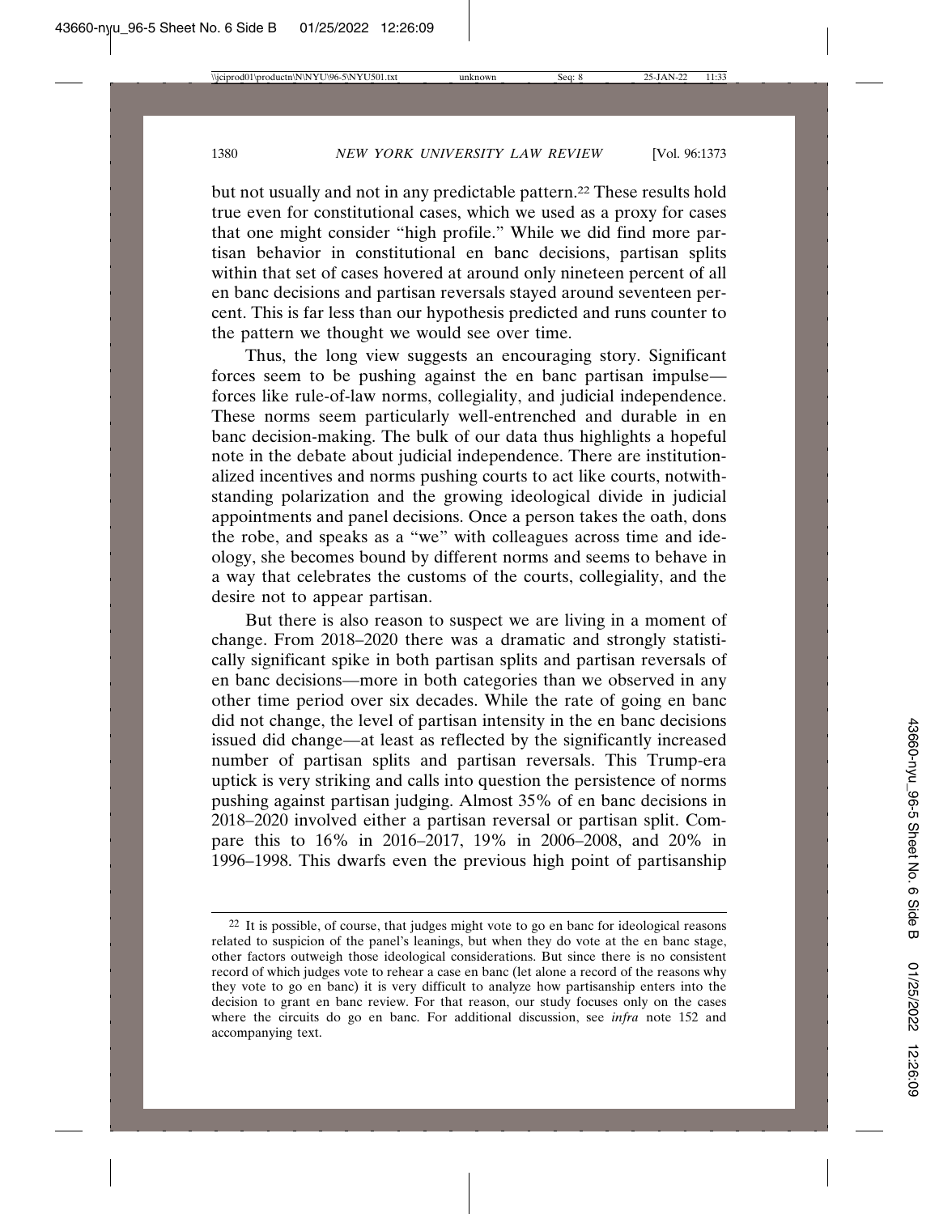but not usually and not in any predictable pattern.[22] These results hold true even for constitutional cases, which we used as a proxy for cases that one might consider "high profile." While we did find more partisan behavior in constitutional en banc decisions, partisan splits within that set of cases hovered at around only nineteen percent of all en banc decisions and partisan reversals stayed around seventeen percent. This is far less than our hypothesis predicted and runs counter to the pattern we thought we would see over time.

Thus, the long view suggests an encouraging story. Significant forces seem to be pushing against the en banc partisan impulse—forces like rule-of-law norms, collegiality, and judicial independence. These norms seem particularly well-entrenched and durable in en banc decision-making. The bulk of our data thus highlights a hopeful note in the debate about judicial independence. There are institutionalized incentives and norms pushing courts to act like courts, notwithstanding polarization and the growing ideological divide in judicial appointments and panel decisions. Once a person takes the oath, dons the robe, and speaks as a "we" with colleagues across time and ideology, she becomes bound by different norms and seems to behave in a way that celebrates the customs of the courts, collegiality, and the desire not to appear partisan.

But there is also reason to suspect we are living in a moment of change. From 2018–2020 there was a dramatic and strongly statistically significant spike in both partisan splits and partisan reversals of en banc decisions—more in both categories than we observed in any other time period over six decades. While the rate of going en banc did not change, the level of partisan intensity in the en banc decisions issued did change—at least as reflected by the significantly increased number of partisan splits and partisan reversals. This Trump-era uptick is very striking and calls into question the persistence of norms pushing against partisan judging. Almost 35% of en banc decisions in 2018–2020 involved either a partisan reversal or partisan split. Compare this to 16% in 2016–2017, 19% in 2006–2008, and 20% in 1996–1998. This dwarfs even the previous high point of partisanship

---

[22] It is possible, of course, that judges might vote to go en banc for ideological reasons related to suspicion of the panel's leanings, but when they do vote at the en banc stage, other factors outweigh those ideological considerations. But since there is no consistent record of which judges vote to rehear a case en banc (let alone a record of the reasons why they vote to go en banc) it is very difficult to analyze how partisanship enters into the decision to grant en banc review. For that reason, our study focuses only on the cases where the circuits do go en banc. For additional discussion, see *infra* note 152 and accompanying text.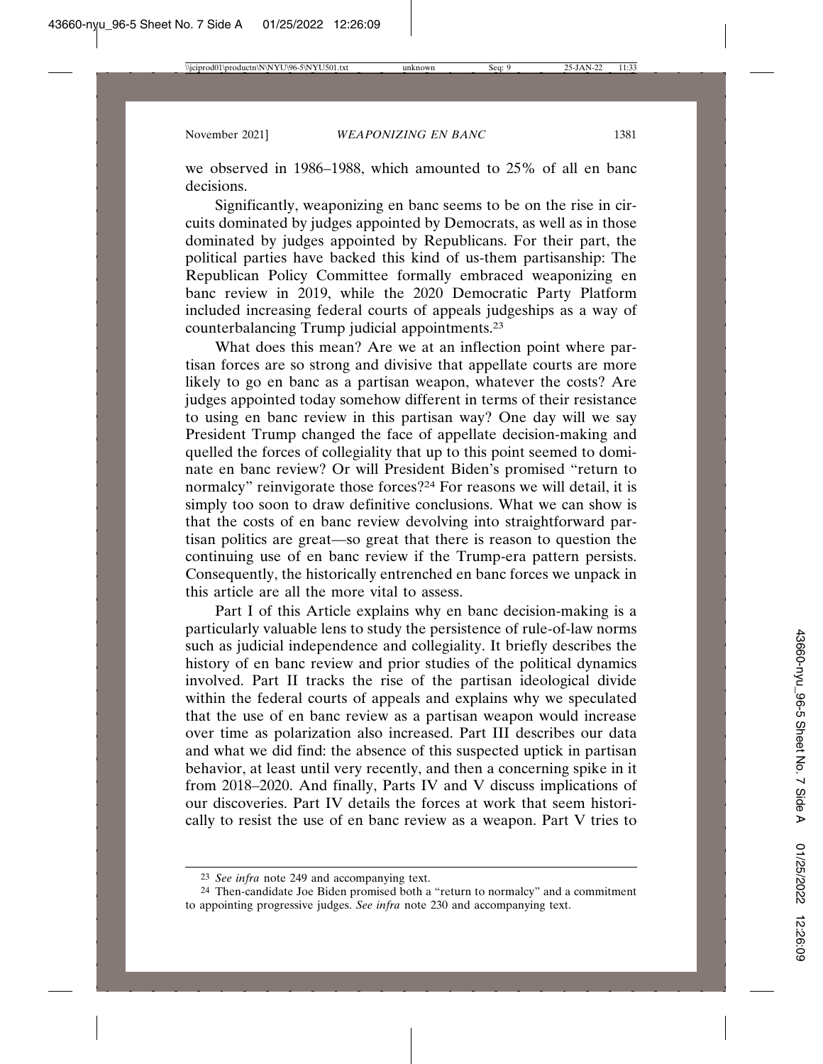we observed in 1986–1988, which amounted to 25% of all en banc decisions.

Significantly, weaponizing en banc seems to be on the rise in circuits dominated by judges appointed by Democrats, as well as in those dominated by judges appointed by Republicans. For their part, the political parties have backed this kind of us-them partisanship: The Republican Policy Committee formally embraced weaponizing en banc review in 2019, while the 2020 Democratic Party Platform included increasing federal courts of appeals judgeships as a way of counterbalancing Trump judicial appointments.[23]

What does this mean? Are we at an inflection point where partisan forces are so strong and divisive that appellate courts are more likely to go en banc as a partisan weapon, whatever the costs? Are judges appointed today somehow different in terms of their resistance to using en banc review in this partisan way? One day will we say President Trump changed the face of appellate decision-making and quelled the forces of collegiality that up to this point seemed to dominate en banc review? Or will President Biden's promised "return to normalcy" reinvigorate those forces?[24] For reasons we will detail, it is simply too soon to draw definitive conclusions. What we can show is that the costs of en banc review devolving into straightforward partisan politics are great—so great that there is reason to question the continuing use of en banc review if the Trump-era pattern persists. Consequently, the historically entrenched en banc forces we unpack in this article are all the more vital to assess.

Part I of this Article explains why en banc decision-making is a particularly valuable lens to study the persistence of rule-of-law norms such as judicial independence and collegiality. It briefly describes the history of en banc review and prior studies of the political dynamics involved. Part II tracks the rise of the partisan ideological divide within the federal courts of appeals and explains why we speculated that the use of en banc review as a partisan weapon would increase over time as polarization also increased. Part III describes our data and what we did find: the absence of this suspected uptick in partisan behavior, at least until very recently, and then a concerning spike in it from 2018–2020. And finally, Parts IV and V discuss implications of our discoveries. Part IV details the forces at work that seem historically to resist the use of en banc review as a weapon. Part V tries to

---

[23] *See infra* note 249 and accompanying text.

[24] Then-candidate Joe Biden promised both a "return to normalcy" and a commitment to appointing progressive judges. *See infra* note 230 and accompanying text.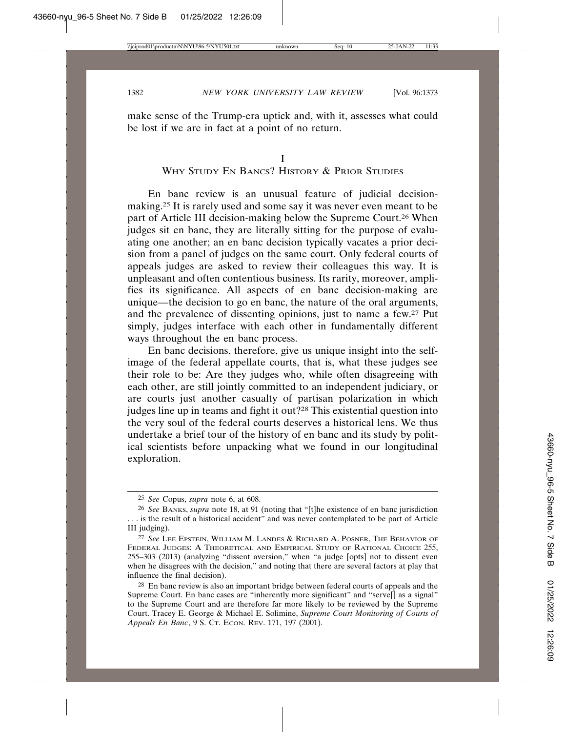make sense of the Trump-era uptick and, with it, assesses what could be lost if we are in fact at a point of no return.

# I
# Why Study En Bancs? History & Prior Studies

En banc review is an unusual feature of judicial decision-making.[25] It is rarely used and some say it was never even meant to be part of Article III decision-making below the Supreme Court.[26] When judges sit en banc, they are literally sitting for the purpose of evaluating one another; an en banc decision typically vacates a prior decision from a panel of judges on the same court. Only federal courts of appeals judges are asked to review their colleagues this way. It is unpleasant and often contentious business. Its rarity, moreover, amplifies its significance. All aspects of en banc decision-making are unique—the decision to go en banc, the nature of the oral arguments, and the prevalence of dissenting opinions, just to name a few.[27] Put simply, judges interface with each other in fundamentally different ways throughout the en banc process.

En banc decisions, therefore, give us unique insight into the self-image of the federal appellate courts, that is, what these judges see their role to be: Are they judges who, while often disagreeing with each other, are still jointly committed to an independent judiciary, or are courts just another casualty of partisan polarization in which judges line up in teams and fight it out?[28] This existential question into the very soul of the federal courts deserves a historical lens. We thus undertake a brief tour of the history of en banc and its study by political scientists before unpacking what we found in our longitudinal exploration.

---

[25] *See* Copus, *supra* note 6, at 608.

[26] *See* Banks, *supra* note 18, at 91 (noting that "[t]he existence of en banc jurisdiction . . . is the result of a historical accident" and was never contemplated to be part of Article III judging).

[27] *See* Lee Epstein, William M. Landes & Richard A. Posner, The Behavior of Federal Judges: A Theoretical and Empirical Study of Rational Choice 255, 255–303 (2013) (analyzing "dissent aversion," when "a judge [opts] not to dissent even when he disagrees with the decision," and noting that there are several factors at play that influence the final decision).

[28] En banc review is also an important bridge between federal courts of appeals and the Supreme Court. En banc cases are "inherently more significant" and "serve[] as a signal" to the Supreme Court and are therefore far more likely to be reviewed by the Supreme Court. Tracey E. George & Michael E. Solimine, *Supreme Court Monitoring of Courts of Appeals En Banc*, 9 S. Ct. Econ. Rev. 171, 197 (2001).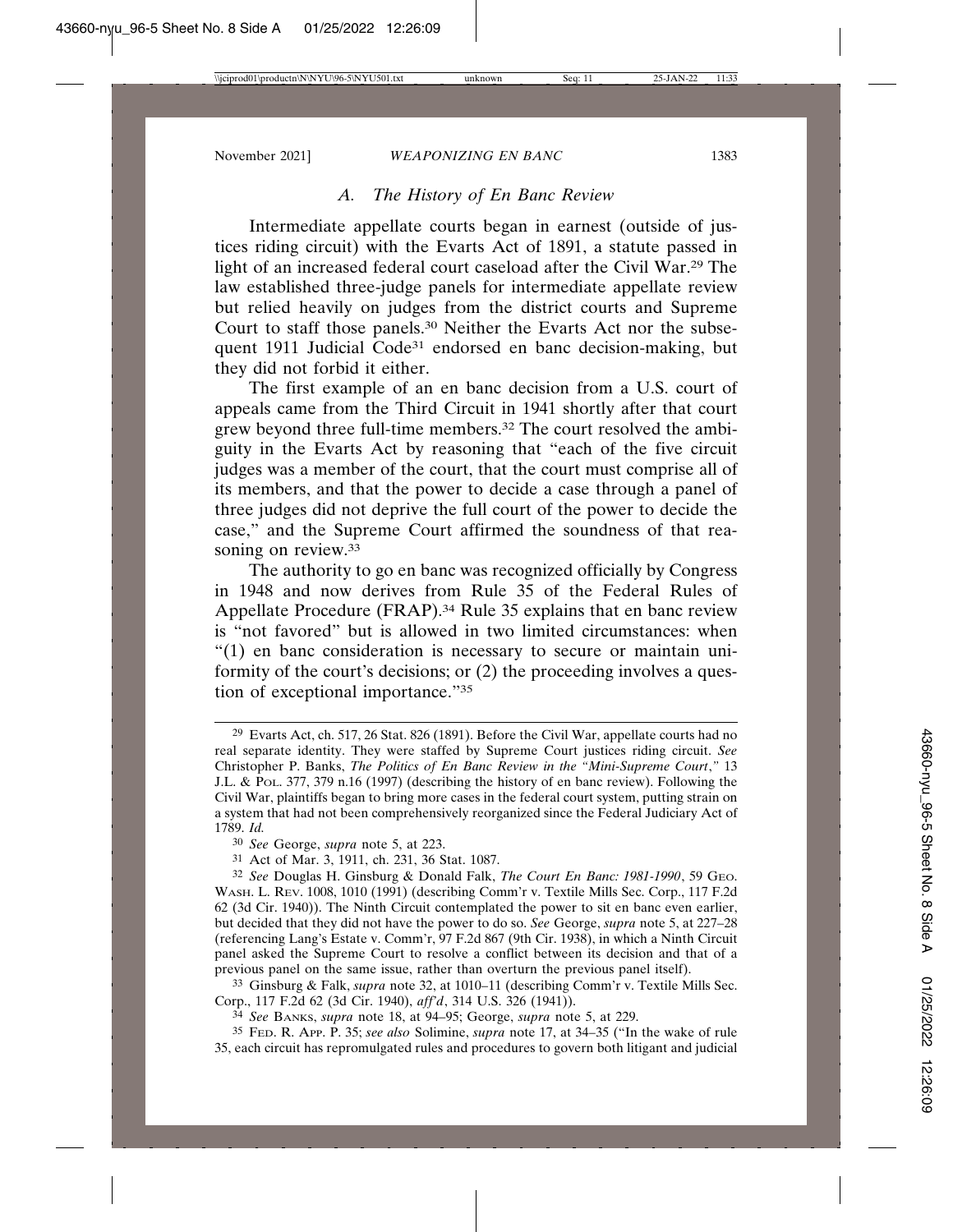### *A. The History of En Banc Review*

Intermediate appellate courts began in earnest (outside of justices riding circuit) with the Evarts Act of 1891, a statute passed in light of an increased federal court caseload after the Civil War.[29] The law established three-judge panels for intermediate appellate review but relied heavily on judges from the district courts and Supreme Court to staff those panels.[30] Neither the Evarts Act nor the subsequent 1911 Judicial Code[31] endorsed en banc decision-making, but they did not forbid it either.

The first example of an en banc decision from a U.S. court of appeals came from the Third Circuit in 1941 shortly after that court grew beyond three full-time members.[32] The court resolved the ambiguity in the Evarts Act by reasoning that "each of the five circuit judges was a member of the court, that the court must comprise all of its members, and that the power to decide a case through a panel of three judges did not deprive the full court of the power to decide the case," and the Supreme Court affirmed the soundness of that reasoning on review.[33]

The authority to go en banc was recognized officially by Congress in 1948 and now derives from Rule 35 of the Federal Rules of Appellate Procedure (FRAP).[34] Rule 35 explains that en banc review is "not favored" but is allowed in two limited circumstances: when "(1) en banc consideration is necessary to secure or maintain uniformity of the court's decisions; or (2) the proceeding involves a question of exceptional importance."[35]

---

[29] Evarts Act, ch. 517, 26 Stat. 826 (1891). Before the Civil War, appellate courts had no real separate identity. They were staffed by Supreme Court justices riding circuit. *See* Christopher P. Banks, *The Politics of En Banc Review in the "Mini-Supreme Court*,*"* 13 J.L. & POL. 377, 379 n.16 (1997) (describing the history of en banc review). Following the Civil War, plaintiffs began to bring more cases in the federal court system, putting strain on a system that had not been comprehensively reorganized since the Federal Judiciary Act of 1789. *Id.*

[30] *See* George, *supra* note 5, at 223.

[31] Act of Mar. 3, 1911, ch. 231, 36 Stat. 1087.

[32] *See* Douglas H. Ginsburg & Donald Falk, *The Court En Banc: 1981-1990*, 59 GEO. WASH. L. REV. 1008, 1010 (1991) (describing Comm'r v. Textile Mills Sec. Corp., 117 F.2d 62 (3d Cir. 1940)). The Ninth Circuit contemplated the power to sit en banc even earlier, but decided that they did not have the power to do so. *See* George, *supra* note 5, at 227–28 (referencing Lang's Estate v. Comm'r, 97 F.2d 867 (9th Cir. 1938), in which a Ninth Circuit panel asked the Supreme Court to resolve a conflict between its decision and that of a previous panel on the same issue, rather than overturn the previous panel itself).

[33] Ginsburg & Falk, *supra* note 32, at 1010–11 (describing Comm'r v. Textile Mills Sec. Corp., 117 F.2d 62 (3d Cir. 1940), *aff'd*, 314 U.S. 326 (1941)).

[34] *See* BANKS, *supra* note 18, at 94–95; George, *supra* note 5, at 229.

[35] FED. R. APP. P. 35; *see also* Solimine, *supra* note 17, at 34–35 ("In the wake of rule 35, each circuit has repromulgated rules and procedures to govern both litigant and judicial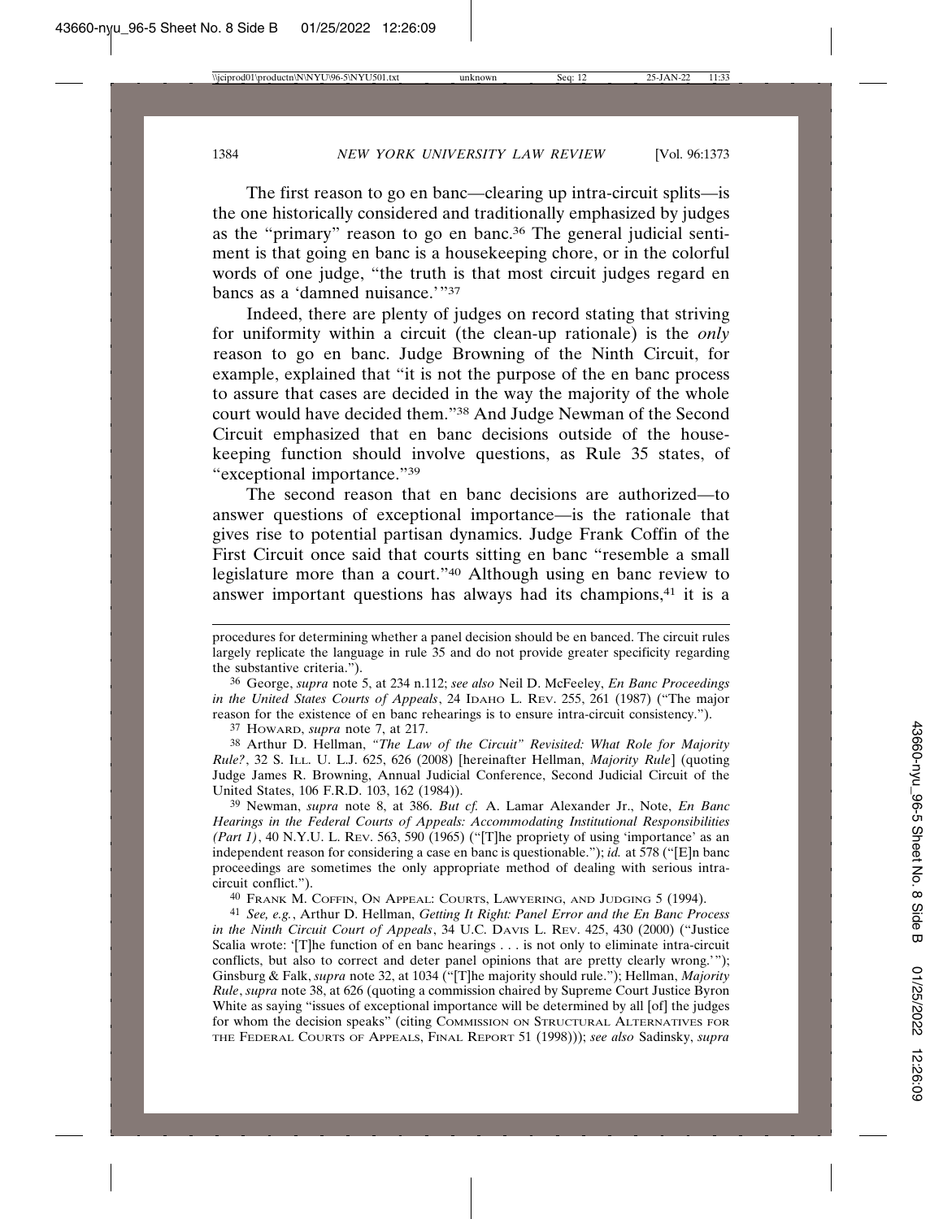The first reason to go en banc—clearing up intra-circuit splits—is the one historically considered and traditionally emphasized by judges as the "primary" reason to go en banc.[36] The general judicial sentiment is that going en banc is a housekeeping chore, or in the colorful words of one judge, "the truth is that most circuit judges regard en bancs as a 'damned nuisance.'"[37]

Indeed, there are plenty of judges on record stating that striving for uniformity within a circuit (the clean-up rationale) is the *only* reason to go en banc. Judge Browning of the Ninth Circuit, for example, explained that "it is not the purpose of the en banc process to assure that cases are decided in the way the majority of the whole court would have decided them."[38] And Judge Newman of the Second Circuit emphasized that en banc decisions outside of the housekeeping function should involve questions, as Rule 35 states, of "exceptional importance."[39]

The second reason that en banc decisions are authorized—to answer questions of exceptional importance—is the rationale that gives rise to potential partisan dynamics. Judge Frank Coffin of the First Circuit once said that courts sitting en banc "resemble a small legislature more than a court."[40] Although using en banc review to answer important questions has always had its champions,[41] it is a

---

procedures for determining whether a panel decision should be en banced. The circuit rules largely replicate the language in rule 35 and do not provide greater specificity regarding the substantive criteria.").

[36] George, *supra* note 5, at 234 n.112; *see also* Neil D. McFeeley, *En Banc Proceedings in the United States Courts of Appeals*, 24 IDAHO L. REV. 255, 261 (1987) ("The major reason for the existence of en banc rehearings is to ensure intra-circuit consistency.").

[37] HOWARD, *supra* note 7, at 217.

[38] Arthur D. Hellman, *"The Law of the Circuit" Revisited: What Role for Majority Rule?*, 32 S. ILL. U. L.J. 625, 626 (2008) [hereinafter Hellman, *Majority Rule*] (quoting Judge James R. Browning, Annual Judicial Conference, Second Judicial Circuit of the United States, 106 F.R.D. 103, 162 (1984)).

[39] Newman, *supra* note 8, at 386. *But cf.* A. Lamar Alexander Jr., Note, *En Banc Hearings in the Federal Courts of Appeals: Accommodating Institutional Responsibilities (Part 1)*, 40 N.Y.U. L. REV. 563, 590 (1965) ("[T]he propriety of using 'importance' as an independent reason for considering a case en banc is questionable."); *id.* at 578 ("[E]n banc proceedings are sometimes the only appropriate method of dealing with serious intra-circuit conflict.").

[40] FRANK M. COFFIN, ON APPEAL: COURTS, LAWYERING, AND JUDGING 5 (1994).

[41] *See, e.g.*, Arthur D. Hellman, *Getting It Right: Panel Error and the En Banc Process in the Ninth Circuit Court of Appeals*, 34 U.C. DAVIS L. REV. 425, 430 (2000) ("Justice Scalia wrote: '[T]he function of en banc hearings . . . is not only to eliminate intra-circuit conflicts, but also to correct and deter panel opinions that are pretty clearly wrong.'"); Ginsburg & Falk, *supra* note 32, at 1034 ("[T]he majority should rule."); Hellman, *Majority Rule*, *supra* note 38, at 626 (quoting a commission chaired by Supreme Court Justice Byron White as saying "issues of exceptional importance will be determined by all [of] the judges for whom the decision speaks" (citing COMMISSION ON STRUCTURAL ALTERNATIVES FOR THE FEDERAL COURTS OF APPEALS, FINAL REPORT 51 (1998))); *see also* Sadinsky, *supra*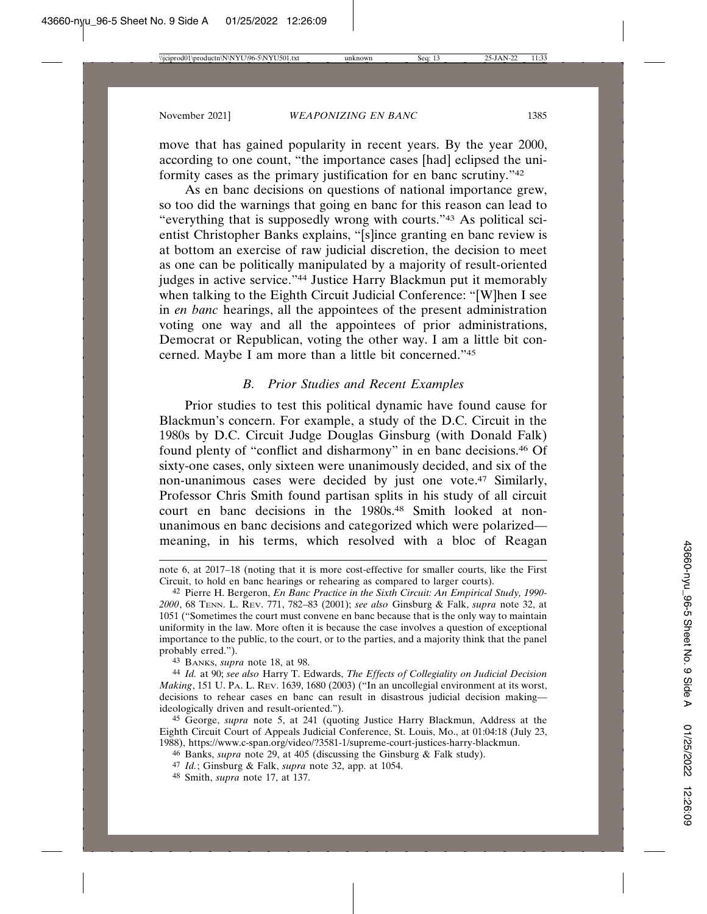move that has gained popularity in recent years. By the year 2000, according to one count, "the importance cases [had] eclipsed the uniformity cases as the primary justification for en banc scrutiny."[42]

As en banc decisions on questions of national importance grew, so too did the warnings that going en banc for this reason can lead to "everything that is supposedly wrong with courts."[43] As political scientist Christopher Banks explains, "[s]ince granting en banc review is at bottom an exercise of raw judicial discretion, the decision to meet as one can be politically manipulated by a majority of result-oriented judges in active service."[44] Justice Harry Blackmun put it memorably when talking to the Eighth Circuit Judicial Conference: "[W]hen I see in *en banc* hearings, all the appointees of the present administration voting one way and all the appointees of prior administrations, Democrat or Republican, voting the other way. I am a little bit concerned. Maybe I am more than a little bit concerned."[45]

### *B. Prior Studies and Recent Examples*

Prior studies to test this political dynamic have found cause for Blackmun's concern. For example, a study of the D.C. Circuit in the 1980s by D.C. Circuit Judge Douglas Ginsburg (with Donald Falk) found plenty of "conflict and disharmony" in en banc decisions.[46] Of sixty-one cases, only sixteen were unanimously decided, and six of the non-unanimous cases were decided by just one vote.[47] Similarly, Professor Chris Smith found partisan splits in his study of all circuit court en banc decisions in the 1980s.[48] Smith looked at non-unanimous en banc decisions and categorized which were polarized—meaning, in his terms, which resolved with a bloc of Reagan

---

note 6, at 2017–18 (noting that it is more cost-effective for smaller courts, like the First Circuit, to hold en banc hearings or rehearing as compared to larger courts).

[42] Pierre H. Bergeron, *En Banc Practice in the Sixth Circuit: An Empirical Study, 1990-2000*, 68 TENN. L. REV. 771, 782–83 (2001); *see also* Ginsburg & Falk, *supra* note 32, at 1051 ("Sometimes the court must convene en banc because that is the only way to maintain uniformity in the law. More often it is because the case involves a question of exceptional importance to the public, to the court, or to the parties, and a majority think that the panel probably erred.").

[43] BANKS, *supra* note 18, at 98.

[44] *Id.* at 90; *see also* Harry T. Edwards, *The Effects of Collegiality on Judicial Decision Making*, 151 U. PA. L. REV. 1639, 1680 (2003) ("In an uncollegial environment at its worst, decisions to rehear cases en banc can result in disastrous judicial decision making—ideologically driven and result-oriented.").

[45] George, *supra* note 5, at 241 (quoting Justice Harry Blackmun, Address at the Eighth Circuit Court of Appeals Judicial Conference, St. Louis, Mo., at 01:04:18 (July 23, 1988), https://www.c-span.org/video/?3581-1/supreme-court-justices-harry-blackmun.

[46] Banks, *supra* note 29, at 405 (discussing the Ginsburg & Falk study).

[47] *Id.*; Ginsburg & Falk, *supra* note 32, app. at 1054.

[48] Smith, *supra* note 17, at 137.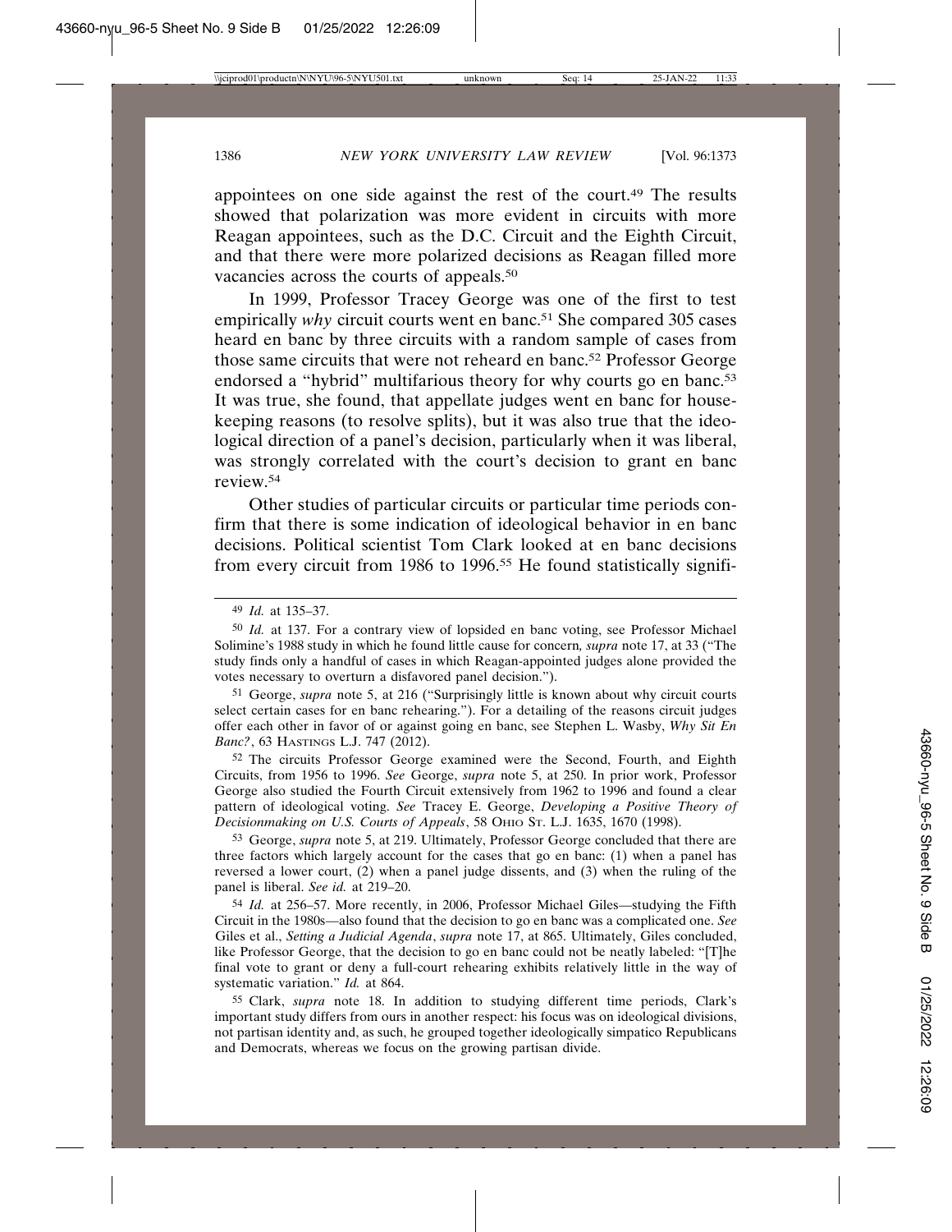appointees on one side against the rest of the court.[49] The results showed that polarization was more evident in circuits with more Reagan appointees, such as the D.C. Circuit and the Eighth Circuit, and that there were more polarized decisions as Reagan filled more vacancies across the courts of appeals.[50]

In 1999, Professor Tracey George was one of the first to test empirically *why* circuit courts went en banc.[51] She compared 305 cases heard en banc by three circuits with a random sample of cases from those same circuits that were not reheard en banc.[52] Professor George endorsed a "hybrid" multifarious theory for why courts go en banc.[53] It was true, she found, that appellate judges went en banc for housekeeping reasons (to resolve splits), but it was also true that the ideological direction of a panel's decision, particularly when it was liberal, was strongly correlated with the court's decision to grant en banc review.[54]

Other studies of particular circuits or particular time periods confirm that there is some indication of ideological behavior in en banc decisions. Political scientist Tom Clark looked at en banc decisions from every circuit from 1986 to 1996.[55] He found statistically signifi-

---

[49] *Id.* at 135–37.

[50] *Id.* at 137. For a contrary view of lopsided en banc voting, see Professor Michael Solimine's 1988 study in which he found little cause for concern, *supra* note 17, at 33 ("The study finds only a handful of cases in which Reagan-appointed judges alone provided the votes necessary to overturn a disfavored panel decision.").

[51] George, *supra* note 5, at 216 ("Surprisingly little is known about why circuit courts select certain cases for en banc rehearing."). For a detailing of the reasons circuit judges offer each other in favor of or against going en banc, see Stephen L. Wasby, *Why Sit En Banc?*, 63 HASTINGS L.J. 747 (2012).

[52] The circuits Professor George examined were the Second, Fourth, and Eighth Circuits, from 1956 to 1996. *See* George, *supra* note 5, at 250. In prior work, Professor George also studied the Fourth Circuit extensively from 1962 to 1996 and found a clear pattern of ideological voting. *See* Tracey E. George, *Developing a Positive Theory of Decisionmaking on U.S. Courts of Appeals*, 58 OHIO ST. L.J. 1635, 1670 (1998).

[53] George, *supra* note 5, at 219. Ultimately, Professor George concluded that there are three factors which largely account for the cases that go en banc: (1) when a panel has reversed a lower court, (2) when a panel judge dissents, and (3) when the ruling of the panel is liberal. *See id.* at 219–20.

[54] *Id.* at 256–57. More recently, in 2006, Professor Michael Giles—studying the Fifth Circuit in the 1980s—also found that the decision to go en banc was a complicated one. *See* Giles et al., *Setting a Judicial Agenda*, *supra* note 17, at 865. Ultimately, Giles concluded, like Professor George, that the decision to go en banc could not be neatly labeled: "[T]he final vote to grant or deny a full-court rehearing exhibits relatively little in the way of systematic variation." *Id.* at 864.

[55] Clark, *supra* note 18. In addition to studying different time periods, Clark's important study differs from ours in another respect: his focus was on ideological divisions, not partisan identity and, as such, he grouped together ideologically simpatico Republicans and Democrats, whereas we focus on the growing partisan divide.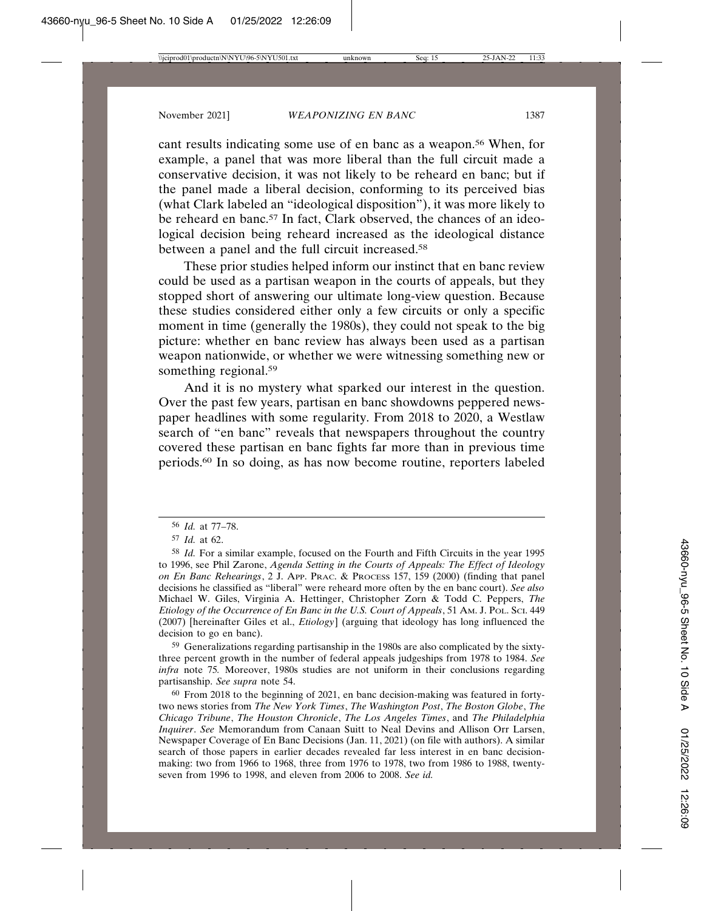cant results indicating some use of en banc as a weapon.[56] When, for example, a panel that was more liberal than the full circuit made a conservative decision, it was not likely to be reheard en banc; but if the panel made a liberal decision, conforming to its perceived bias (what Clark labeled an "ideological disposition"), it was more likely to be reheard en banc.[57] In fact, Clark observed, the chances of an ideological decision being reheard increased as the ideological distance between a panel and the full circuit increased.[58]

These prior studies helped inform our instinct that en banc review could be used as a partisan weapon in the courts of appeals, but they stopped short of answering our ultimate long-view question. Because these studies considered either only a few circuits or only a specific moment in time (generally the 1980s), they could not speak to the big picture: whether en banc review has always been used as a partisan weapon nationwide, or whether we were witnessing something new or something regional.[59]

And it is no mystery what sparked our interest in the question. Over the past few years, partisan en banc showdowns peppered newspaper headlines with some regularity. From 2018 to 2020, a Westlaw search of "en banc" reveals that newspapers throughout the country covered these partisan en banc fights far more than in previous time periods.[60] In so doing, as has now become routine, reporters labeled

---

[56] *Id.* at 77–78.

[57] *Id.* at 62.

[58] *Id.* For a similar example, focused on the Fourth and Fifth Circuits in the year 1995 to 1996, see Phil Zarone, *Agenda Setting in the Courts of Appeals: The Effect of Ideology on En Banc Rehearings*, 2 J. App. Prac. & Process 157, 159 (2000) (finding that panel decisions he classified as "liberal" were reheard more often by the en banc court). *See also* Michael W. Giles, Virginia A. Hettinger, Christopher Zorn & Todd C. Peppers, *The Etiology of the Occurrence of En Banc in the U.S. Court of Appeals*, 51 Am. J. Pol. Sci. 449 (2007) [hereinafter Giles et al., *Etiology*] (arguing that ideology has long influenced the decision to go en banc).

[59] Generalizations regarding partisanship in the 1980s are also complicated by the sixty-three percent growth in the number of federal appeals judgeships from 1978 to 1984. *See infra* note 75. Moreover, 1980s studies are not uniform in their conclusions regarding partisanship. *See supra* note 54.

[60] From 2018 to the beginning of 2021, en banc decision-making was featured in forty-two news stories from *The New York Times*, *The Washington Post*, *The Boston Globe*, *The Chicago Tribune*, *The Houston Chronicle*, *The Los Angeles Times*, and *The Philadelphia Inquirer*. *See* Memorandum from Canaan Suitt to Neal Devins and Allison Orr Larsen, Newspaper Coverage of En Banc Decisions (Jan. 11, 2021) (on file with authors). A similar search of those papers in earlier decades revealed far less interest in en banc decision-making: two from 1966 to 1968, three from 1976 to 1978, two from 1986 to 1988, twenty-seven from 1996 to 1998, and eleven from 2006 to 2008. *See id.*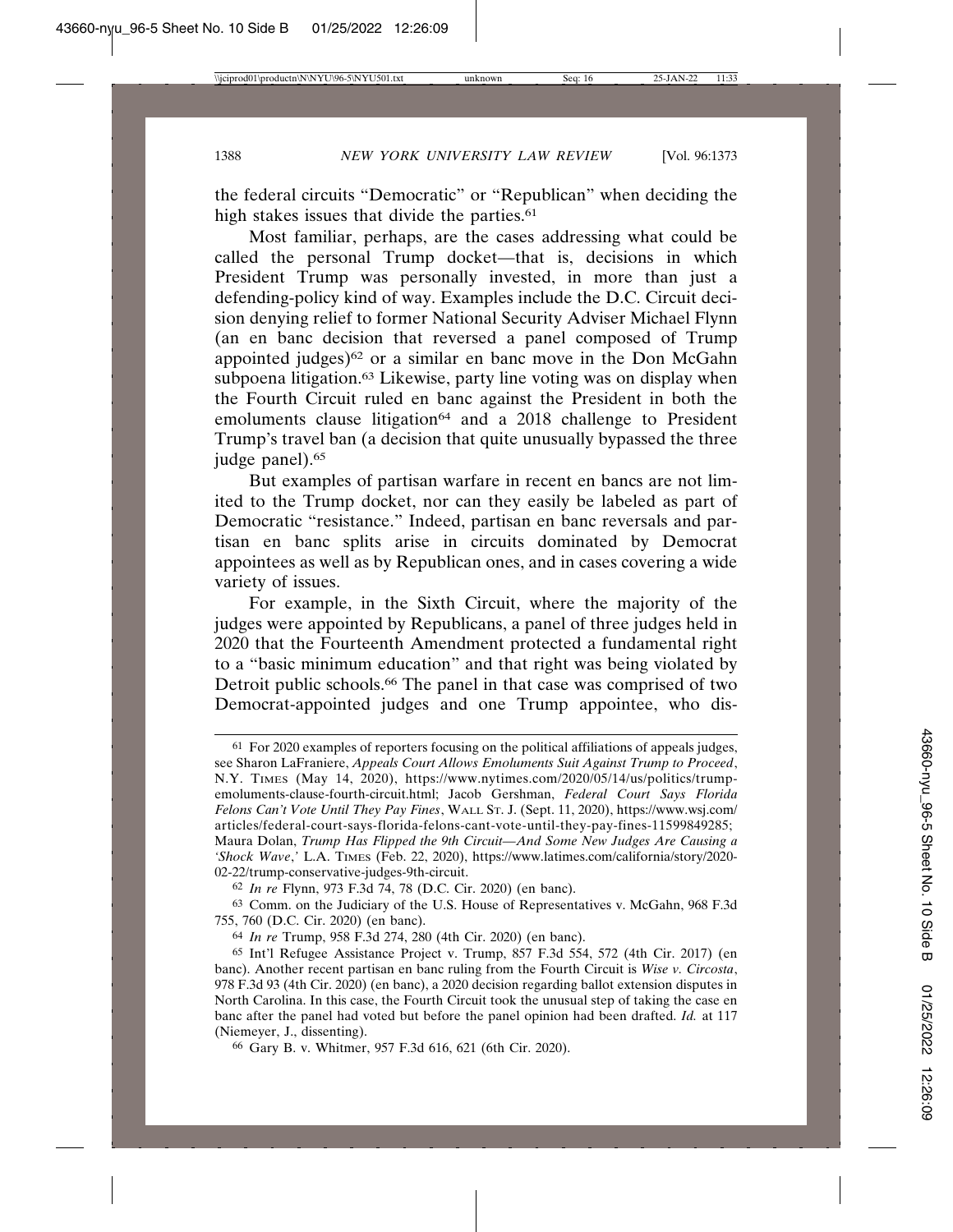the federal circuits "Democratic" or "Republican" when deciding the high stakes issues that divide the parties.[61]

Most familiar, perhaps, are the cases addressing what could be called the personal Trump docket—that is, decisions in which President Trump was personally invested, in more than just a defending-policy kind of way. Examples include the D.C. Circuit decision denying relief to former National Security Adviser Michael Flynn (an en banc decision that reversed a panel composed of Trump appointed judges)[62] or a similar en banc move in the Don McGahn subpoena litigation.[63] Likewise, party line voting was on display when the Fourth Circuit ruled en banc against the President in both the emoluments clause litigation[64] and a 2018 challenge to President Trump's travel ban (a decision that quite unusually bypassed the three judge panel).[65]

But examples of partisan warfare in recent en bancs are not limited to the Trump docket, nor can they easily be labeled as part of Democratic "resistance." Indeed, partisan en banc reversals and partisan en banc splits arise in circuits dominated by Democrat appointees as well as by Republican ones, and in cases covering a wide variety of issues.

For example, in the Sixth Circuit, where the majority of the judges were appointed by Republicans, a panel of three judges held in 2020 that the Fourteenth Amendment protected a fundamental right to a "basic minimum education" and that right was being violated by Detroit public schools.[66] The panel in that case was comprised of two Democrat-appointed judges and one Trump appointee, who dis-

---

[61] For 2020 examples of reporters focusing on the political affiliations of appeals judges, see Sharon LaFraniere, *Appeals Court Allows Emoluments Suit Against Trump to Proceed*, N.Y. TIMES (May 14, 2020), https://www.nytimes.com/2020/05/14/us/politics/trump-emoluments-clause-fourth-circuit.html; Jacob Gershman, *Federal Court Says Florida Felons Can't Vote Until They Pay Fines*, WALL ST. J. (Sept. 11, 2020), https://www.wsj.com/articles/federal-court-says-florida-felons-cant-vote-until-they-pay-fines-11599849285; Maura Dolan, *Trump Has Flipped the 9th Circuit—And Some New Judges Are Causing a 'Shock Wave,'* L.A. TIMES (Feb. 22, 2020), https://www.latimes.com/california/story/2020-02-22/trump-conservative-judges-9th-circuit.

[62] *In re* Flynn, 973 F.3d 74, 78 (D.C. Cir. 2020) (en banc).

[63] Comm. on the Judiciary of the U.S. House of Representatives v. McGahn, 968 F.3d 755, 760 (D.C. Cir. 2020) (en banc).

[64] *In re* Trump, 958 F.3d 274, 280 (4th Cir. 2020) (en banc).

[65] Int'l Refugee Assistance Project v. Trump, 857 F.3d 554, 572 (4th Cir. 2017) (en banc). Another recent partisan en banc ruling from the Fourth Circuit is *Wise v. Circosta*, 978 F.3d 93 (4th Cir. 2020) (en banc), a 2020 decision regarding ballot extension disputes in North Carolina. In this case, the Fourth Circuit took the unusual step of taking the case en banc after the panel had voted but before the panel opinion had been drafted. *Id.* at 117 (Niemeyer, J., dissenting).

[66] Gary B. v. Whitmer, 957 F.3d 616, 621 (6th Cir. 2020).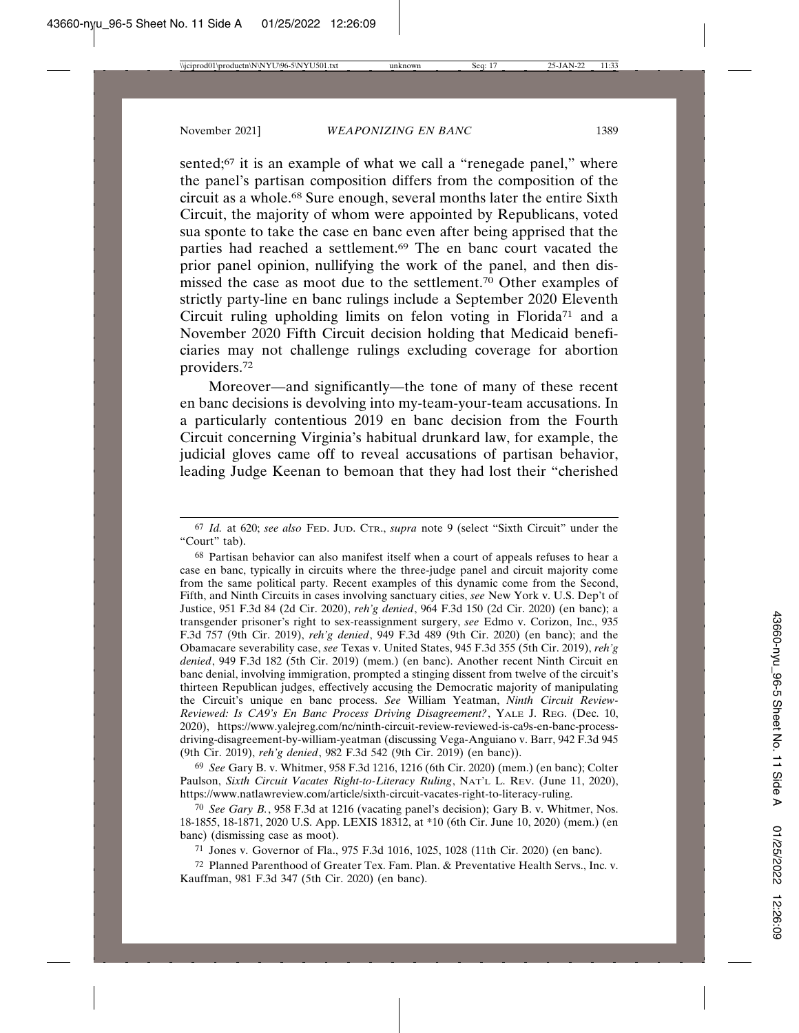sented;[67] it is an example of what we call a "renegade panel," where the panel's partisan composition differs from the composition of the circuit as a whole.[68] Sure enough, several months later the entire Sixth Circuit, the majority of whom were appointed by Republicans, voted sua sponte to take the case en banc even after being apprised that the parties had reached a settlement.[69] The en banc court vacated the prior panel opinion, nullifying the work of the panel, and then dismissed the case as moot due to the settlement.[70] Other examples of strictly party-line en banc rulings include a September 2020 Eleventh Circuit ruling upholding limits on felon voting in Florida[71] and a November 2020 Fifth Circuit decision holding that Medicaid beneficiaries may not challenge rulings excluding coverage for abortion providers.[72]

Moreover—and significantly—the tone of many of these recent en banc decisions is devolving into my-team-your-team accusations. In a particularly contentious 2019 en banc decision from the Fourth Circuit concerning Virginia's habitual drunkard law, for example, the judicial gloves came off to reveal accusations of partisan behavior, leading Judge Keenan to bemoan that they had lost their "cherished

---

[67] *Id.* at 620; *see also* FED. JUD. CTR., *supra* note 9 (select "Sixth Circuit" under the "Court" tab).

[68] Partisan behavior can also manifest itself when a court of appeals refuses to hear a case en banc, typically in circuits where the three-judge panel and circuit majority come from the same political party. Recent examples of this dynamic come from the Second, Fifth, and Ninth Circuits in cases involving sanctuary cities, *see* New York v. U.S. Dep't of Justice, 951 F.3d 84 (2d Cir. 2020), *reh'g denied*, 964 F.3d 150 (2d Cir. 2020) (en banc); a transgender prisoner's right to sex-reassignment surgery, *see* Edmo v. Corizon, Inc., 935 F.3d 757 (9th Cir. 2019), *reh'g denied*, 949 F.3d 489 (9th Cir. 2020) (en banc); and the Obamacare severability case, *see* Texas v. United States, 945 F.3d 355 (5th Cir. 2019), *reh'g denied*, 949 F.3d 182 (5th Cir. 2019) (mem.) (en banc). Another recent Ninth Circuit en banc denial, involving immigration, prompted a stinging dissent from twelve of the circuit's thirteen Republican judges, effectively accusing the Democratic majority of manipulating the Circuit's unique en banc process. *See* William Yeatman, *Ninth Circuit Review-Reviewed: Is CA9's En Banc Process Driving Disagreement?*, YALE J. REG. (Dec. 10, 2020), https://www.yalejreg.com/nc/ninth-circuit-review-reviewed-is-ca9s-en-banc-process-driving-disagreement-by-william-yeatman (discussing Vega-Anguiano v. Barr, 942 F.3d 945 (9th Cir. 2019), *reh'g denied*, 982 F.3d 542 (9th Cir. 2019) (en banc)).

[69] *See* Gary B. v. Whitmer, 958 F.3d 1216, 1216 (6th Cir. 2020) (mem.) (en banc); Colter Paulson, *Sixth Circuit Vacates Right-to-Literacy Ruling*, NAT'L L. REV. (June 11, 2020), https://www.natlawreview.com/article/sixth-circuit-vacates-right-to-literacy-ruling.

[70] *See Gary B.*, 958 F.3d at 1216 (vacating panel's decision); Gary B. v. Whitmer, Nos. 18-1855, 18-1871, 2020 U.S. App. LEXIS 18312, at *10 (6th Cir. June 10, 2020) (mem.) (en banc) (dismissing case as moot).

[71] Jones v. Governor of Fla., 975 F.3d 1016, 1025, 1028 (11th Cir. 2020) (en banc).

[72] Planned Parenthood of Greater Tex. Fam. Plan. & Preventative Health Servs., Inc. v. Kauffman, 981 F.3d 347 (5th Cir. 2020) (en banc).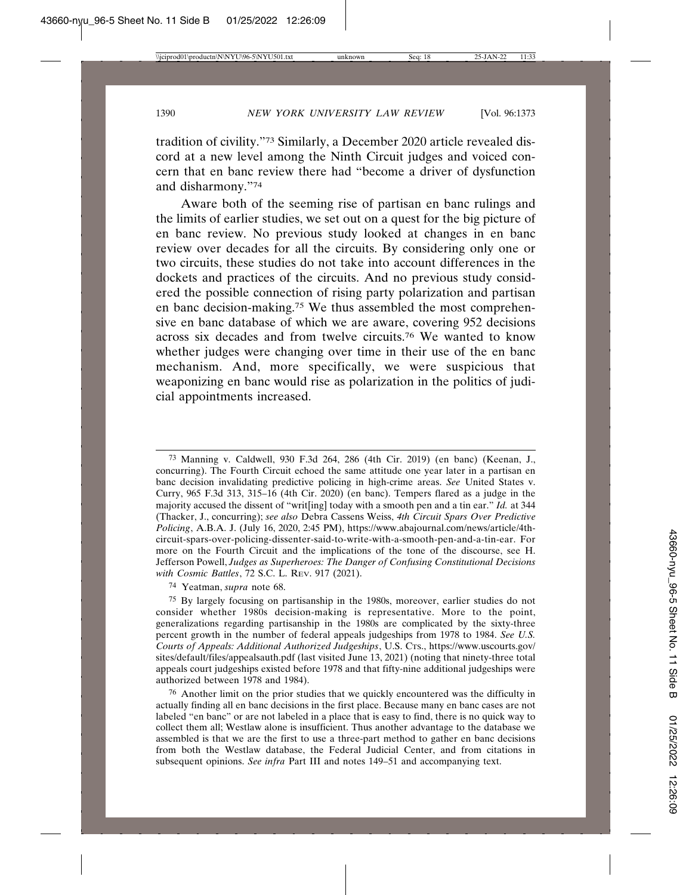tradition of civility."[73] Similarly, a December 2020 article revealed discord at a new level among the Ninth Circuit judges and voiced concern that en banc review there had "become a driver of dysfunction and disharmony."[74]

Aware both of the seeming rise of partisan en banc rulings and the limits of earlier studies, we set out on a quest for the big picture of en banc review. No previous study looked at changes in en banc review over decades for all the circuits. By considering only one or two circuits, these studies do not take into account differences in the dockets and practices of the circuits. And no previous study considered the possible connection of rising party polarization and partisan en banc decision-making.[75] We thus assembled the most comprehensive en banc database of which we are aware, covering 952 decisions across six decades and from twelve circuits.[76] We wanted to know whether judges were changing over time in their use of the en banc mechanism. And, more specifically, we were suspicious that weaponizing en banc would rise as polarization in the politics of judicial appointments increased.

---

[73] Manning v. Caldwell, 930 F.3d 264, 286 (4th Cir. 2019) (en banc) (Keenan, J., concurring). The Fourth Circuit echoed the same attitude one year later in a partisan en banc decision invalidating predictive policing in high-crime areas. *See* United States v. Curry, 965 F.3d 313, 315–16 (4th Cir. 2020) (en banc). Tempers flared as a judge in the majority accused the dissent of "writ[ing] today with a smooth pen and a tin ear." *Id.* at 344 (Thacker, J., concurring); *see also* Debra Cassens Weiss, *4th Circuit Spars Over Predictive Policing*, A.B.A. J. (July 16, 2020, 2:45 PM), https://www.abajournal.com/news/article/4th-circuit-spars-over-policing-dissenter-said-to-write-with-a-smooth-pen-and-a-tin-ear. For more on the Fourth Circuit and the implications of the tone of the discourse, see H. Jefferson Powell, *Judges as Superheroes: The Danger of Confusing Constitutional Decisions with Cosmic Battles*, 72 S.C. L. REV. 917 (2021).

[74] Yeatman, *supra* note 68.

[75] By largely focusing on partisanship in the 1980s, moreover, earlier studies do not consider whether 1980s decision-making is representative. More to the point, generalizations regarding partisanship in the 1980s are complicated by the sixty-three percent growth in the number of federal appeals judgeships from 1978 to 1984. *See U.S. Courts of Appeals: Additional Authorized Judgeships*, U.S. CTS., https://www.uscourts.gov/sites/default/files/appealsauth.pdf (last visited June 13, 2021) (noting that ninety-three total appeals court judgeships existed before 1978 and that fifty-nine additional judgeships were authorized between 1978 and 1984).

[76] Another limit on the prior studies that we quickly encountered was the difficulty in actually finding all en banc decisions in the first place. Because many en banc cases are not labeled "en banc" or are not labeled in a place that is easy to find, there is no quick way to collect them all; Westlaw alone is insufficient. Thus another advantage to the database we assembled is that we are the first to use a three-part method to gather en banc decisions from both the Westlaw database, the Federal Judicial Center, and from citations in subsequent opinions. *See infra* Part III and notes 149–51 and accompanying text.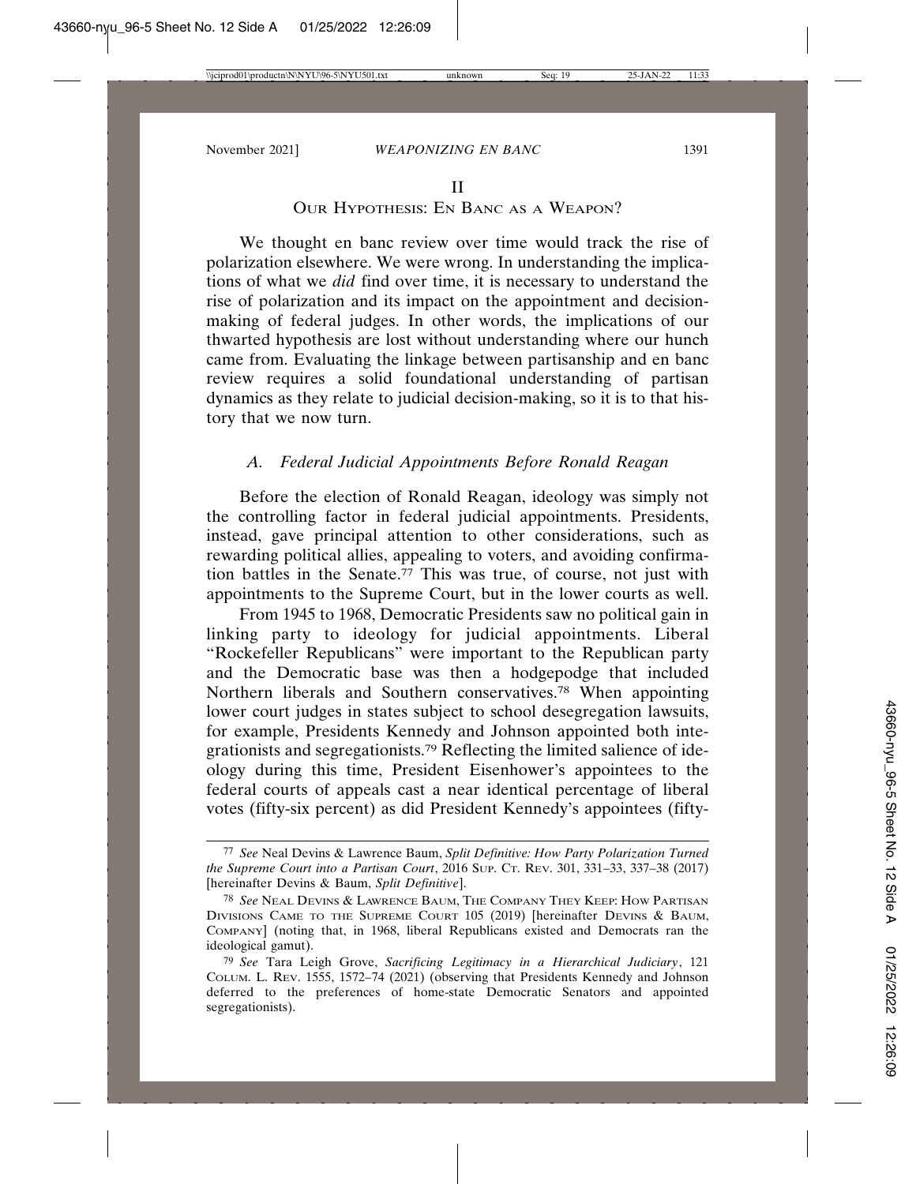## II
## Our Hypothesis: En Banc as a Weapon?

We thought en banc review over time would track the rise of polarization elsewhere. We were wrong. In understanding the implications of what we *did* find over time, it is necessary to understand the rise of polarization and its impact on the appointment and decision-making of federal judges. In other words, the implications of our thwarted hypothesis are lost without understanding where our hunch came from. Evaluating the linkage between partisanship and en banc review requires a solid foundational understanding of partisan dynamics as they relate to judicial decision-making, so it is to that history that we now turn.

### *A. Federal Judicial Appointments Before Ronald Reagan*

Before the election of Ronald Reagan, ideology was simply not the controlling factor in federal judicial appointments. Presidents, instead, gave principal attention to other considerations, such as rewarding political allies, appealing to voters, and avoiding confirmation battles in the Senate.[77] This was true, of course, not just with appointments to the Supreme Court, but in the lower courts as well.

From 1945 to 1968, Democratic Presidents saw no political gain in linking party to ideology for judicial appointments. Liberal "Rockefeller Republicans" were important to the Republican party and the Democratic base was then a hodgepodge that included Northern liberals and Southern conservatives.[78] When appointing lower court judges in states subject to school desegregation lawsuits, for example, Presidents Kennedy and Johnson appointed both integrationists and segregationists.[79] Reflecting the limited salience of ideology during this time, President Eisenhower's appointees to the federal courts of appeals cast a near identical percentage of liberal votes (fifty-six percent) as did President Kennedy's appointees (fifty-

---

[77] *See* Neal Devins & Lawrence Baum, *Split Definitive: How Party Polarization Turned the Supreme Court into a Partisan Court*, 2016 Sup. Ct. Rev. 301, 331–33, 337–38 (2017) [hereinafter Devins & Baum, *Split Definitive*].

[78] *See* Neal Devins & Lawrence Baum, The Company They Keep: How Partisan Divisions Came to the Supreme Court 105 (2019) [hereinafter Devins & Baum, Company] (noting that, in 1968, liberal Republicans existed and Democrats ran the ideological gamut).

[79] *See* Tara Leigh Grove, *Sacrificing Legitimacy in a Hierarchical Judiciary*, 121 Colum. L. Rev. 1555, 1572–74 (2021) (observing that Presidents Kennedy and Johnson deferred to the preferences of home-state Democratic Senators and appointed segregationists).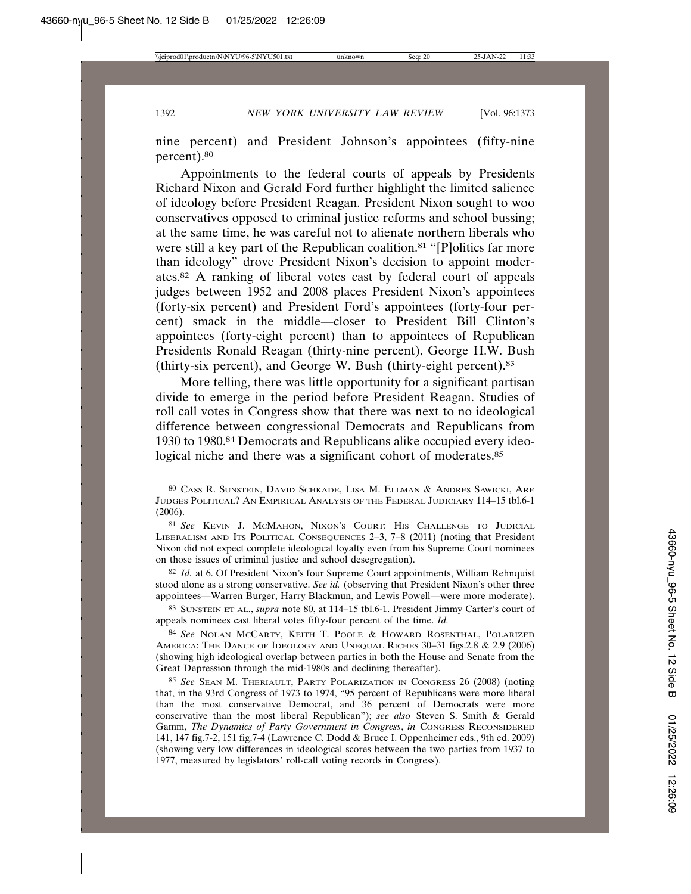nine percent) and President Johnson's appointees (fifty-nine percent).[80]

Appointments to the federal courts of appeals by Presidents Richard Nixon and Gerald Ford further highlight the limited salience of ideology before President Reagan. President Nixon sought to woo conservatives opposed to criminal justice reforms and school bussing; at the same time, he was careful not to alienate northern liberals who were still a key part of the Republican coalition.[81] "[P]olitics far more than ideology" drove President Nixon's decision to appoint moderates.[82] A ranking of liberal votes cast by federal court of appeals judges between 1952 and 2008 places President Nixon's appointees (forty-six percent) and President Ford's appointees (forty-four percent) smack in the middle—closer to President Bill Clinton's appointees (forty-eight percent) than to appointees of Republican Presidents Ronald Reagan (thirty-nine percent), George H.W. Bush (thirty-six percent), and George W. Bush (thirty-eight percent).[83]

More telling, there was little opportunity for a significant partisan divide to emerge in the period before President Reagan. Studies of roll call votes in Congress show that there was next to no ideological difference between congressional Democrats and Republicans from 1930 to 1980.[84] Democrats and Republicans alike occupied every ideological niche and there was a significant cohort of moderates.[85]

---

[80] Cass R. Sunstein, David Schkade, Lisa M. Ellman & Andres Sawicki, Are Judges Political? An Empirical Analysis of the Federal Judiciary 114–15 tbl.6-1 (2006).

[81] *See* Kevin J. McMahon, Nixon's Court: His Challenge to Judicial Liberalism and Its Political Consequences 2–3, 7–8 (2011) (noting that President Nixon did not expect complete ideological loyalty even from his Supreme Court nominees on those issues of criminal justice and school desegregation).

[82] *Id.* at 6. Of President Nixon's four Supreme Court appointments, William Rehnquist stood alone as a strong conservative. *See id.* (observing that President Nixon's other three appointees—Warren Burger, Harry Blackmun, and Lewis Powell—were more moderate).

[83] Sunstein et al., *supra* note 80, at 114–15 tbl.6-1. President Jimmy Carter's court of appeals nominees cast liberal votes fifty-four percent of the time. *Id.*

[84] *See* Nolan McCarty, Keith T. Poole & Howard Rosenthal, Polarized America: The Dance of Ideology and Unequal Riches 30–31 figs.2.8 & 2.9 (2006) (showing high ideological overlap between parties in both the House and Senate from the Great Depression through the mid-1980s and declining thereafter).

[85] *See* Sean M. Theriault, Party Polarization in Congress 26 (2008) (noting that, in the 93rd Congress of 1973 to 1974, "95 percent of Republicans were more liberal than the most conservative Democrat, and 36 percent of Democrats were more conservative than the most liberal Republican"); *see also* Steven S. Smith & Gerald Gamm, *The Dynamics of Party Government in Congress*, *in* Congress Reconsidered 141, 147 fig.7-2, 151 fig.7-4 (Lawrence C. Dodd & Bruce I. Oppenheimer eds., 9th ed. 2009) (showing very low differences in ideological scores between the two parties from 1937 to 1977, measured by legislators' roll-call voting records in Congress).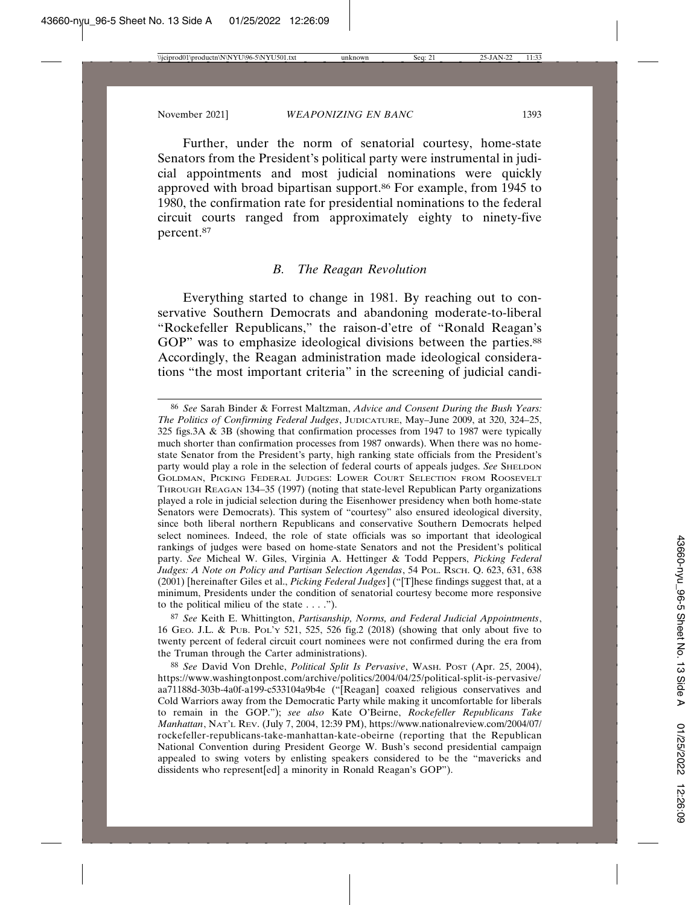Further, under the norm of senatorial courtesy, home-state Senators from the President's political party were instrumental in judicial appointments and most judicial nominations were quickly approved with broad bipartisan support.[86] For example, from 1945 to 1980, the confirmation rate for presidential nominations to the federal circuit courts ranged from approximately eighty to ninety-five percent.[87]

### B. The Reagan Revolution

Everything started to change in 1981. By reaching out to conservative Southern Democrats and abandoning moderate-to-liberal "Rockefeller Republicans," the raison-d'etre of "Ronald Reagan's GOP" was to emphasize ideological divisions between the parties.[88] Accordingly, the Reagan administration made ideological considerations "the most important criteria" in the screening of judicial candi-

---

[86] *See* Sarah Binder & Forrest Maltzman, *Advice and Consent During the Bush Years: The Politics of Confirming Federal Judges*, JUDICATURE, May–June 2009, at 320, 324–25, 325 figs.3A & 3B (showing that confirmation processes from 1947 to 1987 were typically much shorter than confirmation processes from 1987 onwards). When there was no home-state Senator from the President's party, high ranking state officials from the President's party would play a role in the selection of federal courts of appeals judges. *See* SHELDON GOLDMAN, PICKING FEDERAL JUDGES: LOWER COURT SELECTION FROM ROOSEVELT THROUGH REAGAN 134–35 (1997) (noting that state-level Republican Party organizations played a role in judicial selection during the Eisenhower presidency when both home-state Senators were Democrats). This system of "courtesy" also ensured ideological diversity, since both liberal northern Republicans and conservative Southern Democrats helped select nominees. Indeed, the role of state officials was so important that ideological rankings of judges were based on home-state Senators and not the President's political party. *See* Micheal W. Giles, Virginia A. Hettinger & Todd Peppers, *Picking Federal Judges: A Note on Policy and Partisan Selection Agendas*, 54 POL. RSCH. Q. 623, 631, 638 (2001) [hereinafter Giles et al., *Picking Federal Judges*] ("[T]hese findings suggest that, at a minimum, Presidents under the condition of senatorial courtesy become more responsive to the political milieu of the state . . . .").

[87] *See* Keith E. Whittington, *Partisanship, Norms, and Federal Judicial Appointments*, 16 GEO. J.L. & PUB. POL'Y 521, 525, 526 fig.2 (2018) (showing that only about five to twenty percent of federal circuit court nominees were not confirmed during the era from the Truman through the Carter administrations).

[88] *See* David Von Drehle, *Political Split Is Pervasive*, WASH. POST (Apr. 25, 2004), https://www.washingtonpost.com/archive/politics/2004/04/25/political-split-is-pervasive/aa71188d-303b-4a0f-a199-c533104a9b4e ("[Reagan] coaxed religious conservatives and Cold Warriors away from the Democratic Party while making it uncomfortable for liberals to remain in the GOP."); *see also* Kate O'Beirne, *Rockefeller Republicans Take Manhattan*, NAT'L REV. (July 7, 2004, 12:39 PM), https://www.nationalreview.com/2004/07/rockefeller-republicans-take-manhattan-kate-obeirne (reporting that the Republican National Convention during President George W. Bush's second presidential campaign appealed to swing voters by enlisting speakers considered to be the "mavericks and dissidents who represent[ed] a minority in Ronald Reagan's GOP").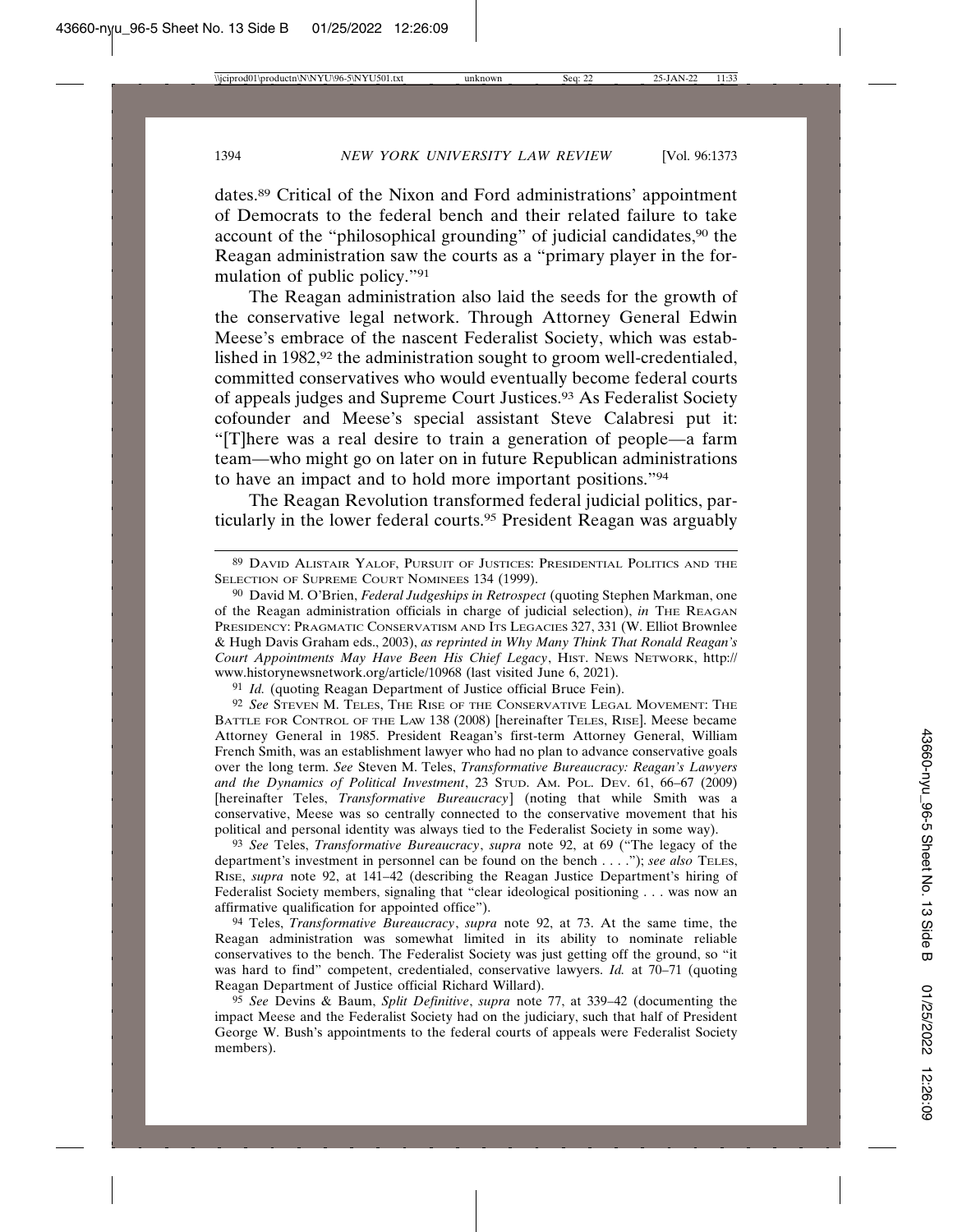dates.[89] Critical of the Nixon and Ford administrations' appointment of Democrats to the federal bench and their related failure to take account of the "philosophical grounding" of judicial candidates,[90] the Reagan administration saw the courts as a "primary player in the formulation of public policy."[91]

The Reagan administration also laid the seeds for the growth of the conservative legal network. Through Attorney General Edwin Meese's embrace of the nascent Federalist Society, which was established in 1982,[92] the administration sought to groom well-credentialed, committed conservatives who would eventually become federal courts of appeals judges and Supreme Court Justices.[93] As Federalist Society cofounder and Meese's special assistant Steve Calabresi put it: "[T]here was a real desire to train a generation of people—a farm team—who might go on later on in future Republican administrations to have an impact and to hold more important positions."[94]

The Reagan Revolution transformed federal judicial politics, particularly in the lower federal courts.[95] President Reagan was arguably

---

[89] DAVID ALISTAIR YALOF, PURSUIT OF JUSTICES: PRESIDENTIAL POLITICS AND THE SELECTION OF SUPREME COURT NOMINEES 134 (1999).

[90] David M. O'Brien, *Federal Judgeships in Retrospect* (quoting Stephen Markman, one of the Reagan administration officials in charge of judicial selection), *in* THE REAGAN PRESIDENCY: PRAGMATIC CONSERVATISM AND ITS LEGACIES 327, 331 (W. Elliot Brownlee & Hugh Davis Graham eds., 2003), *as reprinted in Why Many Think That Ronald Reagan's Court Appointments May Have Been His Chief Legacy*, HIST. NEWS NETWORK, http://www.historynewsnetwork.org/article/10968 (last visited June 6, 2021).

[91] *Id.* (quoting Reagan Department of Justice official Bruce Fein).

[92] *See* STEVEN M. TELES, THE RISE OF THE CONSERVATIVE LEGAL MOVEMENT: THE BATTLE FOR CONTROL OF THE LAW 138 (2008) [hereinafter TELES, RISE]. Meese became Attorney General in 1985. President Reagan's first-term Attorney General, William French Smith, was an establishment lawyer who had no plan to advance conservative goals over the long term. *See* Steven M. Teles, *Transformative Bureaucracy: Reagan's Lawyers and the Dynamics of Political Investment*, 23 STUD. AM. POL. DEV. 61, 66–67 (2009) [hereinafter Teles, *Transformative Bureaucracy*] (noting that while Smith was a conservative, Meese was so centrally connected to the conservative movement that his political and personal identity was always tied to the Federalist Society in some way).

[93] *See* Teles, *Transformative Bureaucracy*, *supra* note 92, at 69 ("The legacy of the department's investment in personnel can be found on the bench . . . ."); *see also* TELES, RISE, *supra* note 92, at 141–42 (describing the Reagan Justice Department's hiring of Federalist Society members, signaling that "clear ideological positioning . . . was now an affirmative qualification for appointed office").

[94] Teles, *Transformative Bureaucracy*, *supra* note 92, at 73. At the same time, the Reagan administration was somewhat limited in its ability to nominate reliable conservatives to the bench. The Federalist Society was just getting off the ground, so "it was hard to find" competent, credentialed, conservative lawyers. *Id.* at 70–71 (quoting Reagan Department of Justice official Richard Willard).

[95] *See* Devins & Baum, *Split Definitive*, *supra* note 77, at 339–42 (documenting the impact Meese and the Federalist Society had on the judiciary, such that half of President George W. Bush's appointments to the federal courts of appeals were Federalist Society members).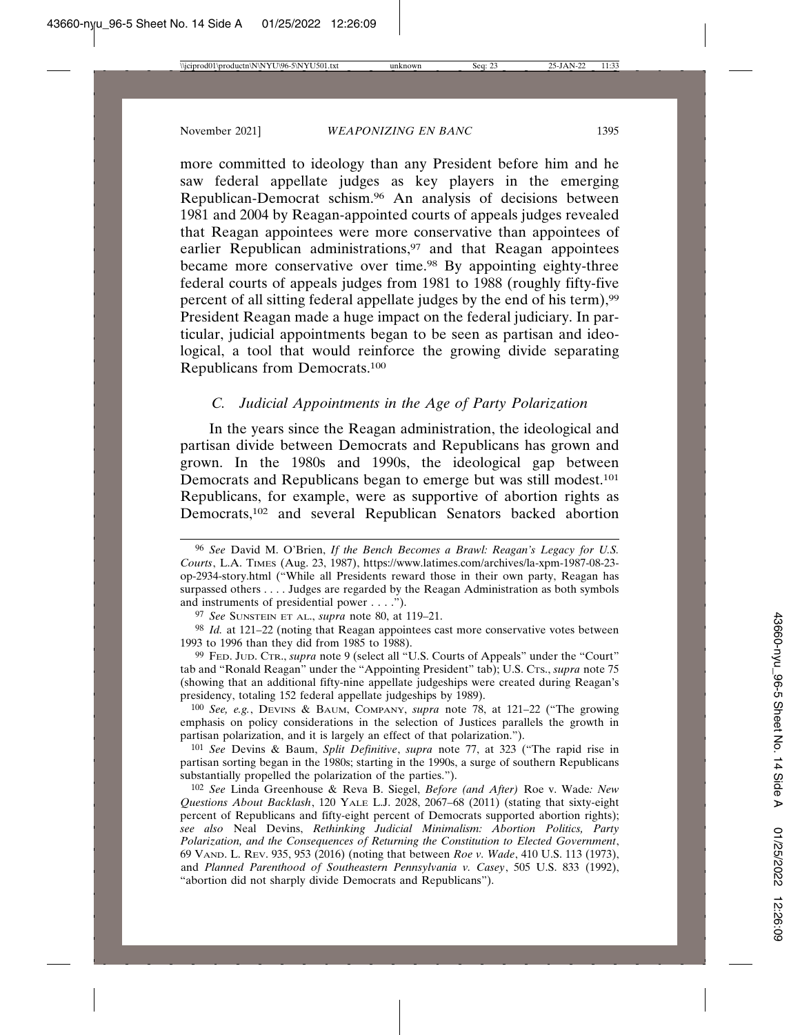more committed to ideology than any President before him and he saw federal appellate judges as key players in the emerging Republican-Democrat schism.[96] An analysis of decisions between 1981 and 2004 by Reagan-appointed courts of appeals judges revealed that Reagan appointees were more conservative than appointees of earlier Republican administrations,[97] and that Reagan appointees became more conservative over time.[98] By appointing eighty-three federal courts of appeals judges from 1981 to 1988 (roughly fifty-five percent of all sitting federal appellate judges by the end of his term),[99] President Reagan made a huge impact on the federal judiciary. In particular, judicial appointments began to be seen as partisan and ideological, a tool that would reinforce the growing divide separating Republicans from Democrats.[100]

### *C. Judicial Appointments in the Age of Party Polarization*

In the years since the Reagan administration, the ideological and partisan divide between Democrats and Republicans has grown and grown. In the 1980s and 1990s, the ideological gap between Democrats and Republicans began to emerge but was still modest.[101] Republicans, for example, were as supportive of abortion rights as Democrats,[102] and several Republican Senators backed abortion

---

[96] *See* David M. O'Brien, *If the Bench Becomes a Brawl: Reagan's Legacy for U.S. Courts*, L.A. TIMES (Aug. 23, 1987), https://www.latimes.com/archives/la-xpm-1987-08-23-op-2934-story.html ("While all Presidents reward those in their own party, Reagan has surpassed others . . . . Judges are regarded by the Reagan Administration as both symbols and instruments of presidential power . . . .").

[97] *See* SUNSTEIN ET AL., *supra* note 80, at 119–21.

[98] *Id.* at 121–22 (noting that Reagan appointees cast more conservative votes between 1993 to 1996 than they did from 1985 to 1988).

[99] FED. JUD. CTR., *supra* note 9 (select all "U.S. Courts of Appeals" under the "Court" tab and "Ronald Reagan" under the "Appointing President" tab); U.S. CTS., *supra* note 75 (showing that an additional fifty-nine appellate judgeships were created during Reagan's presidency, totaling 152 federal appellate judgeships by 1989).

[100] *See, e.g.*, DEVINS & BAUM, COMPANY, *supra* note 78, at 121–22 ("The growing emphasis on policy considerations in the selection of Justices parallels the growth in partisan polarization, and it is largely an effect of that polarization.").

[101] *See* Devins & Baum, *Split Definitive*, *supra* note 77, at 323 ("The rapid rise in partisan sorting began in the 1980s; starting in the 1990s, a surge of southern Republicans substantially propelled the polarization of the parties.").

[102] *See* Linda Greenhouse & Reva B. Siegel, *Before (and After)* Roe v. Wade*: New Questions About Backlash*, 120 YALE L.J. 2028, 2067–68 (2011) (stating that sixty-eight percent of Republicans and fifty-eight percent of Democrats supported abortion rights); *see also* Neal Devins, *Rethinking Judicial Minimalism: Abortion Politics, Party Polarization, and the Consequences of Returning the Constitution to Elected Government*, 69 VAND. L. REV. 935, 953 (2016) (noting that between *Roe v. Wade*, 410 U.S. 113 (1973), and *Planned Parenthood of Southeastern Pennsylvania v. Casey*, 505 U.S. 833 (1992), "abortion did not sharply divide Democrats and Republicans").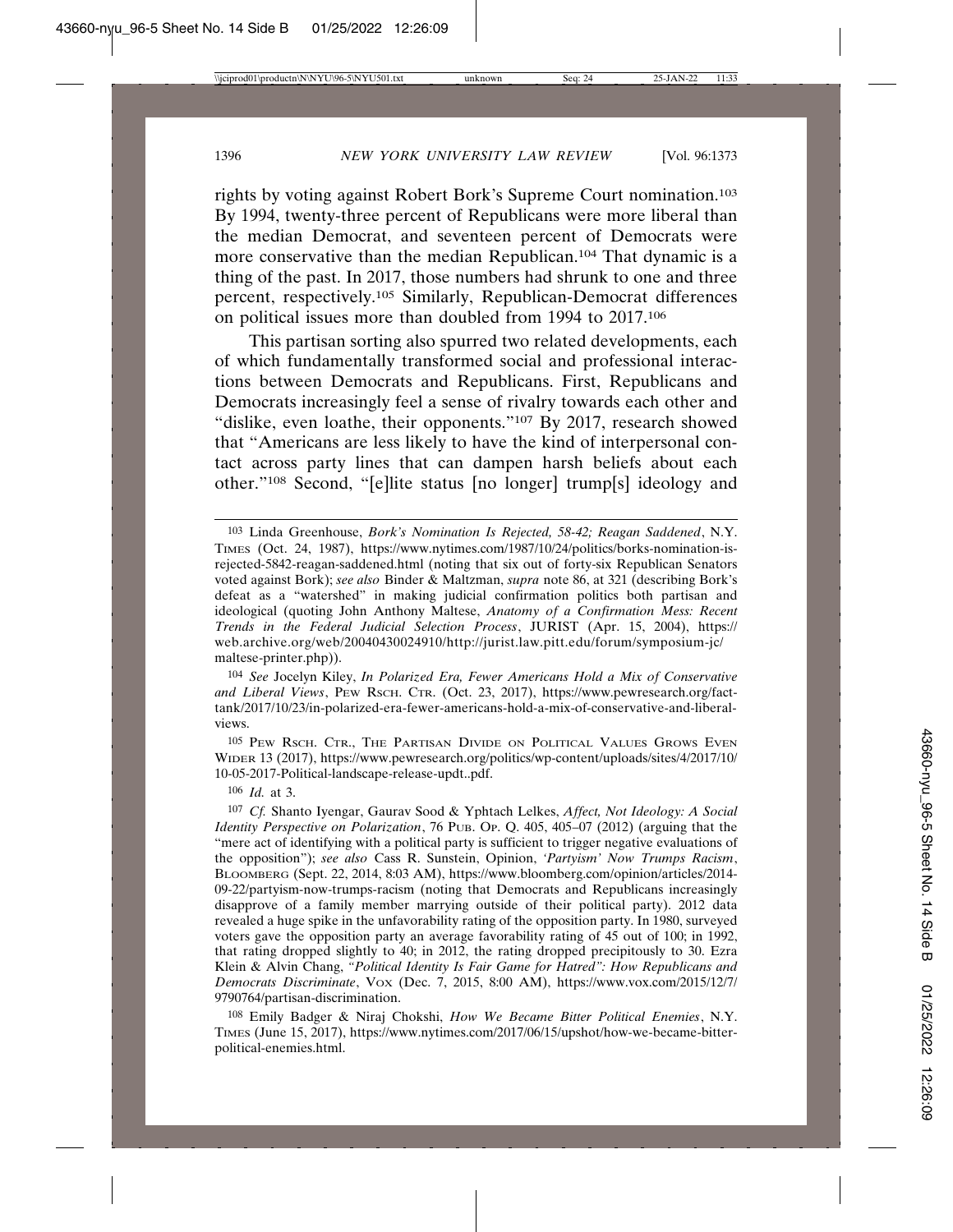rights by voting against Robert Bork's Supreme Court nomination.[103] By 1994, twenty-three percent of Republicans were more liberal than the median Democrat, and seventeen percent of Democrats were more conservative than the median Republican.[104] That dynamic is a thing of the past. In 2017, those numbers had shrunk to one and three percent, respectively.[105] Similarly, Republican-Democrat differences on political issues more than doubled from 1994 to 2017.[106]

This partisan sorting also spurred two related developments, each of which fundamentally transformed social and professional interactions between Democrats and Republicans. First, Republicans and Democrats increasingly feel a sense of rivalry towards each other and "dislike, even loathe, their opponents."[107] By 2017, research showed that "Americans are less likely to have the kind of interpersonal contact across party lines that can dampen harsh beliefs about each other."[108] Second, "[e]lite status [no longer] trump[s] ideology and

---

[103] Linda Greenhouse, *Bork's Nomination Is Rejected, 58-42; Reagan Saddened*, N.Y. TIMES (Oct. 24, 1987), https://www.nytimes.com/1987/10/24/politics/borks-nomination-is-rejected-5842-reagan-saddened.html (noting that six out of forty-six Republican Senators voted against Bork); *see also* Binder & Maltzman, *supra* note 86, at 321 (describing Bork's defeat as a "watershed" in making judicial confirmation politics both partisan and ideological (quoting John Anthony Maltese, *Anatomy of a Confirmation Mess: Recent Trends in the Federal Judicial Selection Process*, JURIST (Apr. 15, 2004), https://web.archive.org/web/20040430024910/http://jurist.law.pitt.edu/forum/symposium-jc/maltese-printer.php)).

[104] *See* Jocelyn Kiley, *In Polarized Era, Fewer Americans Hold a Mix of Conservative and Liberal Views*, PEW RSCH. CTR. (Oct. 23, 2017), https://www.pewresearch.org/fact-tank/2017/10/23/in-polarized-era-fewer-americans-hold-a-mix-of-conservative-and-liberal-views.

[105] PEW RSCH. CTR., THE PARTISAN DIVIDE ON POLITICAL VALUES GROWS EVEN WIDER 13 (2017), https://www.pewresearch.org/politics/wp-content/uploads/sites/4/2017/10/10-05-2017-Political-landscape-release-updt..pdf.

[106] *Id.* at 3.

[107] *Cf.* Shanto Iyengar, Gaurav Sood & Yphtach Lelkes, *Affect, Not Ideology: A Social Identity Perspective on Polarization*, 76 PUB. OP. Q. 405, 405–07 (2012) (arguing that the "mere act of identifying with a political party is sufficient to trigger negative evaluations of the opposition"); *see also* Cass R. Sunstein, Opinion, *'Partyism' Now Trumps Racism*, BLOOMBERG (Sept. 22, 2014, 8:03 AM), https://www.bloomberg.com/opinion/articles/2014-09-22/partyism-now-trumps-racism (noting that Democrats and Republicans increasingly disapprove of a family member marrying outside of their political party). 2012 data revealed a huge spike in the unfavorability rating of the opposition party. In 1980, surveyed voters gave the opposition party an average favorability rating of 45 out of 100; in 1992, that rating dropped slightly to 40; in 2012, the rating dropped precipitously to 30. Ezra Klein & Alvin Chang, *"Political Identity Is Fair Game for Hatred": How Republicans and Democrats Discriminate*, VOX (Dec. 7, 2015, 8:00 AM), https://www.vox.com/2015/12/7/9790764/partisan-discrimination.

[108] Emily Badger & Niraj Chokshi, *How We Became Bitter Political Enemies*, N.Y. TIMES (June 15, 2017), https://www.nytimes.com/2017/06/15/upshot/how-we-became-bitter-political-enemies.html.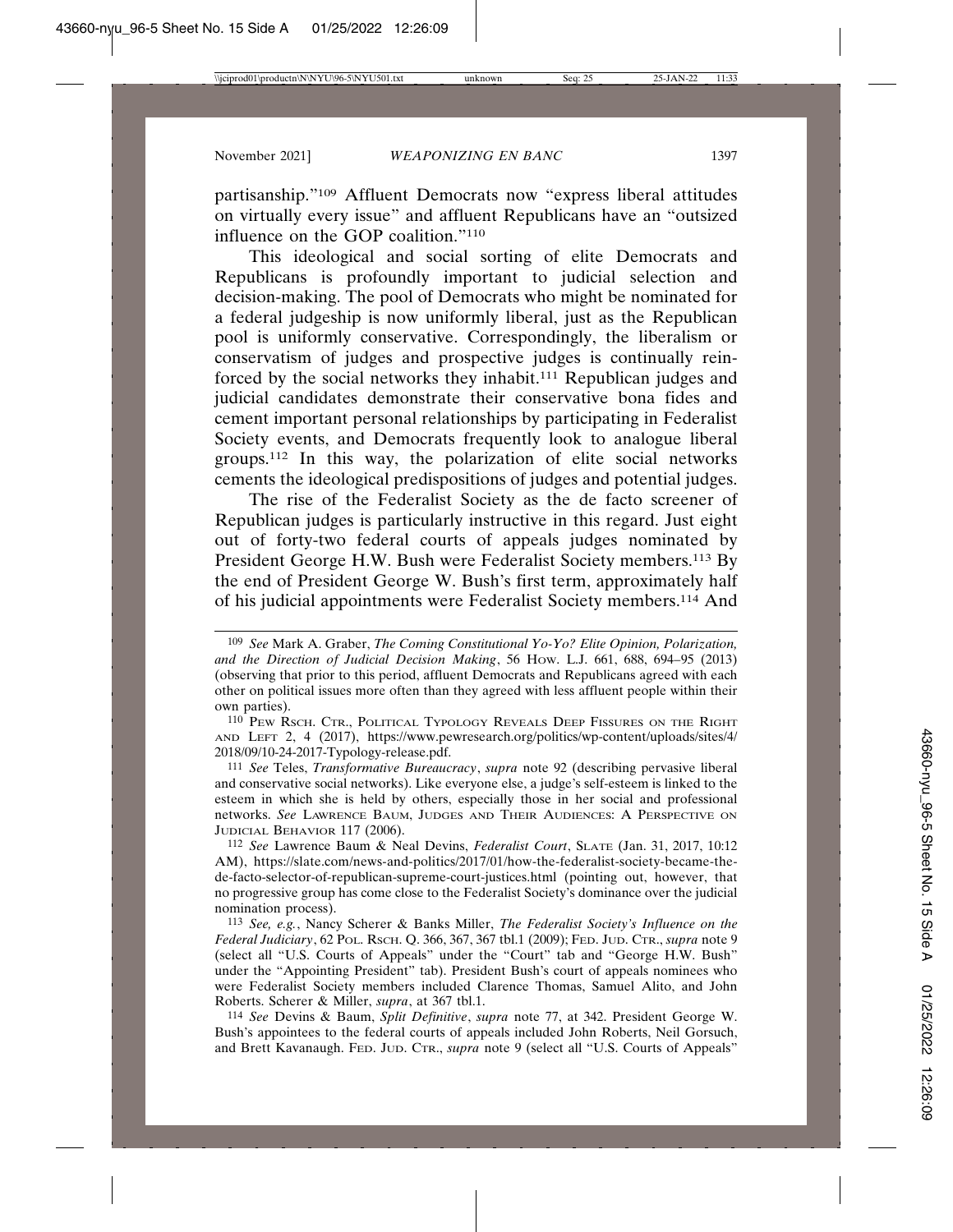partisanship."[109] Affluent Democrats now "express liberal attitudes on virtually every issue" and affluent Republicans have an "outsized influence on the GOP coalition."[110]

This ideological and social sorting of elite Democrats and Republicans is profoundly important to judicial selection and decision-making. The pool of Democrats who might be nominated for a federal judgeship is now uniformly liberal, just as the Republican pool is uniformly conservative. Correspondingly, the liberalism or conservatism of judges and prospective judges is continually reinforced by the social networks they inhabit.[111] Republican judges and judicial candidates demonstrate their conservative bona fides and cement important personal relationships by participating in Federalist Society events, and Democrats frequently look to analogue liberal groups.[112] In this way, the polarization of elite social networks cements the ideological predispositions of judges and potential judges.

The rise of the Federalist Society as the de facto screener of Republican judges is particularly instructive in this regard. Just eight out of forty-two federal courts of appeals judges nominated by President George H.W. Bush were Federalist Society members.[113] By the end of President George W. Bush's first term, approximately half of his judicial appointments were Federalist Society members.[114] And

---

[109] *See* Mark A. Graber, *The Coming Constitutional Yo-Yo? Elite Opinion, Polarization, and the Direction of Judicial Decision Making*, 56 How. L.J. 661, 688, 694–95 (2013) (observing that prior to this period, affluent Democrats and Republicans agreed with each other on political issues more often than they agreed with less affluent people within their own parties).

[110] Pew Rsch. Ctr., Political Typology Reveals Deep Fissures on the Right and Left 2, 4 (2017), https://www.pewresearch.org/politics/wp-content/uploads/sites/4/2018/09/10-24-2017-Typology-release.pdf.

[111] *See* Teles, *Transformative Bureaucracy*, *supra* note 92 (describing pervasive liberal and conservative social networks). Like everyone else, a judge's self-esteem is linked to the esteem in which she is held by others, especially those in her social and professional networks. *See* Lawrence Baum, Judges and Their Audiences: A Perspective on Judicial Behavior 117 (2006).

[112] *See* Lawrence Baum & Neal Devins, *Federalist Court*, Slate (Jan. 31, 2017, 10:12 AM), https://slate.com/news-and-politics/2017/01/how-the-federalist-society-became-the-de-facto-selector-of-republican-supreme-court-justices.html (pointing out, however, that no progressive group has come close to the Federalist Society's dominance over the judicial nomination process).

[113] *See, e.g.*, Nancy Scherer & Banks Miller, *The Federalist Society's Influence on the Federal Judiciary*, 62 Pol. Rsch. Q. 366, 367, 367 tbl.1 (2009); Fed. Jud. Ctr., *supra* note 9 (select all "U.S. Courts of Appeals" under the "Court" tab and "George H.W. Bush" under the "Appointing President" tab). President Bush's court of appeals nominees who were Federalist Society members included Clarence Thomas, Samuel Alito, and John Roberts. Scherer & Miller, *supra*, at 367 tbl.1.

[114] *See* Devins & Baum, *Split Definitive*, *supra* note 77, at 342. President George W. Bush's appointees to the federal courts of appeals included John Roberts, Neil Gorsuch, and Brett Kavanaugh. Fed. Jud. Ctr., *supra* note 9 (select all "U.S. Courts of Appeals"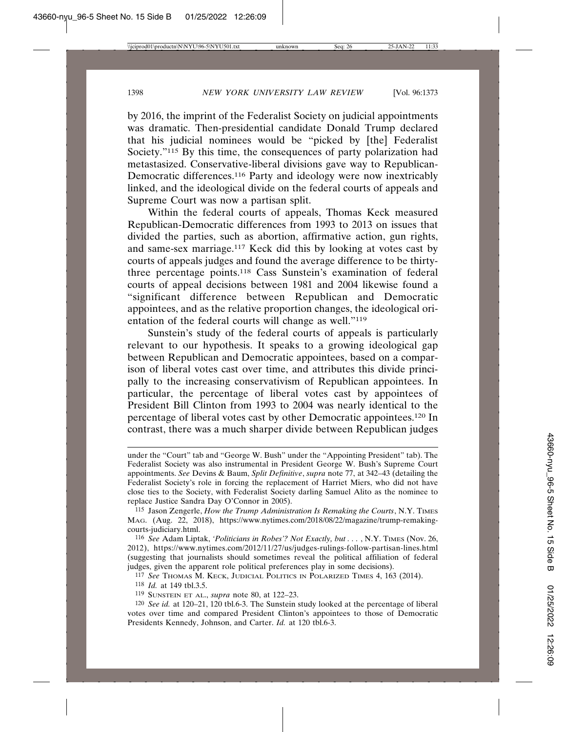by 2016, the imprint of the Federalist Society on judicial appointments was dramatic. Then-presidential candidate Donald Trump declared that his judicial nominees would be "picked by [the] Federalist Society."[115] By this time, the consequences of party polarization had metastasized. Conservative-liberal divisions gave way to Republican-Democratic differences.[116] Party and ideology were now inextricably linked, and the ideological divide on the federal courts of appeals and Supreme Court was now a partisan split.

Within the federal courts of appeals, Thomas Keck measured Republican-Democratic differences from 1993 to 2013 on issues that divided the parties, such as abortion, affirmative action, gun rights, and same-sex marriage.[117] Keck did this by looking at votes cast by courts of appeals judges and found the average difference to be thirty-three percentage points.[118] Cass Sunstein's examination of federal courts of appeal decisions between 1981 and 2004 likewise found a "significant difference between Republican and Democratic appointees, and as the relative proportion changes, the ideological orientation of the federal courts will change as well."[119]

Sunstein's study of the federal courts of appeals is particularly relevant to our hypothesis. It speaks to a growing ideological gap between Republican and Democratic appointees, based on a comparison of liberal votes cast over time, and attributes this divide principally to the increasing conservativism of Republican appointees. In particular, the percentage of liberal votes cast by appointees of President Bill Clinton from 1993 to 2004 was nearly identical to the percentage of liberal votes cast by other Democratic appointees.[120] In contrast, there was a much sharper divide between Republican judges

---

under the "Court" tab and "George W. Bush" under the "Appointing President" tab). The Federalist Society was also instrumental in President George W. Bush's Supreme Court appointments. *See* Devins & Baum, *Split Definitive*, *supra* note 77, at 342–43 (detailing the Federalist Society's role in forcing the replacement of Harriet Miers, who did not have close ties to the Society, with Federalist Society darling Samuel Alito as the nominee to replace Justice Sandra Day O'Connor in 2005).

115 Jason Zengerle, *How the Trump Administration Is Remaking the Courts*, N.Y. TIMES MAG. (Aug. 22, 2018), https://www.nytimes.com/2018/08/22/magazine/trump-remaking-courts-judiciary.html.

116 *See* Adam Liptak, *'Politicians in Robes'? Not Exactly, but . . .* , N.Y. TIMES (Nov. 26, 2012), https://www.nytimes.com/2012/11/27/us/judges-rulings-follow-partisan-lines.html (suggesting that journalists should sometimes reveal the political affiliation of federal judges, given the apparent role political preferences play in some decisions).

117 *See* THOMAS M. KECK, JUDICIAL POLITICS IN POLARIZED TIMES 4, 163 (2014).

118 *Id.* at 149 tbl.3.5.

119 SUNSTEIN ET AL., *supra* note 80, at 122–23.

120 *See id.* at 120–21, 120 tbl.6-3. The Sunstein study looked at the percentage of liberal votes over time and compared President Clinton's appointees to those of Democratic Presidents Kennedy, Johnson, and Carter. *Id.* at 120 tbl.6-3.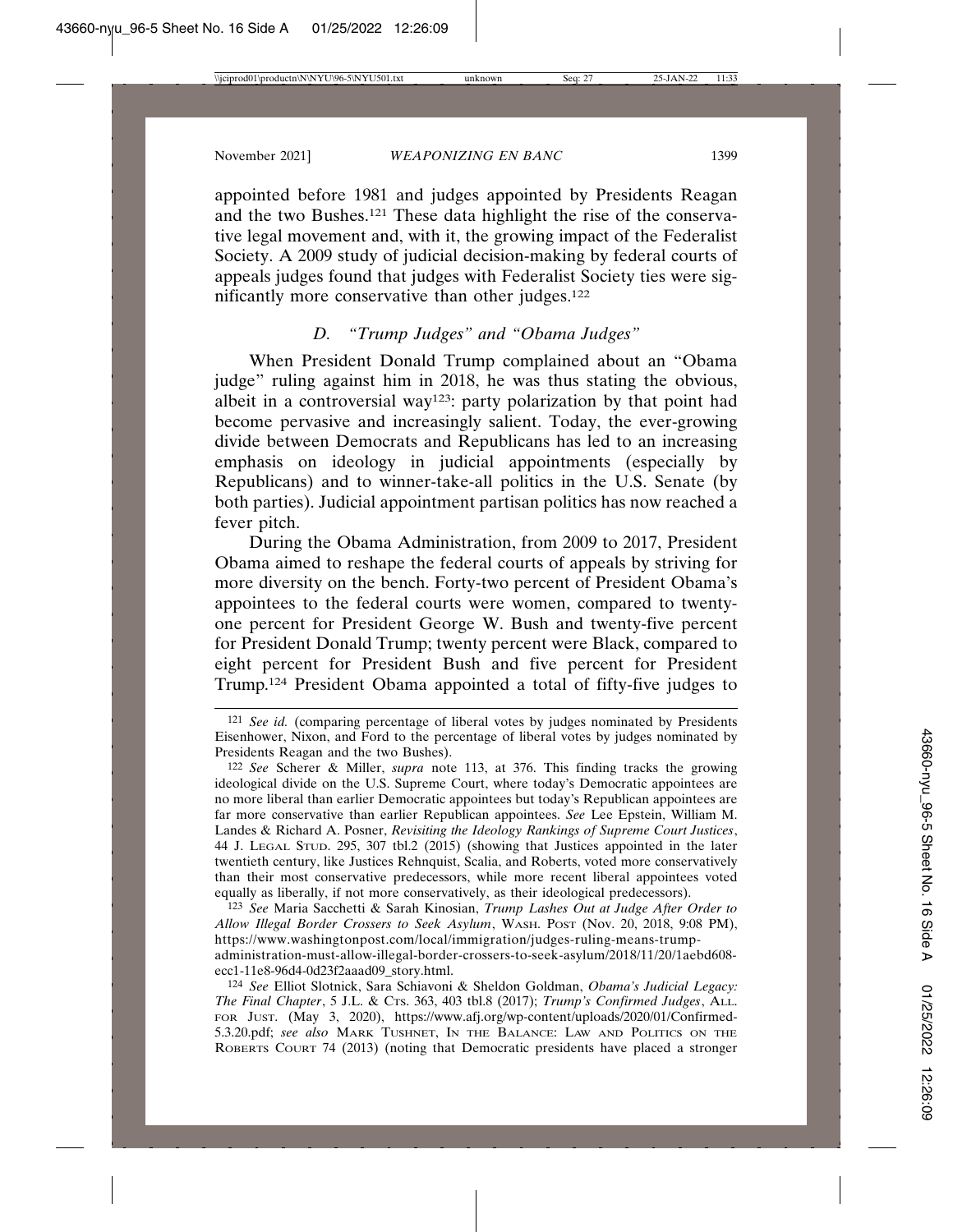appointed before 1981 and judges appointed by Presidents Reagan and the two Bushes.[121] These data highlight the rise of the conservative legal movement and, with it, the growing impact of the Federalist Society. A 2009 study of judicial decision-making by federal courts of appeals judges found that judges with Federalist Society ties were significantly more conservative than other judges.[122]

### *D. "Trump Judges" and "Obama Judges"*

When President Donald Trump complained about an "Obama judge" ruling against him in 2018, he was thus stating the obvious, albeit in a controversial way[123]: party polarization by that point had become pervasive and increasingly salient. Today, the ever-growing divide between Democrats and Republicans has led to an increasing emphasis on ideology in judicial appointments (especially by Republicans) and to winner-take-all politics in the U.S. Senate (by both parties). Judicial appointment partisan politics has now reached a fever pitch.

During the Obama Administration, from 2009 to 2017, President Obama aimed to reshape the federal courts of appeals by striving for more diversity on the bench. Forty-two percent of President Obama's appointees to the federal courts were women, compared to twenty-one percent for President George W. Bush and twenty-five percent for President Donald Trump; twenty percent were Black, compared to eight percent for President Bush and five percent for President Trump.[124] President Obama appointed a total of fifty-five judges to

---

[121] *See id.* (comparing percentage of liberal votes by judges nominated by Presidents Eisenhower, Nixon, and Ford to the percentage of liberal votes by judges nominated by Presidents Reagan and the two Bushes).

[122] *See* Scherer & Miller, *supra* note 113, at 376. This finding tracks the growing ideological divide on the U.S. Supreme Court, where today's Democratic appointees are no more liberal than earlier Democratic appointees but today's Republican appointees are far more conservative than earlier Republican appointees. *See* Lee Epstein, William M. Landes & Richard A. Posner, *Revisiting the Ideology Rankings of Supreme Court Justices*, 44 J. LEGAL STUD. 295, 307 tbl.2 (2015) (showing that Justices appointed in the later twentieth century, like Justices Rehnquist, Scalia, and Roberts, voted more conservatively than their most conservative predecessors, while more recent liberal appointees voted equally as liberally, if not more conservatively, as their ideological predecessors).

[123] *See* Maria Sacchetti & Sarah Kinosian, *Trump Lashes Out at Judge After Order to Allow Illegal Border Crossers to Seek Asylum*, WASH. POST (Nov. 20, 2018, 9:08 PM), https://www.washingtonpost.com/local/immigration/judges-ruling-means-trump-administration-must-allow-illegal-border-crossers-to-seek-asylum/2018/11/20/1aebd608-ecc1-11e8-96d4-0d23f2aaad09_story.html.

[124] *See* Elliot Slotnick, Sara Schiavoni & Sheldon Goldman, *Obama's Judicial Legacy: The Final Chapter*, 5 J.L. & CTS. 363, 403 tbl.8 (2017); *Trump's Confirmed Judges*, ALL. FOR JUST. (May 3, 2020), https://www.afj.org/wp-content/uploads/2020/01/Confirmed-5.3.20.pdf; *see also* MARK TUSHNET, IN THE BALANCE: LAW AND POLITICS ON THE ROBERTS COURT 74 (2013) (noting that Democratic presidents have placed a stronger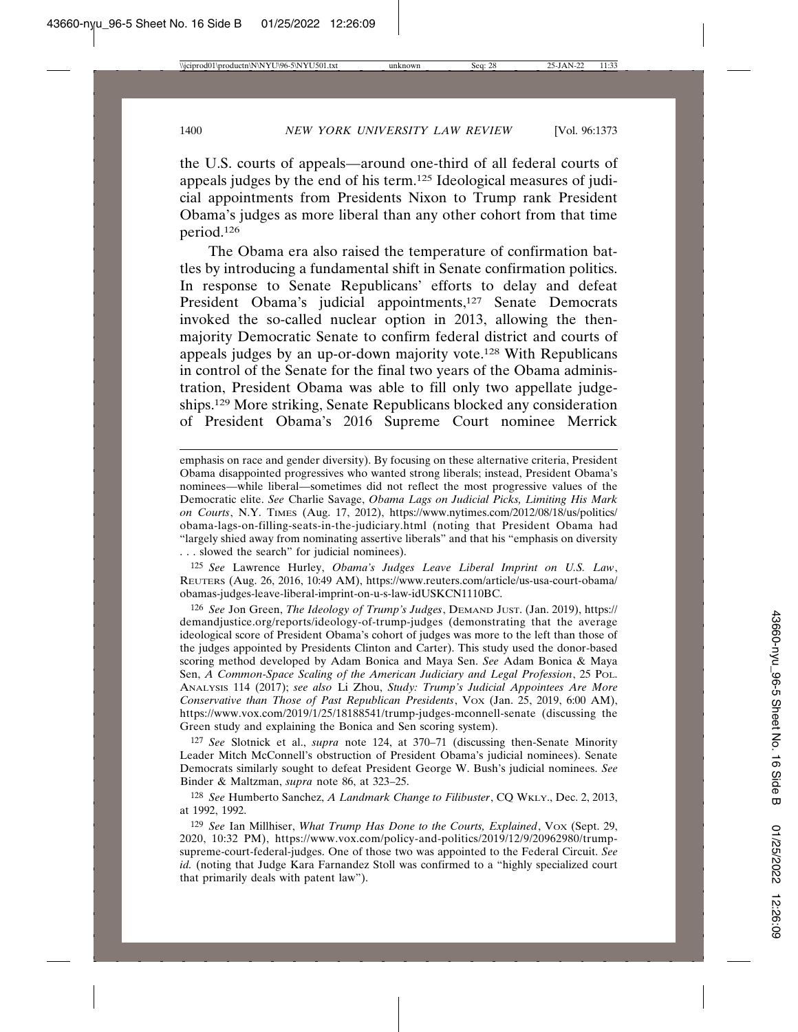the U.S. courts of appeals—around one-third of all federal courts of appeals judges by the end of his term.[125] Ideological measures of judicial appointments from Presidents Nixon to Trump rank President Obama's judges as more liberal than any other cohort from that time period.[126]

The Obama era also raised the temperature of confirmation battles by introducing a fundamental shift in Senate confirmation politics. In response to Senate Republicans' efforts to delay and defeat President Obama's judicial appointments,[127] Senate Democrats invoked the so-called nuclear option in 2013, allowing the then-majority Democratic Senate to confirm federal district and courts of appeals judges by an up-or-down majority vote.[128] With Republicans in control of the Senate for the final two years of the Obama administration, President Obama was able to fill only two appellate judgeships.[129] More striking, Senate Republicans blocked any consideration of President Obama's 2016 Supreme Court nominee Merrick

---

emphasis on race and gender diversity). By focusing on these alternative criteria, President Obama disappointed progressives who wanted strong liberals; instead, President Obama's nominees—while liberal—sometimes did not reflect the most progressive values of the Democratic elite. *See* Charlie Savage, *Obama Lags on Judicial Picks, Limiting His Mark on Courts*, N.Y. TIMES (Aug. 17, 2012), https://www.nytimes.com/2012/08/18/us/politics/obama-lags-on-filling-seats-in-the-judiciary.html (noting that President Obama had "largely shied away from nominating assertive liberals" and that his "emphasis on diversity . . . slowed the search" for judicial nominees).

[125] *See* Lawrence Hurley, *Obama's Judges Leave Liberal Imprint on U.S. Law*, REUTERS (Aug. 26, 2016, 10:49 AM), https://www.reuters.com/article/us-usa-court-obama/obamas-judges-leave-liberal-imprint-on-u-s-law-idUSKCN1110BC.

[126] *See* Jon Green, *The Ideology of Trump's Judges*, DEMAND JUST. (Jan. 2019), https://demandjustice.org/reports/ideology-of-trump-judges (demonstrating that the average ideological score of President Obama's cohort of judges was more to the left than those of the judges appointed by Presidents Clinton and Carter). This study used the donor-based scoring method developed by Adam Bonica and Maya Sen. *See* Adam Bonica & Maya Sen, *A Common-Space Scaling of the American Judiciary and Legal Profession*, 25 POL. ANALYSIS 114 (2017); *see also* Li Zhou, *Study: Trump's Judicial Appointees Are More Conservative than Those of Past Republican Presidents*, VOX (Jan. 25, 2019, 6:00 AM), https://www.vox.com/2019/1/25/18188541/trump-judges-mcconnell-senate (discussing the Green study and explaining the Bonica and Sen scoring system).

[127] *See* Slotnick et al., *supra* note 124, at 370–71 (discussing then-Senate Minority Leader Mitch McConnell's obstruction of President Obama's judicial nominees). Senate Democrats similarly sought to defeat President George W. Bush's judicial nominees. *See* Binder & Maltzman, *supra* note 86, at 323–25.

[128] *See* Humberto Sanchez, *A Landmark Change to Filibuster*, CQ WKLY., Dec. 2, 2013, at 1992, 1992.

[129] *See* Ian Millhiser, *What Trump Has Done to the Courts, Explained*, VOX (Sept. 29, 2020, 10:32 PM), https://www.vox.com/policy-and-politics/2019/12/9/20962980/trump-supreme-court-federal-judges. One of those two was appointed to the Federal Circuit. *See id.* (noting that Judge Kara Farnandez Stoll was confirmed to a "highly specialized court that primarily deals with patent law").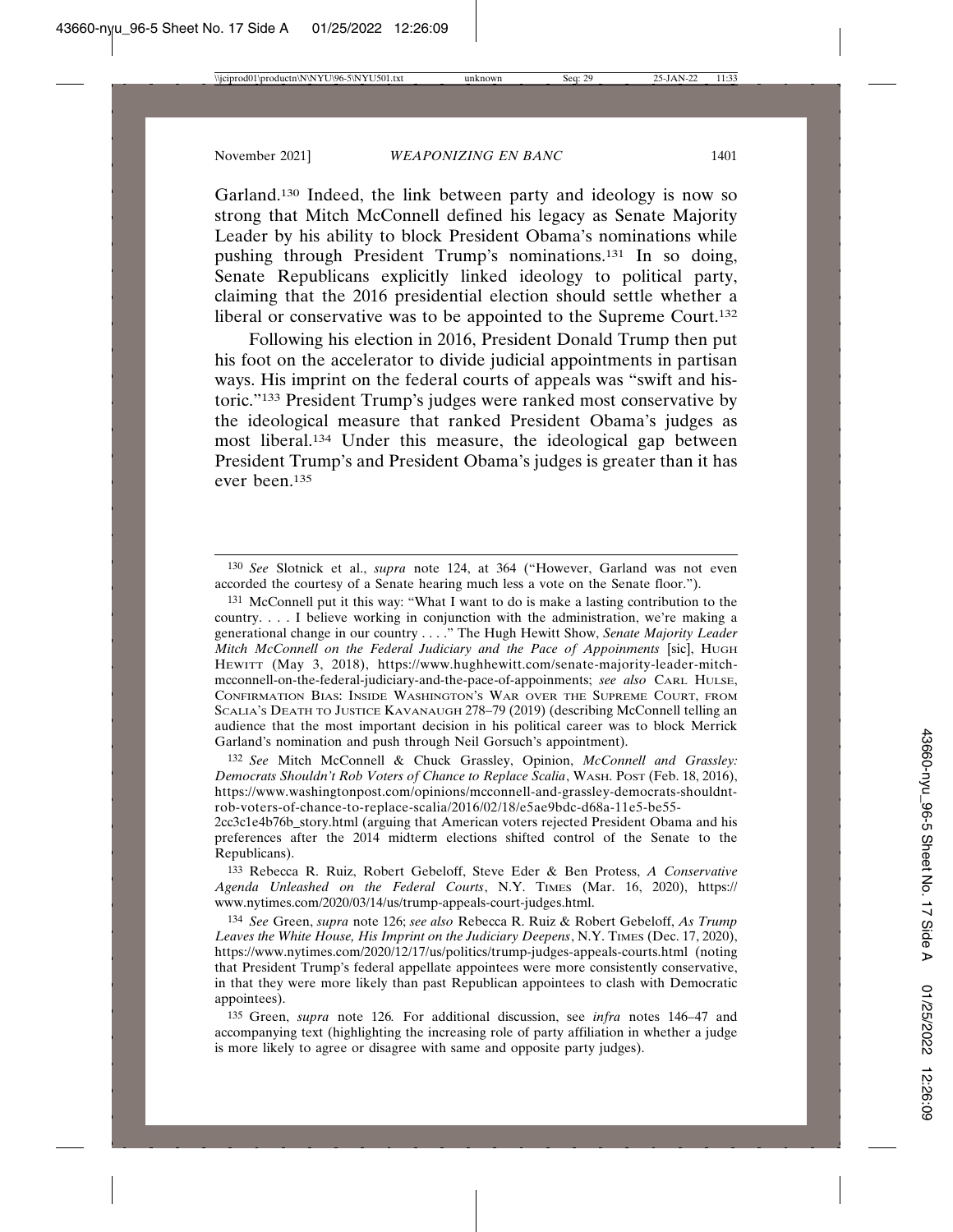Garland.[130] Indeed, the link between party and ideology is now so strong that Mitch McConnell defined his legacy as Senate Majority Leader by his ability to block President Obama's nominations while pushing through President Trump's nominations.[131] In so doing, Senate Republicans explicitly linked ideology to political party, claiming that the 2016 presidential election should settle whether a liberal or conservative was to be appointed to the Supreme Court.[132]

Following his election in 2016, President Donald Trump then put his foot on the accelerator to divide judicial appointments in partisan ways. His imprint on the federal courts of appeals was "swift and historic."[133] President Trump's judges were ranked most conservative by the ideological measure that ranked President Obama's judges as most liberal.[134] Under this measure, the ideological gap between President Trump's and President Obama's judges is greater than it has ever been.[135]

---

[130] *See* Slotnick et al., *supra* note 124, at 364 ("However, Garland was not even accorded the courtesy of a Senate hearing much less a vote on the Senate floor.").

[131] McConnell put it this way: "What I want to do is make a lasting contribution to the country. . . . I believe working in conjunction with the administration, we're making a generational change in our country . . . ." The Hugh Hewitt Show, *Senate Majority Leader Mitch McConnell on the Federal Judiciary and the Pace of Appoinments* [sic], HUGH HEWITT (May 3, 2018), https://www.hughhewitt.com/senate-majority-leader-mitch-mcconnell-on-the-federal-judiciary-and-the-pace-of-appointments; *see also* CARL HULSE, CONFIRMATION BIAS: INSIDE WASHINGTON'S WAR OVER THE SUPREME COURT, FROM SCALIA'S DEATH TO JUSTICE KAVANAUGH 278–79 (2019) (describing McConnell telling an audience that the most important decision in his political career was to block Merrick Garland's nomination and push through Neil Gorsuch's appointment).

[132] *See* Mitch McConnell & Chuck Grassley, Opinion, *McConnell and Grassley: Democrats Shouldn't Rob Voters of Chance to Replace Scalia*, WASH. POST (Feb. 18, 2016), https://www.washingtonpost.com/opinions/mcconnell-and-grassley-democrats-shouldnt-rob-voters-of-chance-to-replace-scalia/2016/02/18/e5ae9bdc-d68a-11e5-be55-2cc3c1e4b76b_story.html (arguing that American voters rejected President Obama and his preferences after the 2014 midterm elections shifted control of the Senate to the Republicans).

[133] Rebecca R. Ruiz, Robert Gebeloff, Steve Eder & Ben Protess, *A Conservative Agenda Unleashed on the Federal Courts*, N.Y. TIMES (Mar. 16, 2020), https://www.nytimes.com/2020/03/14/us/trump-appeals-court-judges.html.

[134] *See* Green, *supra* note 126; *see also* Rebecca R. Ruiz & Robert Gebeloff, *As Trump Leaves the White House, His Imprint on the Judiciary Deepens*, N.Y. TIMES (Dec. 17, 2020), https://www.nytimes.com/2020/12/17/us/politics/trump-judges-appeals-courts.html (noting that President Trump's federal appellate appointees were more consistently conservative, in that they were more likely than past Republican appointees to clash with Democratic appointees).

[135] Green, *supra* note 126*.* For additional discussion, see *infra* notes 146–47 and accompanying text (highlighting the increasing role of party affiliation in whether a judge is more likely to agree or disagree with same and opposite party judges).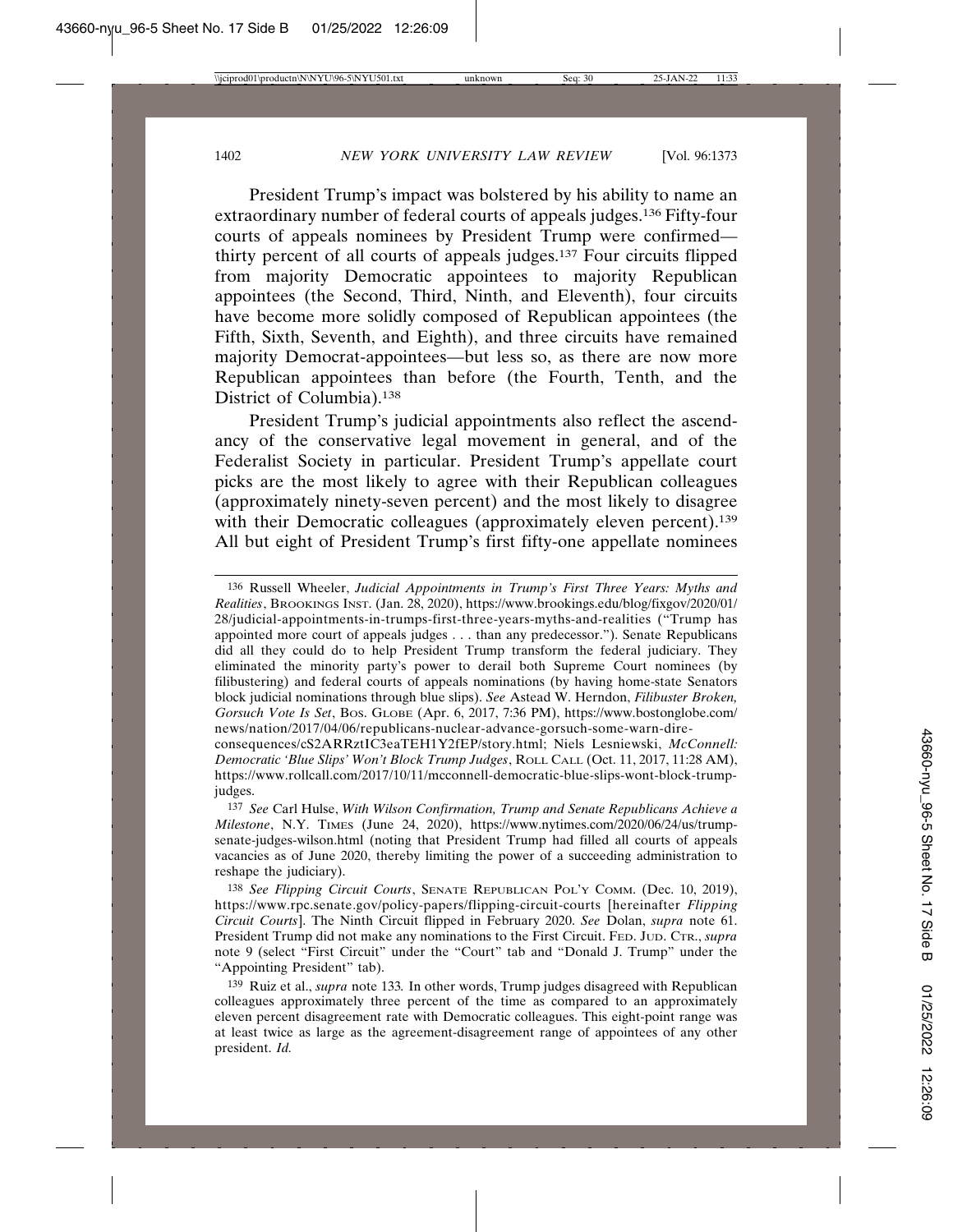President Trump's impact was bolstered by his ability to name an extraordinary number of federal courts of appeals judges.[136] Fifty-four courts of appeals nominees by President Trump were confirmed—thirty percent of all courts of appeals judges.[137] Four circuits flipped from majority Democratic appointees to majority Republican appointees (the Second, Third, Ninth, and Eleventh), four circuits have become more solidly composed of Republican appointees (the Fifth, Sixth, Seventh, and Eighth), and three circuits have remained majority Democrat-appointees—but less so, as there are now more Republican appointees than before (the Fourth, Tenth, and the District of Columbia).[138]

President Trump's judicial appointments also reflect the ascendancy of the conservative legal movement in general, and of the Federalist Society in particular. President Trump's appellate court picks are the most likely to agree with their Republican colleagues (approximately ninety-seven percent) and the most likely to disagree with their Democratic colleagues (approximately eleven percent).[139] All but eight of President Trump's first fifty-one appellate nominees

---

[136] Russell Wheeler, *Judicial Appointments in Trump's First Three Years: Myths and Realities*, BROOKINGS INST. (Jan. 28, 2020), https://www.brookings.edu/blog/fixgov/2020/01/28/judicial-appointments-in-trumps-first-three-years-myths-and-realities ("Trump has appointed more court of appeals judges . . . than any predecessor."). Senate Republicans did all they could do to help President Trump transform the federal judiciary. They eliminated the minority party's power to derail both Supreme Court nominees (by filibustering) and federal courts of appeals nominations (by having home-state Senators block judicial nominations through blue slips). *See* Astead W. Herndon, *Filibuster Broken, Gorsuch Vote Is Set*, BOS. GLOBE (Apr. 6, 2017, 7:36 PM), https://www.bostonglobe.com/news/nation/2017/04/06/republicans-nuclear-advance-gorsuch-some-warn-dire-consequences/cS2ARRztIC3eaTEH1Y2fEP/story.html; Niels Lesniewski, *McConnell: Democratic 'Blue Slips' Won't Block Trump Judges*, ROLL CALL (Oct. 11, 2017, 11:28 AM), https://www.rollcall.com/2017/10/11/mcconnell-democratic-blue-slips-wont-block-trump-judges.

[137] *See* Carl Hulse, *With Wilson Confirmation, Trump and Senate Republicans Achieve a Milestone*, N.Y. TIMES (June 24, 2020), https://www.nytimes.com/2020/06/24/us/trump-senate-judges-wilson.html (noting that President Trump had filled all courts of appeals vacancies as of June 2020, thereby limiting the power of a succeeding administration to reshape the judiciary).

[138] *See Flipping Circuit Courts*, SENATE REPUBLICAN POL'Y COMM. (Dec. 10, 2019), https://www.rpc.senate.gov/policy-papers/flipping-circuit-courts [hereinafter *Flipping Circuit Courts*]. The Ninth Circuit flipped in February 2020. *See* Dolan, *supra* note 61. President Trump did not make any nominations to the First Circuit. FED. JUD. CTR., *supra* note 9 (select "First Circuit" under the "Court" tab and "Donald J. Trump" under the "Appointing President" tab).

[139] Ruiz et al., *supra* note 133*.* In other words, Trump judges disagreed with Republican colleagues approximately three percent of the time as compared to an approximately eleven percent disagreement rate with Democratic colleagues. This eight-point range was at least twice as large as the agreement-disagreement range of appointees of any other president. *Id.*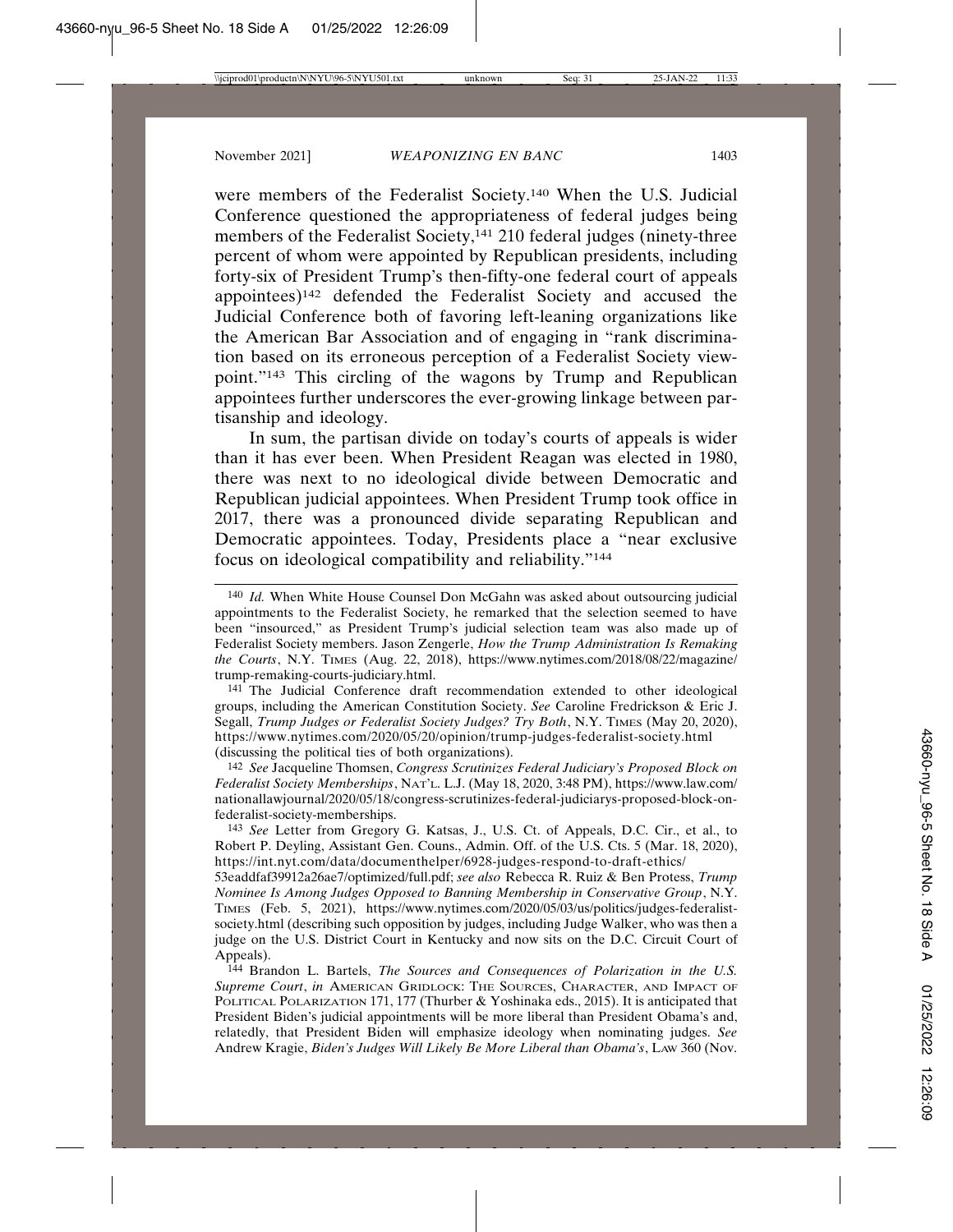were members of the Federalist Society.[140] When the U.S. Judicial Conference questioned the appropriateness of federal judges being members of the Federalist Society,[141] 210 federal judges (ninety-three percent of whom were appointed by Republican presidents, including forty-six of President Trump's then-fifty-one federal court of appeals appointees)[142] defended the Federalist Society and accused the Judicial Conference both of favoring left-leaning organizations like the American Bar Association and of engaging in "rank discrimination based on its erroneous perception of a Federalist Society viewpoint."[143] This circling of the wagons by Trump and Republican appointees further underscores the ever-growing linkage between partisanship and ideology.

In sum, the partisan divide on today's courts of appeals is wider than it has ever been. When President Reagan was elected in 1980, there was next to no ideological divide between Democratic and Republican judicial appointees. When President Trump took office in 2017, there was a pronounced divide separating Republican and Democratic appointees. Today, Presidents place a "near exclusive focus on ideological compatibility and reliability."[144]

---

[140] *Id.* When White House Counsel Don McGahn was asked about outsourcing judicial appointments to the Federalist Society, he remarked that the selection seemed to have been "insourced," as President Trump's judicial selection team was also made up of Federalist Society members. Jason Zengerle, *How the Trump Administration Is Remaking the Courts*, N.Y. TIMES (Aug. 22, 2018), https://www.nytimes.com/2018/08/22/magazine/trump-remaking-courts-judiciary.html.

[141] The Judicial Conference draft recommendation extended to other ideological groups, including the American Constitution Society. *See* Caroline Fredrickson & Eric J. Segall, *Trump Judges or Federalist Society Judges? Try Both*, N.Y. TIMES (May 20, 2020), https://www.nytimes.com/2020/05/20/opinion/trump-judges-federalist-society.html (discussing the political ties of both organizations).

[142] *See* Jacqueline Thomsen, *Congress Scrutinizes Federal Judiciary's Proposed Block on Federalist Society Memberships*, NAT'L L.J. (May 18, 2020, 3:48 PM), https://www.law.com/nationallawjournal/2020/05/18/congress-scrutinizes-federal-judiciarys-proposed-block-on-federalist-society-memberships.

[143] *See* Letter from Gregory G. Katsas, J., U.S. Ct. of Appeals, D.C. Cir., et al., to Robert P. Deyling, Assistant Gen. Couns., Admin. Off. of the U.S. Cts. 5 (Mar. 18, 2020), https://int.nyt.com/data/documenthelper/6928-judges-respond-to-draft-ethics/53eaddfaf39912a26ae7/optimized/full.pdf; *see also* Rebecca R. Ruiz & Ben Protess, *Trump Nominee Is Among Judges Opposed to Banning Membership in Conservative Group*, N.Y. TIMES (Feb. 5, 2021), https://www.nytimes.com/2020/05/03/us/politics/judges-federalist-society.html (describing such opposition by judges, including Judge Walker, who was then a judge on the U.S. District Court in Kentucky and now sits on the D.C. Circuit Court of Appeals).

[144] Brandon L. Bartels, *The Sources and Consequences of Polarization in the U.S. Supreme Court*, *in* AMERICAN GRIDLOCK: THE SOURCES, CHARACTER, AND IMPACT OF POLITICAL POLARIZATION 171, 177 (Thurber & Yoshinaka eds., 2015). It is anticipated that President Biden's judicial appointments will be more liberal than President Obama's and, relatedly, that President Biden will emphasize ideology when nominating judges. *See* Andrew Kragie, *Biden's Judges Will Likely Be More Liberal than Obama's*, LAW 360 (Nov.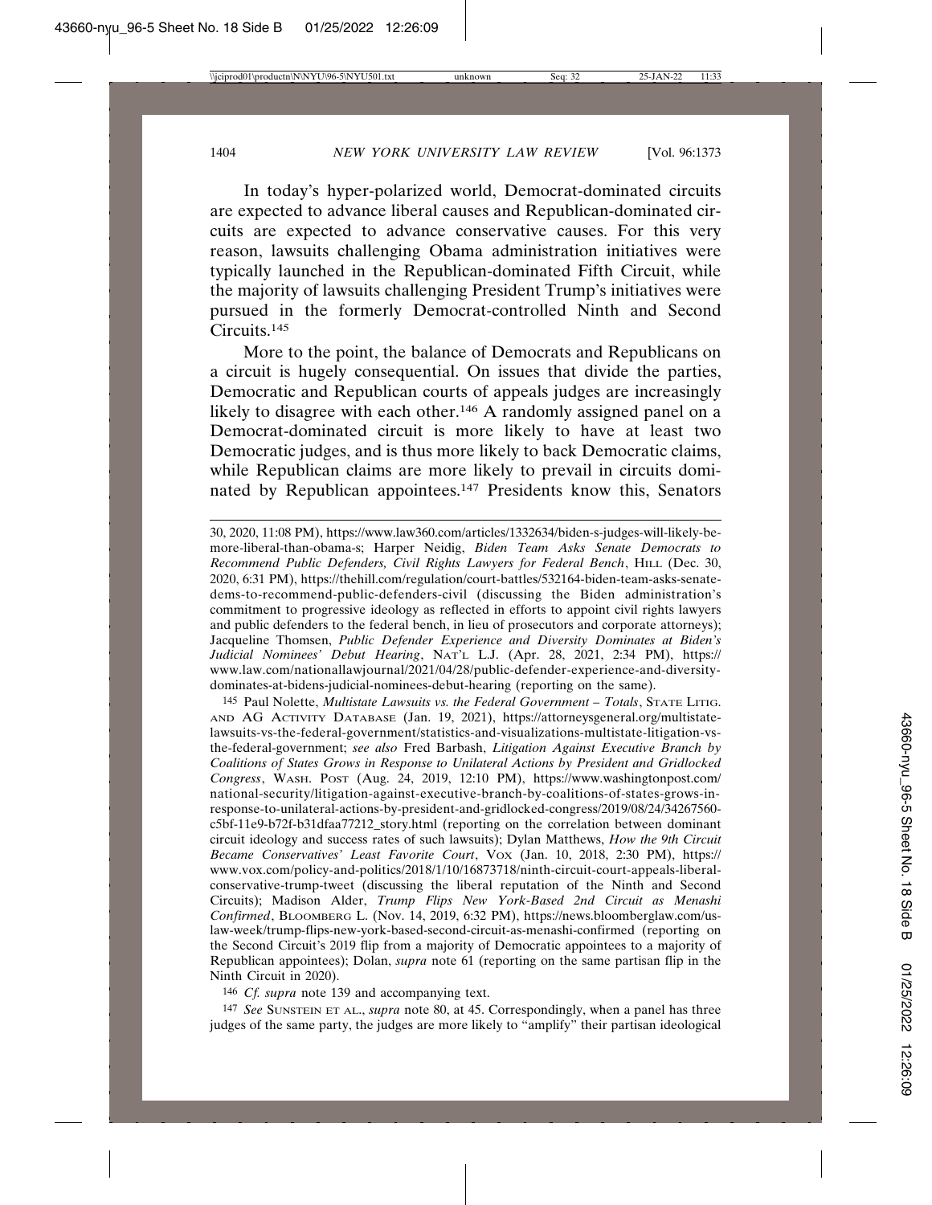In today's hyper-polarized world, Democrat-dominated circuits are expected to advance liberal causes and Republican-dominated circuits are expected to advance conservative causes. For this very reason, lawsuits challenging Obama administration initiatives were typically launched in the Republican-dominated Fifth Circuit, while the majority of lawsuits challenging President Trump's initiatives were pursued in the formerly Democrat-controlled Ninth and Second Circuits.[145]

More to the point, the balance of Democrats and Republicans on a circuit is hugely consequential. On issues that divide the parties, Democratic and Republican courts of appeals judges are increasingly likely to disagree with each other.[146] A randomly assigned panel on a Democrat-dominated circuit is more likely to have at least two Democratic judges, and is thus more likely to back Democratic claims, while Republican claims are more likely to prevail in circuits dominated by Republican appointees.[147] Presidents know this, Senators

---

30, 2020, 11:08 PM), https://www.law360.com/articles/1332634/biden-s-judges-will-likely-be-more-liberal-than-obama-s; Harper Neidig, *Biden Team Asks Senate Democrats to Recommend Public Defenders, Civil Rights Lawyers for Federal Bench*, HILL (Dec. 30, 2020, 6:31 PM), https://thehill.com/regulation/court-battles/532164-biden-team-asks-senate-dems-to-recommend-public-defenders-civil (discussing the Biden administration's commitment to progressive ideology as reflected in efforts to appoint civil rights lawyers and public defenders to the federal bench, in lieu of prosecutors and corporate attorneys); Jacqueline Thomsen, *Public Defender Experience and Diversity Dominates at Biden's Judicial Nominees' Debut Hearing*, NAT'L L.J. (Apr. 28, 2021, 2:34 PM), https://www.law.com/nationallawjournal/2021/04/28/public-defender-experience-and-diversity-dominates-at-bidens-judicial-nominees-debut-hearing (reporting on the same).

145 Paul Nolette, *Multistate Lawsuits vs. the Federal Government – Totals*, STATE LITIG. AND AG ACTIVITY DATABASE (Jan. 19, 2021), https://attorneysgeneral.org/multistate-lawsuits-vs-the-federal-government/statistics-and-visualizations-multistate-litigation-vs-the-federal-government; *see also* Fred Barbash, *Litigation Against Executive Branch by Coalitions of States Grows in Response to Unilateral Actions by President and Gridlocked Congress*, WASH. POST (Aug. 24, 2019, 12:10 PM), https://www.washingtonpost.com/national-security/litigation-against-executive-branch-by-coalitions-of-states-grows-in-response-to-unilateral-actions-by-president-and-gridlocked-congress/2019/08/24/34267560-c5bf-11e9-b72f-b31dfaa77212_story.html (reporting on the correlation between dominant circuit ideology and success rates of such lawsuits); Dylan Matthews, *How the 9th Circuit Became Conservatives' Least Favorite Court*, VOX (Jan. 10, 2018, 2:30 PM), https://www.vox.com/policy-and-politics/2018/1/10/16873718/ninth-circuit-court-appeals-liberal-conservative-trump-tweet (discussing the liberal reputation of the Ninth and Second Circuits); Madison Alder, *Trump Flips New York-Based 2nd Circuit as Menashi Confirmed*, BLOOMBERG L. (Nov. 14, 2019, 6:32 PM), https://news.bloomberglaw.com/us-law-week/trump-flips-new-york-based-second-circuit-as-menashi-confirmed (reporting on the Second Circuit's 2019 flip from a majority of Democratic appointees to a majority of Republican appointees); Dolan, *supra* note 61 (reporting on the same partisan flip in the Ninth Circuit in 2020).

146 *Cf. supra* note 139 and accompanying text.

147 *See* SUNSTEIN ET AL., *supra* note 80, at 45. Correspondingly, when a panel has three judges of the same party, the judges are more likely to "amplify" their partisan ideological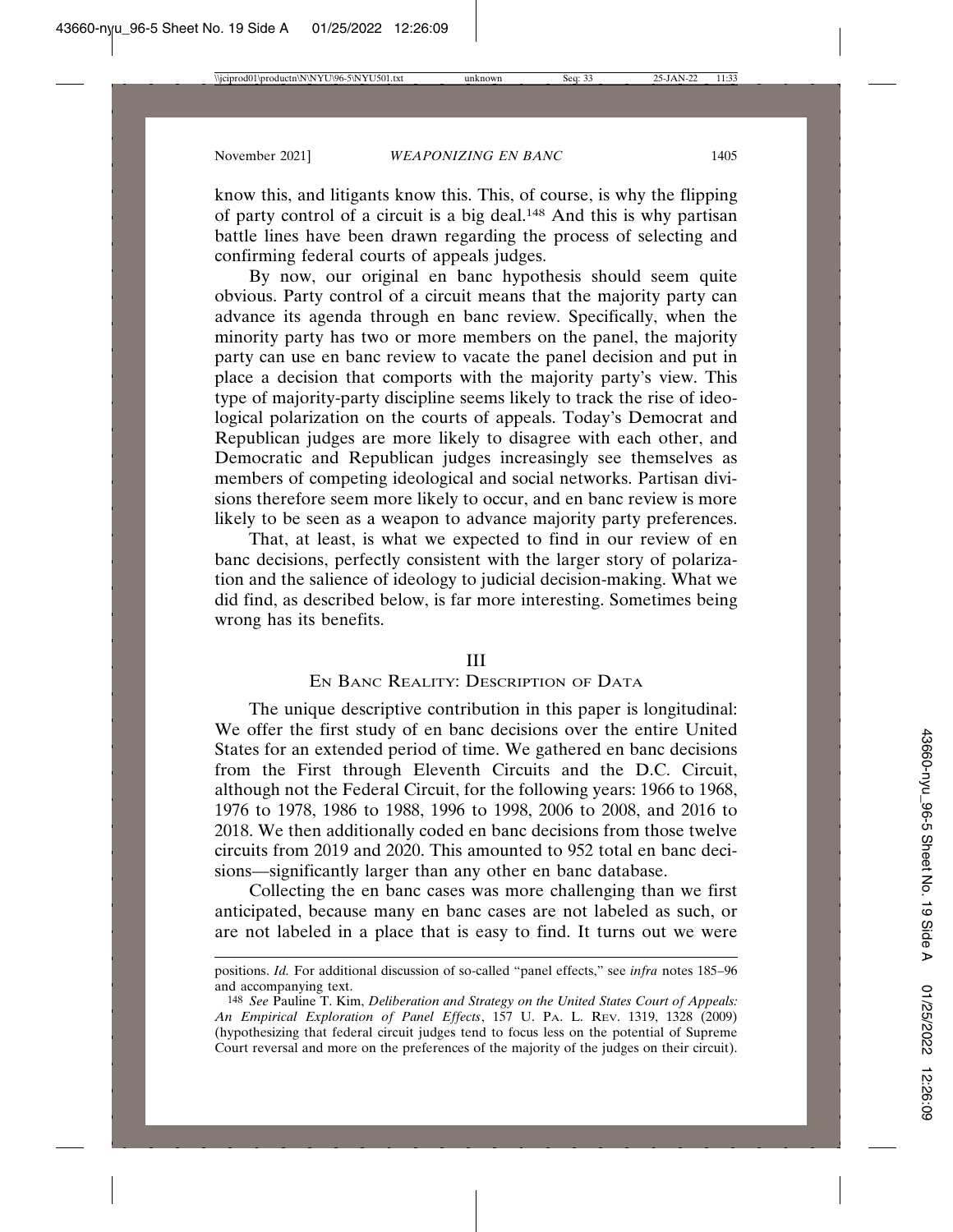know this, and litigants know this. This, of course, is why the flipping of party control of a circuit is a big deal.[148] And this is why partisan battle lines have been drawn regarding the process of selecting and confirming federal courts of appeals judges.

By now, our original en banc hypothesis should seem quite obvious. Party control of a circuit means that the majority party can advance its agenda through en banc review. Specifically, when the minority party has two or more members on the panel, the majority party can use en banc review to vacate the panel decision and put in place a decision that comports with the majority party's view. This type of majority-party discipline seems likely to track the rise of ideological polarization on the courts of appeals. Today's Democrat and Republican judges are more likely to disagree with each other, and Democratic and Republican judges increasingly see themselves as members of competing ideological and social networks. Partisan divisions therefore seem more likely to occur, and en banc review is more likely to be seen as a weapon to advance majority party preferences.

That, at least, is what we expected to find in our review of en banc decisions, perfectly consistent with the larger story of polarization and the salience of ideology to judicial decision-making. What we did find, as described below, is far more interesting. Sometimes being wrong has its benefits.

## III
## En Banc Reality: Description of Data

The unique descriptive contribution in this paper is longitudinal: We offer the first study of en banc decisions over the entire United States for an extended period of time. We gathered en banc decisions from the First through Eleventh Circuits and the D.C. Circuit, although not the Federal Circuit, for the following years: 1966 to 1968, 1976 to 1978, 1986 to 1988, 1996 to 1998, 2006 to 2008, and 2016 to 2018. We then additionally coded en banc decisions from those twelve circuits from 2019 and 2020. This amounted to 952 total en banc decisions—significantly larger than any other en banc database.

Collecting the en banc cases was more challenging than we first anticipated, because many en banc cases are not labeled as such, or are not labeled in a place that is easy to find. It turns out we were

---

positions. *Id.* For additional discussion of so-called "panel effects," see *infra* notes 185–96 and accompanying text.

[148] *See* Pauline T. Kim, *Deliberation and Strategy on the United States Court of Appeals: An Empirical Exploration of Panel Effects*, 157 U. Pa. L. Rev. 1319, 1328 (2009) (hypothesizing that federal circuit judges tend to focus less on the potential of Supreme Court reversal and more on the preferences of the majority of the judges on their circuit).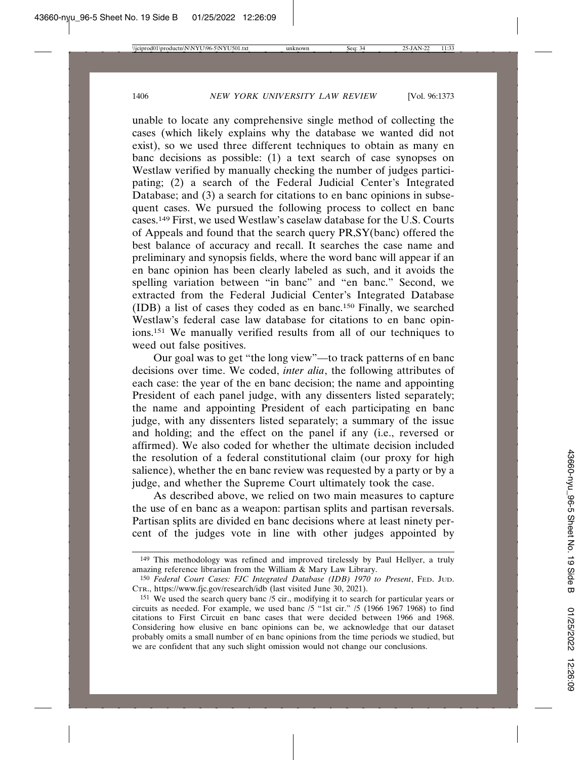unable to locate any comprehensive single method of collecting the cases (which likely explains why the database we wanted did not exist), so we used three different techniques to obtain as many en banc decisions as possible: (1) a text search of case synopses on Westlaw verified by manually checking the number of judges participating; (2) a search of the Federal Judicial Center's Integrated Database; and (3) a search for citations to en banc opinions in subsequent cases. We pursued the following process to collect en banc cases.[149] First, we used Westlaw's caselaw database for the U.S. Courts of Appeals and found that the search query PR,SY(banc) offered the best balance of accuracy and recall. It searches the case name and preliminary and synopsis fields, where the word banc will appear if an en banc opinion has been clearly labeled as such, and it avoids the spelling variation between "in banc" and "en banc." Second, we extracted from the Federal Judicial Center's Integrated Database (IDB) a list of cases they coded as en banc.[150] Finally, we searched Westlaw's federal case law database for citations to en banc opinions.[151] We manually verified results from all of our techniques to weed out false positives.

Our goal was to get "the long view"—to track patterns of en banc decisions over time. We coded, *inter alia*, the following attributes of each case: the year of the en banc decision; the name and appointing President of each panel judge, with any dissenters listed separately; the name and appointing President of each participating en banc judge, with any dissenters listed separately; a summary of the issue and holding; and the effect on the panel if any (i.e., reversed or affirmed). We also coded for whether the ultimate decision included the resolution of a federal constitutional claim (our proxy for high salience), whether the en banc review was requested by a party or by a judge, and whether the Supreme Court ultimately took the case.

As described above, we relied on two main measures to capture the use of en banc as a weapon: partisan splits and partisan reversals. Partisan splits are divided en banc decisions where at least ninety percent of the judges vote in line with other judges appointed by

---

[149] This methodology was refined and improved tirelessly by Paul Hellyer, a truly amazing reference librarian from the William & Mary Law Library.

[150] *Federal Court Cases: FJC Integrated Database (IDB) 1970 to Present*, FED. JUD. CTR., https://www.fjc.gov/research/idb (last visited June 30, 2021).

[151] We used the search query banc /5 cir., modifying it to search for particular years or circuits as needed. For example, we used banc /5 "1st cir." /5 (1966 1967 1968) to find citations to First Circuit en banc cases that were decided between 1966 and 1968. Considering how elusive en banc opinions can be, we acknowledge that our dataset probably omits a small number of en banc opinions from the time periods we studied, but we are confident that any such slight omission would not change our conclusions.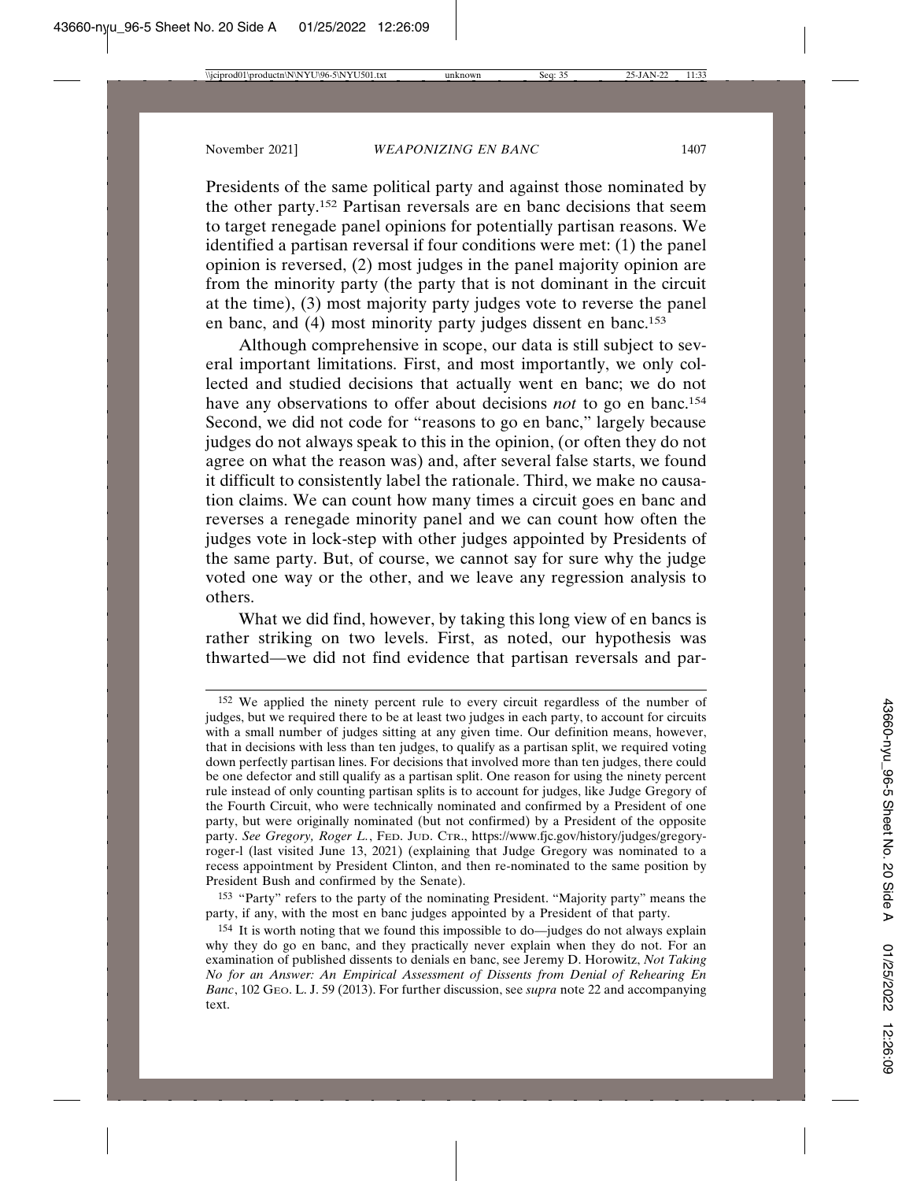Presidents of the same political party and against those nominated by the other party.[152] Partisan reversals are en banc decisions that seem to target renegade panel opinions for potentially partisan reasons. We identified a partisan reversal if four conditions were met: (1) the panel opinion is reversed, (2) most judges in the panel majority opinion are from the minority party (the party that is not dominant in the circuit at the time), (3) most majority party judges vote to reverse the panel en banc, and (4) most minority party judges dissent en banc.[153]

Although comprehensive in scope, our data is still subject to several important limitations. First, and most importantly, we only collected and studied decisions that actually went en banc; we do not have any observations to offer about decisions *not* to go en banc.[154] Second, we did not code for "reasons to go en banc," largely because judges do not always speak to this in the opinion, (or often they do not agree on what the reason was) and, after several false starts, we found it difficult to consistently label the rationale. Third, we make no causation claims. We can count how many times a circuit goes en banc and reverses a renegade minority panel and we can count how often the judges vote in lock-step with other judges appointed by Presidents of the same party. But, of course, we cannot say for sure why the judge voted one way or the other, and we leave any regression analysis to others.

What we did find, however, by taking this long view of en bancs is rather striking on two levels. First, as noted, our hypothesis was thwarted—we did not find evidence that partisan reversals and par-

---

[152] We applied the ninety percent rule to every circuit regardless of the number of judges, but we required there to be at least two judges in each party, to account for circuits with a small number of judges sitting at any given time. Our definition means, however, that in decisions with less than ten judges, to qualify as a partisan split, we required voting down perfectly partisan lines. For decisions that involved more than ten judges, there could be one defector and still qualify as a partisan split. One reason for using the ninety percent rule instead of only counting partisan splits is to account for judges, like Judge Gregory of the Fourth Circuit, who were technically nominated and confirmed by a President of one party, but were originally nominated (but not confirmed) by a President of the opposite party. *See Gregory, Roger L.*, FED. JUD. CTR., https://www.fjc.gov/history/judges/gregory-roger-l (last visited June 13, 2021) (explaining that Judge Gregory was nominated to a recess appointment by President Clinton, and then re-nominated to the same position by President Bush and confirmed by the Senate).

[153] "Party" refers to the party of the nominating President. "Majority party" means the party, if any, with the most en banc judges appointed by a President of that party.

[154] It is worth noting that we found this impossible to do—judges do not always explain why they do go en banc, and they practically never explain when they do not. For an examination of published dissents to denials en banc, see Jeremy D. Horowitz, *Not Taking No for an Answer: An Empirical Assessment of Dissents from Denial of Rehearing En Banc*, 102 GEO. L. J. 59 (2013). For further discussion, see *supra* note 22 and accompanying text.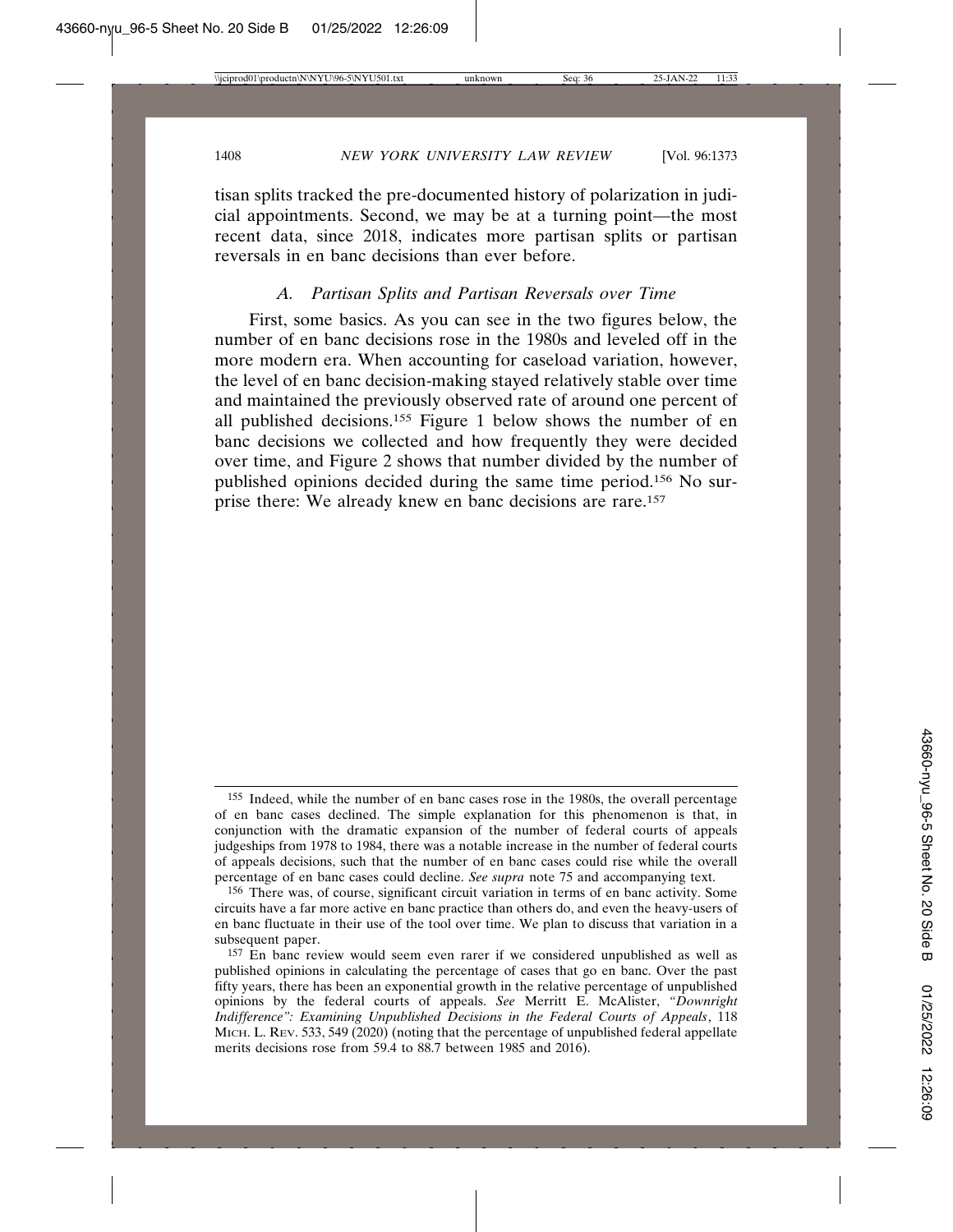tisan splits tracked the pre-documented history of polarization in judicial appointments. Second, we may be at a turning point—the most recent data, since 2018, indicates more partisan splits or partisan reversals in en banc decisions than ever before.

### *A. Partisan Splits and Partisan Reversals over Time*

First, some basics. As you can see in the two figures below, the number of en banc decisions rose in the 1980s and leveled off in the more modern era. When accounting for caseload variation, however, the level of en banc decision-making stayed relatively stable over time and maintained the previously observed rate of around one percent of all published decisions.[155] Figure 1 below shows the number of en banc decisions we collected and how frequently they were decided over time, and Figure 2 shows that number divided by the number of published opinions decided during the same time period.[156] No surprise there: We already knew en banc decisions are rare.[157]

---

[155] Indeed, while the number of en banc cases rose in the 1980s, the overall percentage of en banc cases declined. The simple explanation for this phenomenon is that, in conjunction with the dramatic expansion of the number of federal courts of appeals judgeships from 1978 to 1984, there was a notable increase in the number of federal courts of appeals decisions, such that the number of en banc cases could rise while the overall percentage of en banc cases could decline. *See supra* note 75 and accompanying text.

[156] There was, of course, significant circuit variation in terms of en banc activity. Some circuits have a far more active en banc practice than others do, and even the heavy-users of en banc fluctuate in their use of the tool over time. We plan to discuss that variation in a subsequent paper.

[157] En banc review would seem even rarer if we considered unpublished as well as published opinions in calculating the percentage of cases that go en banc. Over the past fifty years, there has been an exponential growth in the relative percentage of unpublished opinions by the federal courts of appeals. *See* Merritt E. McAlister, *"Downright Indifference": Examining Unpublished Decisions in the Federal Courts of Appeals*, 118 MICH. L. REV. 533, 549 (2020) (noting that the percentage of unpublished federal appellate merits decisions rose from 59.4 to 88.7 between 1985 and 2016).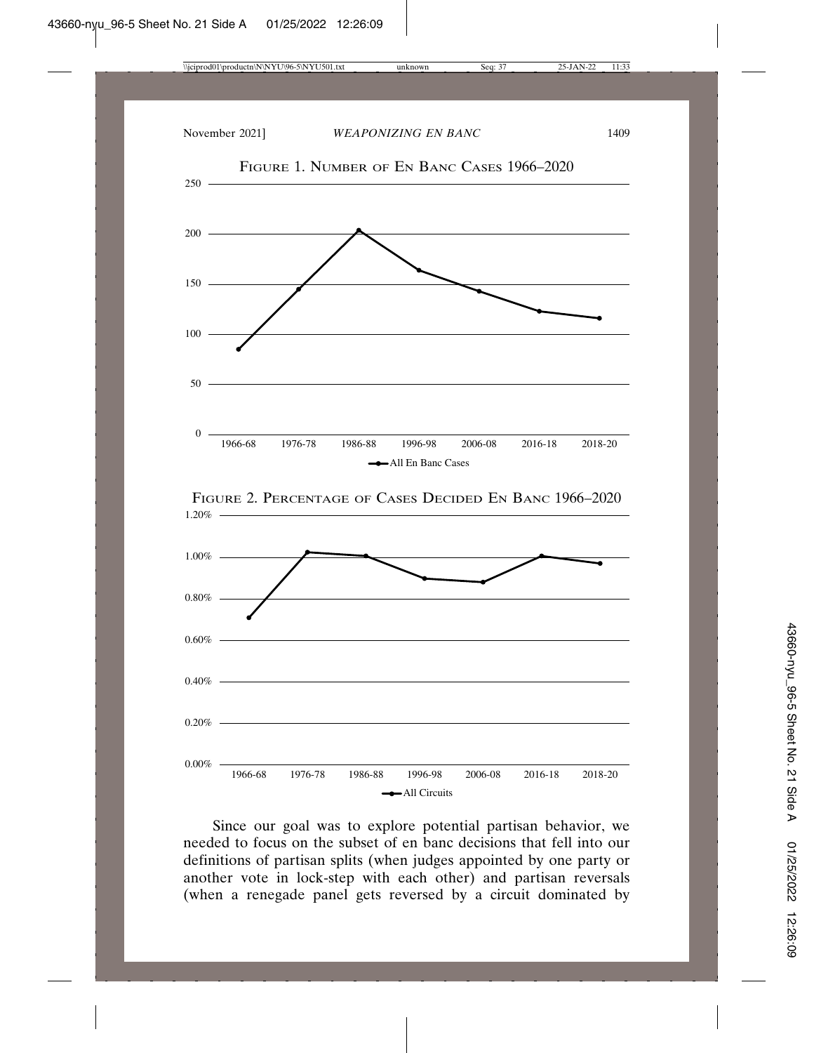FIGURE 1. NUMBER OF EN BANC CASES 1966–2020

FIGURE 2. PERCENTAGE OF CASES DECIDED EN BANC 1966–2020

Since our goal was to explore potential partisan behavior, we needed to focus on the subset of en banc decisions that fell into our definitions of partisan splits (when judges appointed by one party or another vote in lock-step with each other) and partisan reversals (when a renegade panel gets reversed by a circuit dominated by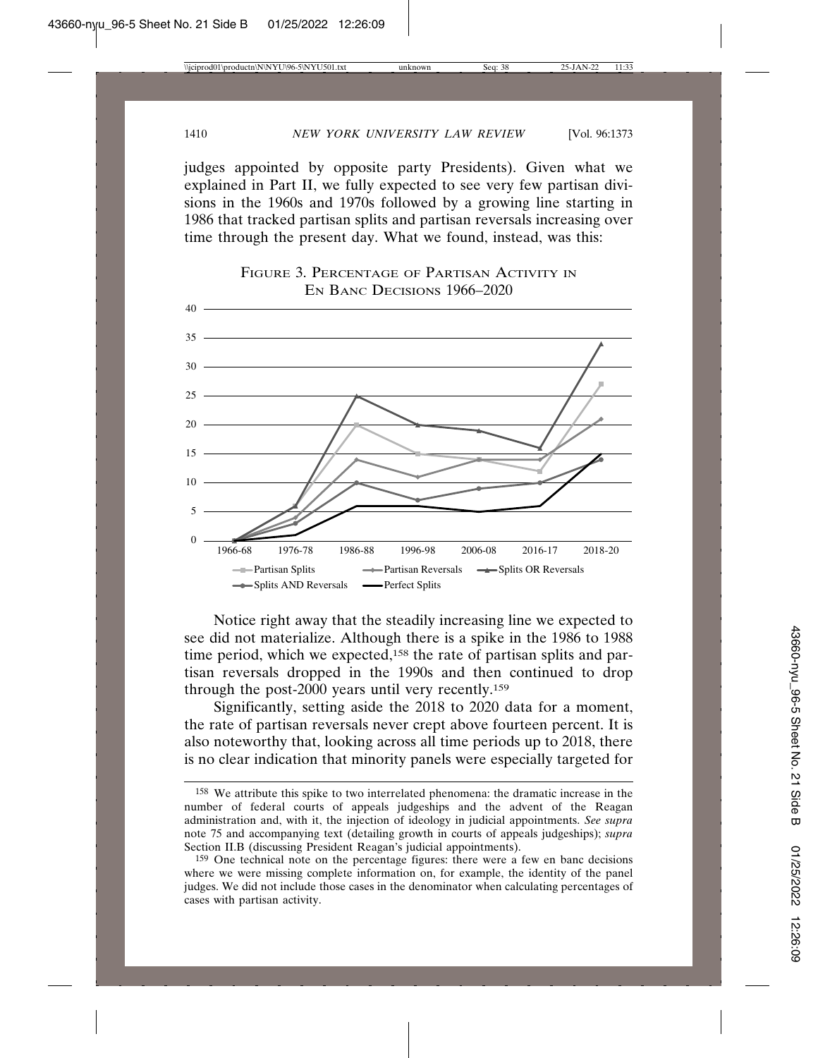judges appointed by opposite party Presidents). Given what we explained in Part II, we fully expected to see very few partisan divisions in the 1960s and 1970s followed by a growing line starting in 1986 that tracked partisan splits and partisan reversals increasing over time through the present day. What we found, instead, was this:

FIGURE 3. PERCENTAGE OF PARTISAN ACTIVITY IN EN BANC DECISIONS 1966–2020

Notice right away that the steadily increasing line we expected to see did not materialize. Although there is a spike in the 1986 to 1988 time period, which we expected,[158] the rate of partisan splits and partisan reversals dropped in the 1990s and then continued to drop through the post-2000 years until very recently.[159]

Significantly, setting aside the 2018 to 2020 data for a moment, the rate of partisan reversals never crept above fourteen percent. It is also noteworthy that, looking across all time periods up to 2018, there is no clear indication that minority panels were especially targeted for

[158] We attribute this spike to two interrelated phenomena: the dramatic increase in the number of federal courts of appeals judgeships and the advent of the Reagan administration and, with it, the injection of ideology in judicial appointments. *See supra* note 75 and accompanying text (detailing growth in courts of appeals judgeships); *supra* Section II.B (discussing President Reagan's judicial appointments).

[159] One technical note on the percentage figures: there were a few en banc decisions where we were missing complete information on, for example, the identity of the panel judges. We did not include those cases in the denominator when calculating percentages of cases with partisan activity.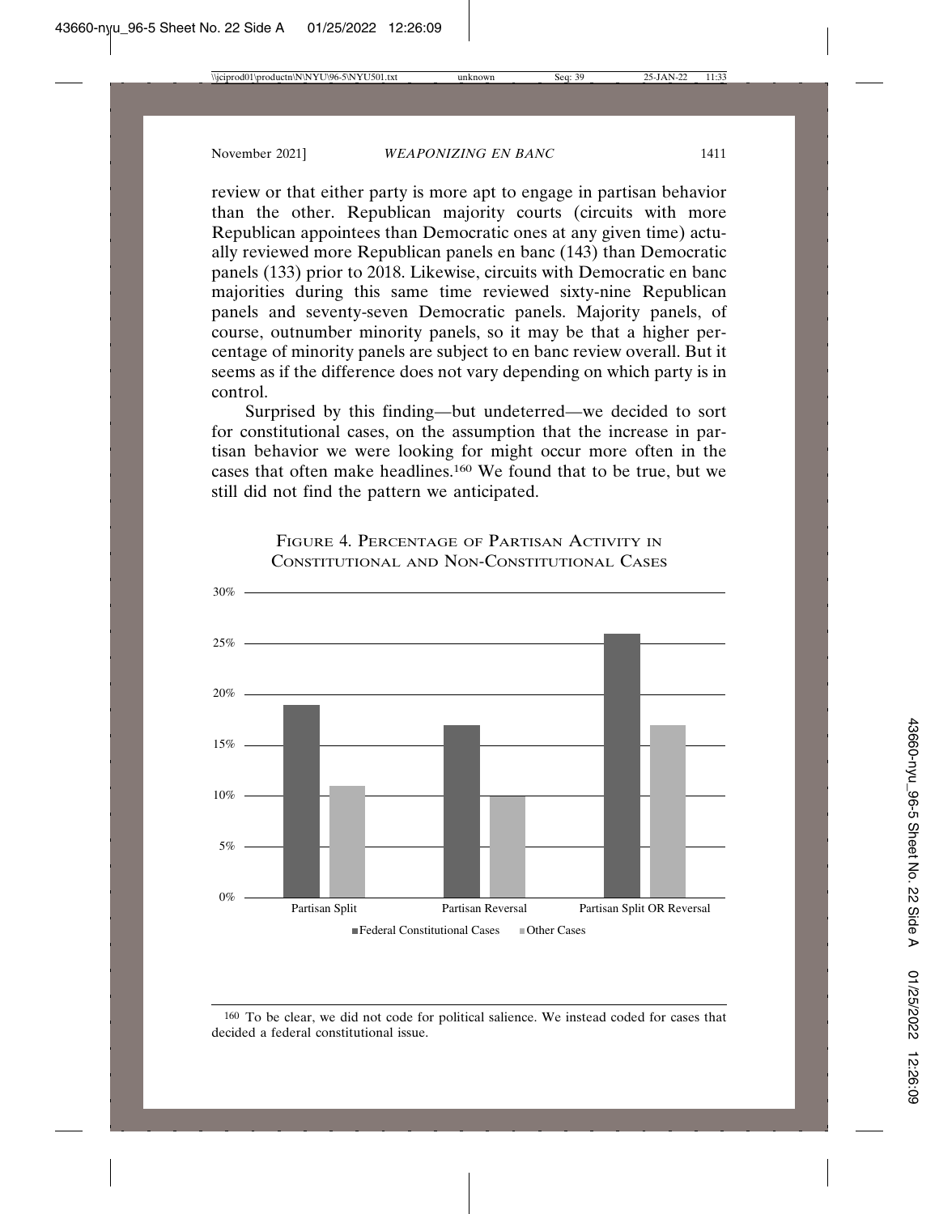review or that either party is more apt to engage in partisan behavior than the other. Republican majority courts (circuits with more Republican appointees than Democratic ones at any given time) actually reviewed more Republican panels en banc (143) than Democratic panels (133) prior to 2018. Likewise, circuits with Democratic en banc majorities during this same time reviewed sixty-nine Republican panels and seventy-seven Democratic panels. Majority panels, of course, outnumber minority panels, so it may be that a higher percentage of minority panels are subject to en banc review overall. But it seems as if the difference does not vary depending on which party is in control.

Surprised by this finding—but undeterred—we decided to sort for constitutional cases, on the assumption that the increase in partisan behavior we were looking for might occur more often in the cases that often make headlines.[160] We found that to be true, but we still did not find the pattern we anticipated.

FIGURE 4. PERCENTAGE OF PARTISAN ACTIVITY IN CONSTITUTIONAL AND NON-CONSTITUTIONAL CASES

---

[160] To be clear, we did not code for political salience. We instead coded for cases that decided a federal constitutional issue.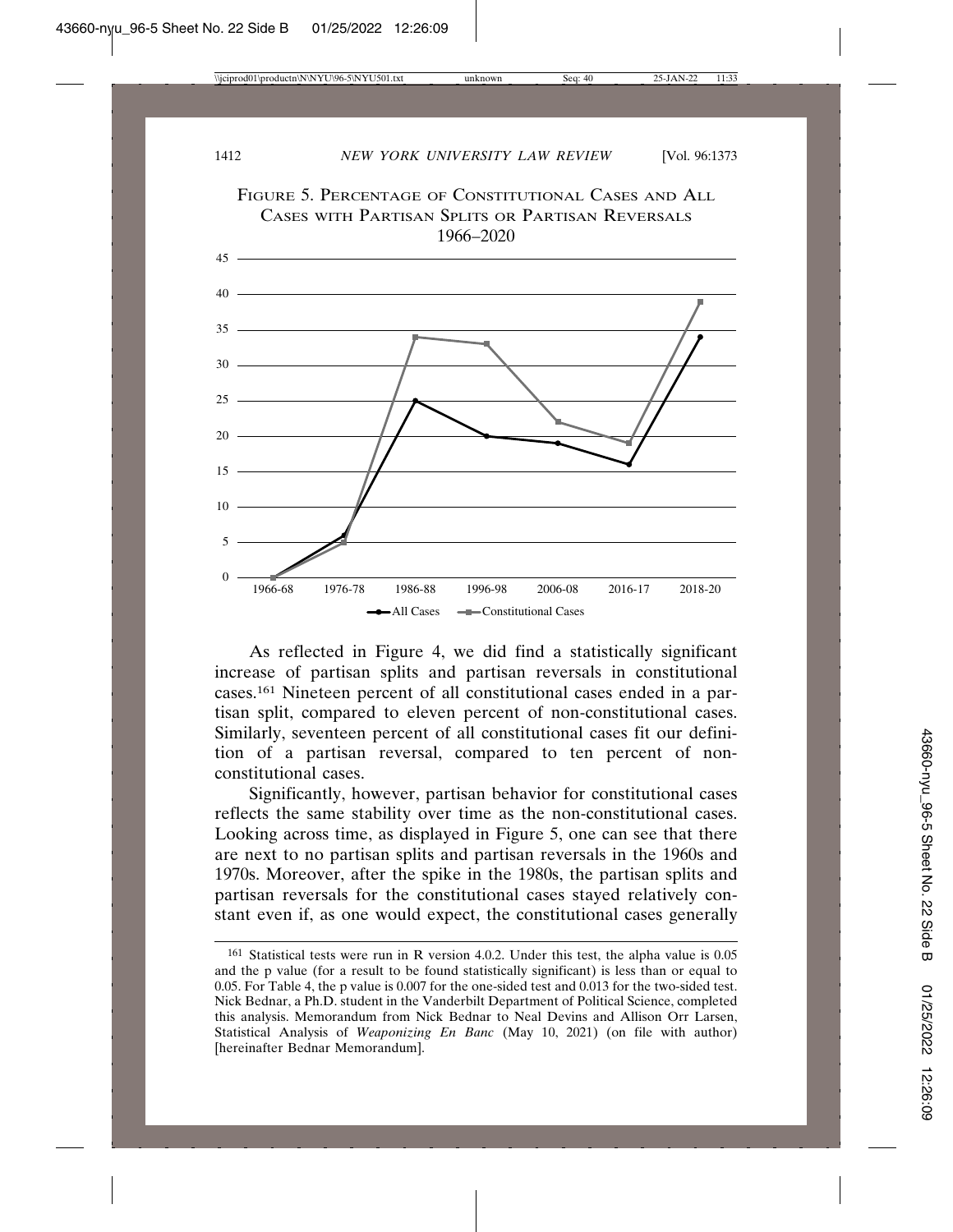FIGURE 5. PERCENTAGE OF CONSTITUTIONAL CASES AND ALL CASES WITH PARTISAN SPLITS OR PARTISAN REVERSALS 1966–2020

As reflected in Figure 4, we did find a statistically significant increase of partisan splits and partisan reversals in constitutional cases.[161] Nineteen percent of all constitutional cases ended in a partisan split, compared to eleven percent of non-constitutional cases. Similarly, seventeen percent of all constitutional cases fit our definition of a partisan reversal, compared to ten percent of non-constitutional cases.

Significantly, however, partisan behavior for constitutional cases reflects the same stability over time as the non-constitutional cases. Looking across time, as displayed in Figure 5, one can see that there are next to no partisan splits and partisan reversals in the 1960s and 1970s. Moreover, after the spike in the 1980s, the partisan splits and partisan reversals for the constitutional cases stayed relatively constant even if, as one would expect, the constitutional cases generally

[161] Statistical tests were run in R version 4.0.2. Under this test, the alpha value is 0.05 and the p value (for a result to be found statistically significant) is less than or equal to 0.05. For Table 4, the p value is 0.007 for the one-sided test and 0.013 for the two-sided test. Nick Bednar, a Ph.D. student in the Vanderbilt Department of Political Science, completed this analysis. Memorandum from Nick Bednar to Neal Devins and Allison Orr Larsen, Statistical Analysis of *Weaponizing En Banc* (May 10, 2021) (on file with author) [hereinafter Bednar Memorandum].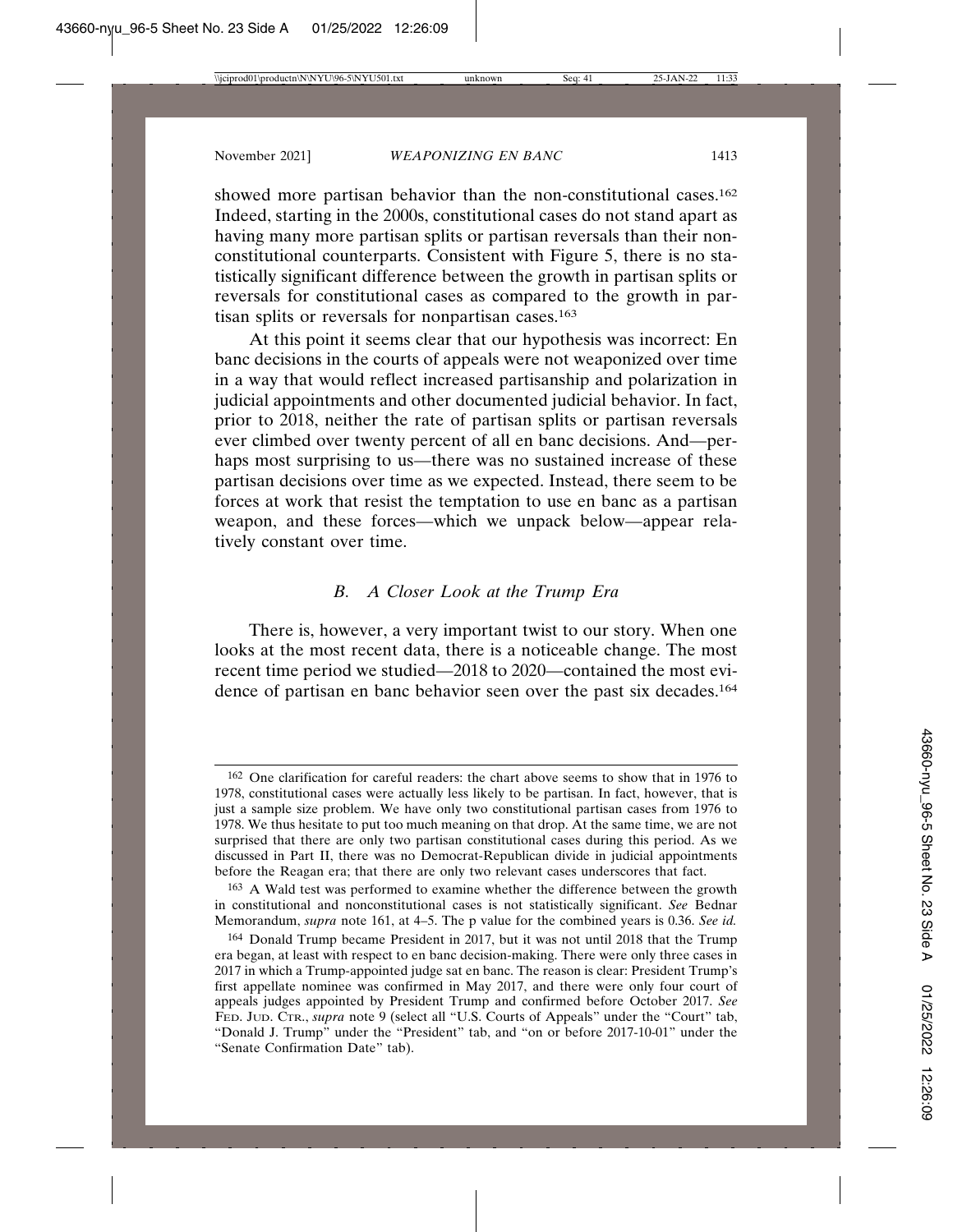showed more partisan behavior than the non-constitutional cases.[162] Indeed, starting in the 2000s, constitutional cases do not stand apart as having many more partisan splits or partisan reversals than their non-constitutional counterparts. Consistent with Figure 5, there is no statistically significant difference between the growth in partisan splits or reversals for constitutional cases as compared to the growth in partisan splits or reversals for nonpartisan cases.[163]

At this point it seems clear that our hypothesis was incorrect: En banc decisions in the courts of appeals were not weaponized over time in a way that would reflect increased partisanship and polarization in judicial appointments and other documented judicial behavior. In fact, prior to 2018, neither the rate of partisan splits or partisan reversals ever climbed over twenty percent of all en banc decisions. And—perhaps most surprising to us—there was no sustained increase of these partisan decisions over time as we expected. Instead, there seem to be forces at work that resist the temptation to use en banc as a partisan weapon, and these forces—which we unpack below—appear relatively constant over time.

### *B. A Closer Look at the Trump Era*

There is, however, a very important twist to our story. When one looks at the most recent data, there is a noticeable change. The most recent time period we studied—2018 to 2020—contained the most evidence of partisan en banc behavior seen over the past six decades.[164]

---

[162] One clarification for careful readers: the chart above seems to show that in 1976 to 1978, constitutional cases were actually less likely to be partisan. In fact, however, that is just a sample size problem. We have only two constitutional partisan cases from 1976 to 1978. We thus hesitate to put too much meaning on that drop. At the same time, we are not surprised that there are only two partisan constitutional cases during this period. As we discussed in Part II, there was no Democrat-Republican divide in judicial appointments before the Reagan era; that there are only two relevant cases underscores that fact.

[163] A Wald test was performed to examine whether the difference between the growth in constitutional and nonconstitutional cases is not statistically significant. *See* Bednar Memorandum, *supra* note 161, at 4–5. The p value for the combined years is 0.36. *See id.*

[164] Donald Trump became President in 2017, but it was not until 2018 that the Trump era began, at least with respect to en banc decision-making. There were only three cases in 2017 in which a Trump-appointed judge sat en banc. The reason is clear: President Trump's first appellate nominee was confirmed in May 2017, and there were only four court of appeals judges appointed by President Trump and confirmed before October 2017. *See* FED. JUD. CTR., *supra* note 9 (select all "U.S. Courts of Appeals" under the "Court" tab, "Donald J. Trump" under the "President" tab, and "on or before 2017-10-01" under the "Senate Confirmation Date" tab).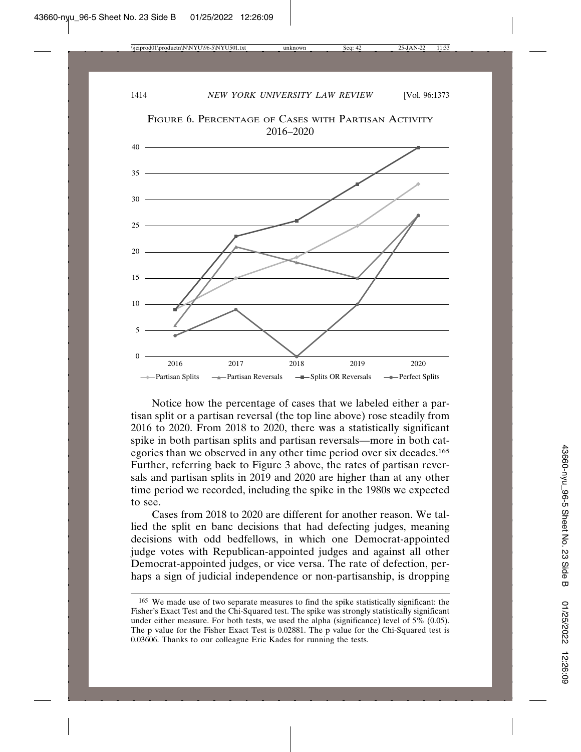FIGURE 6. PERCENTAGE OF CASES WITH PARTISAN ACTIVITY 2016–2020

Notice how the percentage of cases that we labeled either a partisan split or a partisan reversal (the top line above) rose steadily from 2016 to 2020. From 2018 to 2020, there was a statistically significant spike in both partisan splits and partisan reversals—more in both categories than we observed in any other time period over six decades.[165] Further, referring back to Figure 3 above, the rates of partisan reversals and partisan splits in 2019 and 2020 are higher than at any other time period we recorded, including the spike in the 1980s we expected to see.

Cases from 2018 to 2020 are different for another reason. We tallied the split en banc decisions that had defecting judges, meaning decisions with odd bedfellows, in which one Democrat-appointed judge votes with Republican-appointed judges and against all other Democrat-appointed judges, or vice versa. The rate of defection, perhaps a sign of judicial independence or non-partisanship, is dropping

[165] We made use of two separate measures to find the spike statistically significant: the Fisher's Exact Test and the Chi-Squared test. The spike was strongly statistically significant under either measure. For both tests, we used the alpha (significance) level of 5% (0.05). The p value for the Fisher Exact Test is 0.02881. The p value for the Chi-Squared test is 0.03606. Thanks to our colleague Eric Kades for running the tests.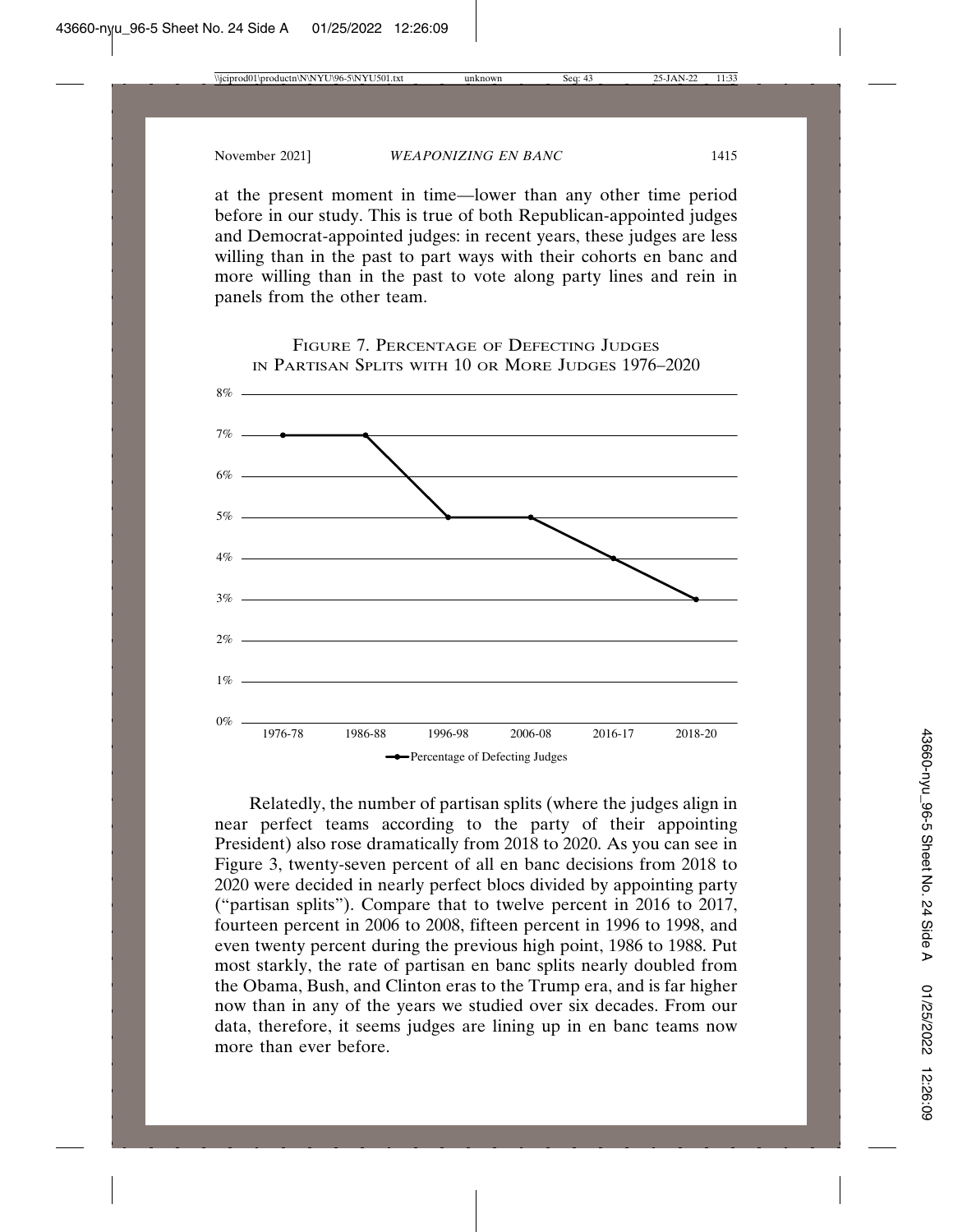at the present moment in time—lower than any other time period before in our study. This is true of both Republican-appointed judges and Democrat-appointed judges: in recent years, these judges are less willing than in the past to part ways with their cohorts en banc and more willing than in the past to vote along party lines and rein in panels from the other team.

FIGURE 7. PERCENTAGE OF DEFECTING JUDGES IN PARTISAN SPLITS WITH 10 OR MORE JUDGES 1976–2020

| Period | Percentage of Defecting Judges |
| --- | --- |
| 1976-78 | 7% |
| 1986-88 | 7% |
| 1996-98 | 5% |
| 2006-08 | 5% |
| 2016-17 | 4% |
| 2018-20 | 3% |

Relatedly, the number of partisan splits (where the judges align in near perfect teams according to the party of their appointing President) also rose dramatically from 2018 to 2020. As you can see in Figure 3, twenty-seven percent of all en banc decisions from 2018 to 2020 were decided in nearly perfect blocs divided by appointing party ("partisan splits"). Compare that to twelve percent in 2016 to 2017, fourteen percent in 2006 to 2008, fifteen percent in 1996 to 1998, and even twenty percent during the previous high point, 1986 to 1988. Put most starkly, the rate of partisan en banc splits nearly doubled from the Obama, Bush, and Clinton eras to the Trump era, and is far higher now than in any of the years we studied over six decades. From our data, therefore, it seems judges are lining up in en banc teams now more than ever before.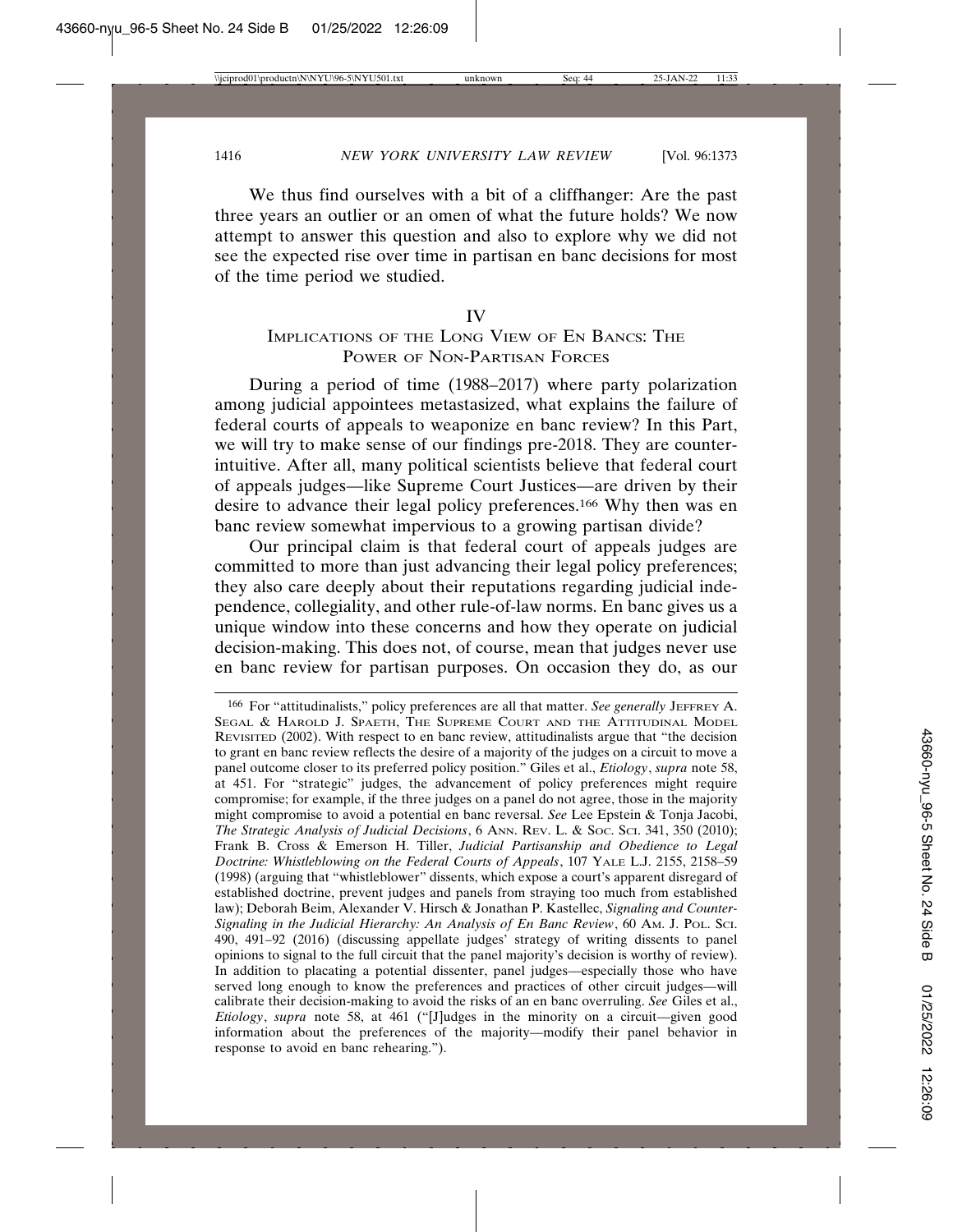We thus find ourselves with a bit of a cliffhanger: Are the past three years an outlier or an omen of what the future holds? We now attempt to answer this question and also to explore why we did not see the expected rise over time in partisan en banc decisions for most of the time period we studied.

## IV
## Implications of the Long View of En Bancs: The Power of Non-Partisan Forces

During a period of time (1988–2017) where party polarization among judicial appointees metastasized, what explains the failure of federal courts of appeals to weaponize en banc review? In this Part, we will try to make sense of our findings pre-2018. They are counter-intuitive. After all, many political scientists believe that federal court of appeals judges—like Supreme Court Justices—are driven by their desire to advance their legal policy preferences.[166] Why then was en banc review somewhat impervious to a growing partisan divide?

Our principal claim is that federal court of appeals judges are committed to more than just advancing their legal policy preferences; they also care deeply about their reputations regarding judicial independence, collegiality, and other rule-of-law norms. En banc gives us a unique window into these concerns and how they operate on judicial decision-making. This does not, of course, mean that judges never use en banc review for partisan purposes. On occasion they do, as our

---

[166] For "attitudinalists," policy preferences are all that matter. *See generally* Jeffrey A. Segal & Harold J. Spaeth, The Supreme Court and the Attitudinal Model Revisited (2002). With respect to en banc review, attitudinalists argue that "the decision to grant en banc review reflects the desire of a majority of the judges on a circuit to move a panel outcome closer to its preferred policy position." Giles et al., *Etiology*, *supra* note 58, at 451. For "strategic" judges, the advancement of policy preferences might require compromise; for example, if the three judges on a panel do not agree, those in the majority might compromise to avoid a potential en banc reversal. *See* Lee Epstein & Tonja Jacobi, *The Strategic Analysis of Judicial Decisions*, 6 Ann. Rev. L. & Soc. Sci. 341, 350 (2010); Frank B. Cross & Emerson H. Tiller, *Judicial Partisanship and Obedience to Legal Doctrine: Whistleblowing on the Federal Courts of Appeals*, 107 Yale L.J. 2155, 2158–59 (1998) (arguing that "whistleblower" dissents, which expose a court's apparent disregard of established doctrine, prevent judges and panels from straying too much from established law); Deborah Beim, Alexander V. Hirsch & Jonathan P. Kastellec, *Signaling and Counter-Signaling in the Judicial Hierarchy: An Analysis of En Banc Review*, 60 Am. J. Pol. Sci. 490, 491–92 (2016) (discussing appellate judges' strategy of writing dissents to panel opinions to signal to the full circuit that the panel majority's decision is worthy of review). In addition to placating a potential dissenter, panel judges—especially those who have served long enough to know the preferences and practices of other circuit judges—will calibrate their decision-making to avoid the risks of an en banc overruling. *See* Giles et al., *Etiology*, *supra* note 58, at 461 ("[J]udges in the minority on a circuit—given good information about the preferences of the majority—modify their panel behavior in response to avoid en banc rehearing.").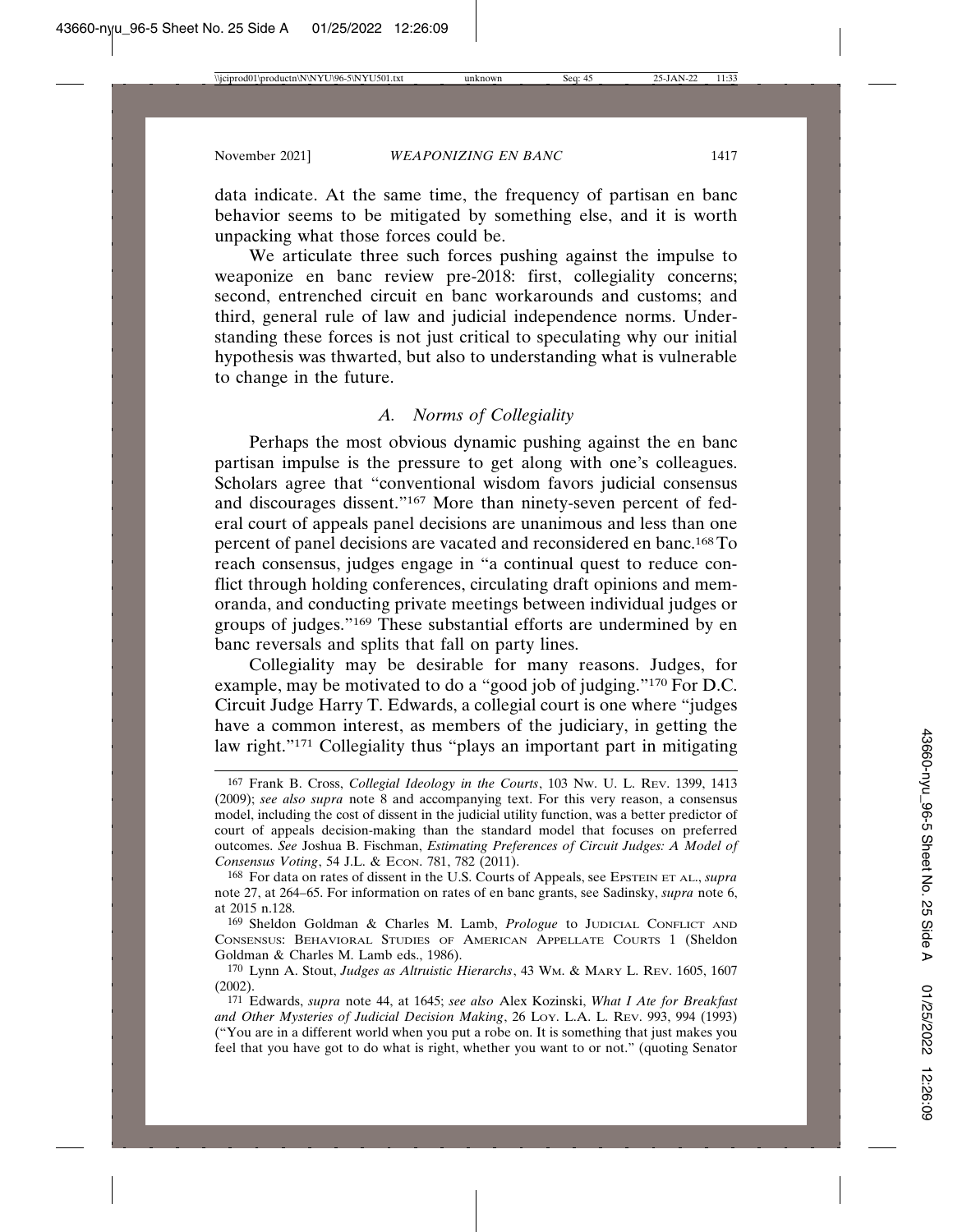data indicate. At the same time, the frequency of partisan en banc behavior seems to be mitigated by something else, and it is worth unpacking what those forces could be.

We articulate three such forces pushing against the impulse to weaponize en banc review pre-2018: first, collegiality concerns; second, entrenched circuit en banc workarounds and customs; and third, general rule of law and judicial independence norms. Understanding these forces is not just critical to speculating why our initial hypothesis was thwarted, but also to understanding what is vulnerable to change in the future.

### *A. Norms of Collegiality*

Perhaps the most obvious dynamic pushing against the en banc partisan impulse is the pressure to get along with one's colleagues. Scholars agree that "conventional wisdom favors judicial consensus and discourages dissent."[167] More than ninety-seven percent of federal court of appeals panel decisions are unanimous and less than one percent of panel decisions are vacated and reconsidered en banc.[168] To reach consensus, judges engage in "a continual quest to reduce conflict through holding conferences, circulating draft opinions and memoranda, and conducting private meetings between individual judges or groups of judges."[169] These substantial efforts are undermined by en banc reversals and splits that fall on party lines.

Collegiality may be desirable for many reasons. Judges, for example, may be motivated to do a "good job of judging."[170] For D.C. Circuit Judge Harry T. Edwards, a collegial court is one where "judges have a common interest, as members of the judiciary, in getting the law right."[171] Collegiality thus "plays an important part in mitigating

---

[167] Frank B. Cross, *Collegial Ideology in the Courts*, 103 Nw. U. L. Rev. 1399, 1413 (2009); *see also supra* note 8 and accompanying text. For this very reason, a consensus model, including the cost of dissent in the judicial utility function, was a better predictor of court of appeals decision-making than the standard model that focuses on preferred outcomes. *See* Joshua B. Fischman, *Estimating Preferences of Circuit Judges: A Model of Consensus Voting*, 54 J.L. & Econ. 781, 782 (2011).

[168] For data on rates of dissent in the U.S. Courts of Appeals, see Epstein et al., *supra* note 27, at 264–65. For information on rates of en banc grants, see Sadinsky, *supra* note 6, at 2015 n.128.

[169] Sheldon Goldman & Charles M. Lamb, *Prologue* to Judicial Conflict and Consensus: Behavioral Studies of American Appellate Courts 1 (Sheldon Goldman & Charles M. Lamb eds., 1986).

[170] Lynn A. Stout, *Judges as Altruistic Hierarchs*, 43 Wm. & Mary L. Rev. 1605, 1607 (2002).

[171] Edwards, *supra* note 44, at 1645; *see also* Alex Kozinski, *What I Ate for Breakfast and Other Mysteries of Judicial Decision Making*, 26 Loy. L.A. L. Rev. 993, 994 (1993) ("You are in a different world when you put a robe on. It is something that just makes you feel that you have got to do what is right, whether you want to or not." (quoting Senator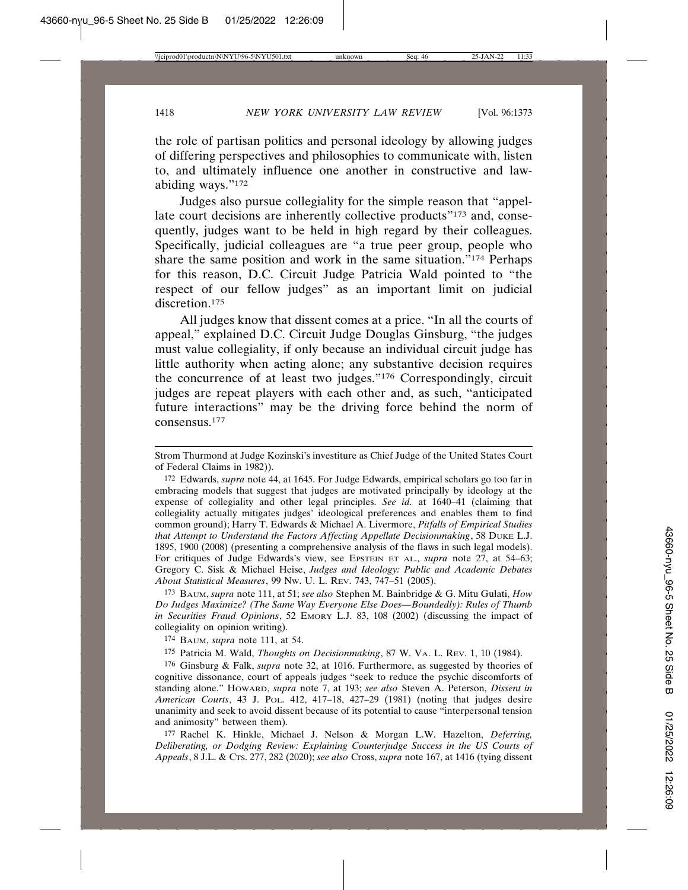the role of partisan politics and personal ideology by allowing judges of differing perspectives and philosophies to communicate with, listen to, and ultimately influence one another in constructive and law-abiding ways."[172]

Judges also pursue collegiality for the simple reason that "appellate court decisions are inherently collective products"[173] and, consequently, judges want to be held in high regard by their colleagues. Specifically, judicial colleagues are "a true peer group, people who share the same position and work in the same situation."[174] Perhaps for this reason, D.C. Circuit Judge Patricia Wald pointed to "the respect of our fellow judges" as an important limit on judicial discretion.[175]

All judges know that dissent comes at a price. "In all the courts of appeal," explained D.C. Circuit Judge Douglas Ginsburg, "the judges must value collegiality, if only because an individual circuit judge has little authority when acting alone; any substantive decision requires the concurrence of at least two judges."[176] Correspondingly, circuit judges are repeat players with each other and, as such, "anticipated future interactions" may be the driving force behind the norm of consensus.[177]

---

Strom Thurmond at Judge Kozinski's investiture as Chief Judge of the United States Court of Federal Claims in 1982)).

[172] Edwards, *supra* note 44, at 1645. For Judge Edwards, empirical scholars go too far in embracing models that suggest that judges are motivated principally by ideology at the expense of collegiality and other legal principles. *See id.* at 1640–41 (claiming that collegiality actually mitigates judges' ideological preferences and enables them to find common ground); Harry T. Edwards & Michael A. Livermore, *Pitfalls of Empirical Studies that Attempt to Understand the Factors Affecting Appellate Decisionmaking*, 58 DUKE L.J. 1895, 1900 (2008) (presenting a comprehensive analysis of the flaws in such legal models). For critiques of Judge Edwards's view, see EPSTEIN ET AL., *supra* note 27, at 54–63; Gregory C. Sisk & Michael Heise, *Judges and Ideology: Public and Academic Debates About Statistical Measures*, 99 NW. U. L. REV. 743, 747–51 (2005).

[173] BAUM, *supra* note 111, at 51; *see also* Stephen M. Bainbridge & G. Mitu Gulati, *How Do Judges Maximize? (The Same Way Everyone Else Does—Boundedly): Rules of Thumb in Securities Fraud Opinions*, 52 EMORY L.J. 83, 108 (2002) (discussing the impact of collegiality on opinion writing).

[174] BAUM, *supra* note 111, at 54.

[175] Patricia M. Wald, *Thoughts on Decisionmaking*, 87 W. VA. L. REV. 1, 10 (1984).

[176] Ginsburg & Falk, *supra* note 32, at 1016. Furthermore, as suggested by theories of cognitive dissonance, court of appeals judges "seek to reduce the psychic discomforts of standing alone." HOWARD, *supra* note 7, at 193; *see also* Steven A. Peterson, *Dissent in American Courts*, 43 J. POL. 412, 417–18, 427–29 (1981) (noting that judges desire unanimity and seek to avoid dissent because of its potential to cause "interpersonal tension and animosity" between them).

[177] Rachel K. Hinkle, Michael J. Nelson & Morgan L.W. Hazelton, *Deferring, Deliberating, or Dodging Review: Explaining Counterjudge Success in the US Courts of Appeals*, 8 J.L. & CTS. 277, 282 (2020); *see also* Cross, *supra* note 167, at 1416 (tying dissent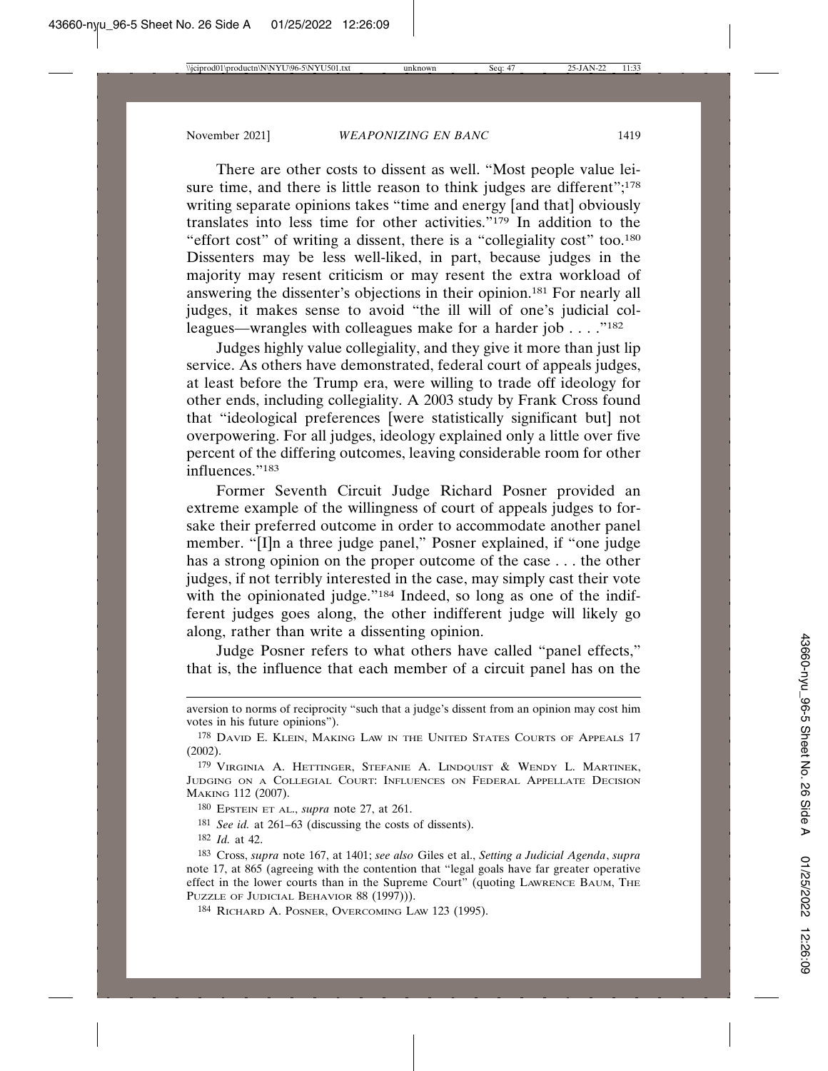There are other costs to dissent as well. "Most people value leisure time, and there is little reason to think judges are different";[178] writing separate opinions takes "time and energy [and that] obviously translates into less time for other activities."[179] In addition to the "effort cost" of writing a dissent, there is a "collegiality cost" too.[180] Dissenters may be less well-liked, in part, because judges in the majority may resent criticism or may resent the extra workload of answering the dissenter's objections in their opinion.[181] For nearly all judges, it makes sense to avoid "the ill will of one's judicial colleagues—wrangles with colleagues make for a harder job . . . ."[182]

Judges highly value collegiality, and they give it more than just lip service. As others have demonstrated, federal court of appeals judges, at least before the Trump era, were willing to trade off ideology for other ends, including collegiality. A 2003 study by Frank Cross found that "ideological preferences [were statistically significant but] not overpowering. For all judges, ideology explained only a little over five percent of the differing outcomes, leaving considerable room for other influences."[183]

Former Seventh Circuit Judge Richard Posner provided an extreme example of the willingness of court of appeals judges to forsake their preferred outcome in order to accommodate another panel member. "[I]n a three judge panel," Posner explained, if "one judge has a strong opinion on the proper outcome of the case . . . the other judges, if not terribly interested in the case, may simply cast their vote with the opinionated judge."[184] Indeed, so long as one of the indifferent judges goes along, the other indifferent judge will likely go along, rather than write a dissenting opinion.

Judge Posner refers to what others have called "panel effects," that is, the influence that each member of a circuit panel has on the

---

aversion to norms of reciprocity "such that a judge's dissent from an opinion may cost him votes in his future opinions").

[178] David E. Klein, Making Law in the United States Courts of Appeals 17 (2002).

[179] Virginia A. Hettinger, Stefanie A. Lindquist & Wendy L. Martinek, Judging on a Collegial Court: Influences on Federal Appellate Decision Making 112 (2007).

[180] Epstein et al., *supra* note 27, at 261.

[181] *See id.* at 261–63 (discussing the costs of dissents).

[182] *Id.* at 42.

[183] Cross, *supra* note 167, at 1401; *see also* Giles et al., *Setting a Judicial Agenda*, *supra* note 17, at 865 (agreeing with the contention that "legal goals have far greater operative effect in the lower courts than in the Supreme Court" (quoting Lawrence Baum, The Puzzle of Judicial Behavior 88 (1997))).

[184] Richard A. Posner, Overcoming Law 123 (1995).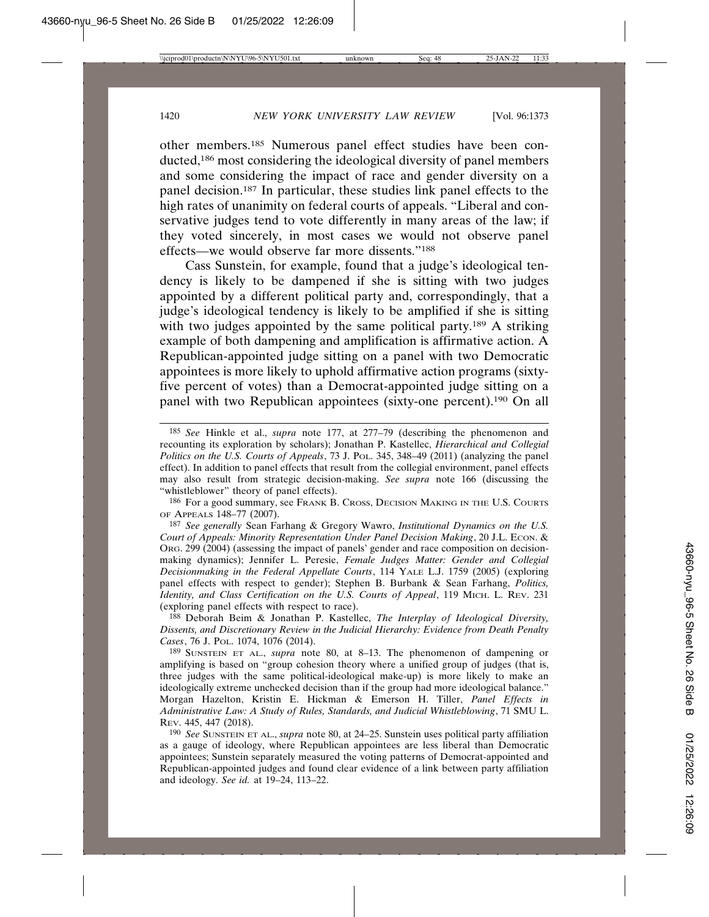other members.[185] Numerous panel effect studies have been conducted,[186] most considering the ideological diversity of panel members and some considering the impact of race and gender diversity on a panel decision.[187] In particular, these studies link panel effects to the high rates of unanimity on federal courts of appeals. "Liberal and conservative judges tend to vote differently in many areas of the law; if they voted sincerely, in most cases we would not observe panel effects—we would observe far more dissents."[188]

Cass Sunstein, for example, found that a judge's ideological tendency is likely to be dampened if she is sitting with two judges appointed by a different political party and, correspondingly, that a judge's ideological tendency is likely to be amplified if she is sitting with two judges appointed by the same political party.[189] A striking example of both dampening and amplification is affirmative action. A Republican-appointed judge sitting on a panel with two Democratic appointees is more likely to uphold affirmative action programs (sixty-five percent of votes) than a Democrat-appointed judge sitting on a panel with two Republican appointees (sixty-one percent).[190] On all

---

[185] *See* Hinkle et al., *supra* note 177, at 277–79 (describing the phenomenon and recounting its exploration by scholars); Jonathan P. Kastellec, *Hierarchical and Collegial Politics on the U.S. Courts of Appeals*, 73 J. POL. 345, 348–49 (2011) (analyzing the panel effect). In addition to panel effects that result from the collegial environment, panel effects may also result from strategic decision-making. *See supra* note 166 (discussing the "whistleblower" theory of panel effects).

[186] For a good summary, see FRANK B. CROSS, DECISION MAKING IN THE U.S. COURTS OF APPEALS 148–77 (2007).

[187] *See generally* Sean Farhang & Gregory Wawro, *Institutional Dynamics on the U.S. Court of Appeals: Minority Representation Under Panel Decision Making*, 20 J.L. ECON. & ORG. 299 (2004) (assessing the impact of panels' gender and race composition on decision-making dynamics); Jennifer L. Peresie, *Female Judges Matter: Gender and Collegial Decisionmaking in the Federal Appellate Courts*, 114 YALE L.J. 1759 (2005) (exploring panel effects with respect to gender); Stephen B. Burbank & Sean Farhang, *Politics, Identity, and Class Certification on the U.S. Courts of Appeal*, 119 MICH. L. REV. 231 (exploring panel effects with respect to race).

[188] Deborah Beim & Jonathan P. Kastellec, *The Interplay of Ideological Diversity, Dissents, and Discretionary Review in the Judicial Hierarchy: Evidence from Death Penalty Cases*, 76 J. POL. 1074, 1076 (2014).

[189] SUNSTEIN ET AL., *supra* note 80, at 8–13. The phenomenon of dampening or amplifying is based on "group cohesion theory where a unified group of judges (that is, three judges with the same political-ideological make-up) is more likely to make an ideologically extreme unchecked decision than if the group had more ideological balance." Morgan Hazelton, Kristin E. Hickman & Emerson H. Tiller, *Panel Effects in Administrative Law: A Study of Rules, Standards, and Judicial Whistleblowing*, 71 SMU L. REV. 445, 447 (2018).

[190] *See* SUNSTEIN ET AL., *supra* note 80, at 24–25. Sunstein uses political party affiliation as a gauge of ideology, where Republican appointees are less liberal than Democratic appointees; Sunstein separately measured the voting patterns of Democrat-appointed and Republican-appointed judges and found clear evidence of a link between party affiliation and ideology. *See id.* at 19–24, 113–22.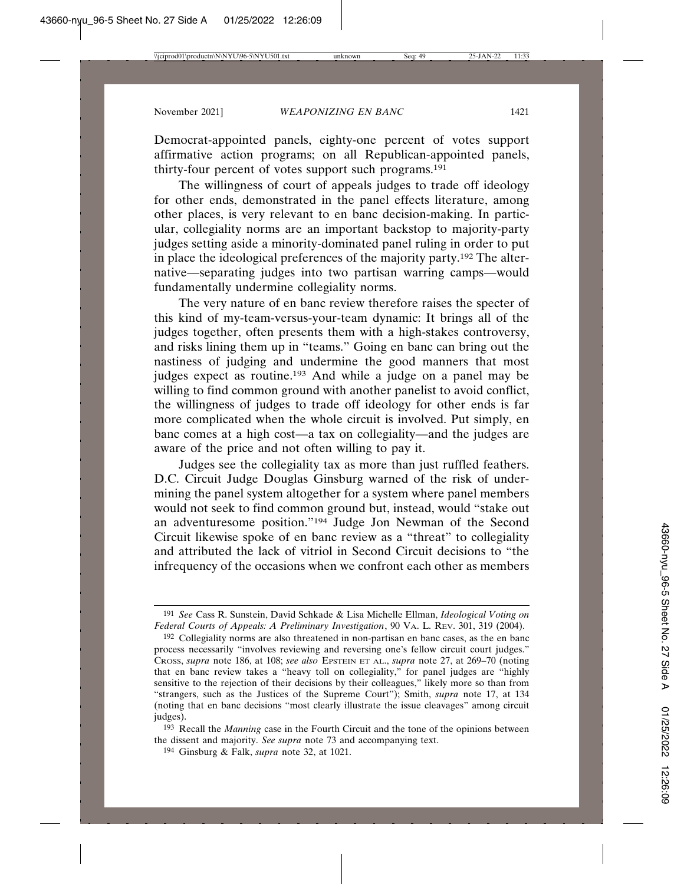Democrat-appointed panels, eighty-one percent of votes support affirmative action programs; on all Republican-appointed panels, thirty-four percent of votes support such programs.[191]

The willingness of court of appeals judges to trade off ideology for other ends, demonstrated in the panel effects literature, among other places, is very relevant to en banc decision-making. In particular, collegiality norms are an important backstop to majority-party judges setting aside a minority-dominated panel ruling in order to put in place the ideological preferences of the majority party.[192] The alternative—separating judges into two partisan warring camps—would fundamentally undermine collegiality norms.

The very nature of en banc review therefore raises the specter of this kind of my-team-versus-your-team dynamic: It brings all of the judges together, often presents them with a high-stakes controversy, and risks lining them up in "teams." Going en banc can bring out the nastiness of judging and undermine the good manners that most judges expect as routine.[193] And while a judge on a panel may be willing to find common ground with another panelist to avoid conflict, the willingness of judges to trade off ideology for other ends is far more complicated when the whole circuit is involved. Put simply, en banc comes at a high cost—a tax on collegiality—and the judges are aware of the price and not often willing to pay it.

Judges see the collegiality tax as more than just ruffled feathers. D.C. Circuit Judge Douglas Ginsburg warned of the risk of undermining the panel system altogether for a system where panel members would not seek to find common ground but, instead, would "stake out an adventuresome position."[194] Judge Jon Newman of the Second Circuit likewise spoke of en banc review as a "threat" to collegiality and attributed the lack of vitriol in Second Circuit decisions to "the infrequency of the occasions when we confront each other as members

---

[191] *See* Cass R. Sunstein, David Schkade & Lisa Michelle Ellman, *Ideological Voting on Federal Courts of Appeals: A Preliminary Investigation*, 90 VA. L. REV. 301, 319 (2004).

[192] Collegiality norms are also threatened in non-partisan en banc cases, as the en banc process necessarily "involves reviewing and reversing one's fellow circuit court judges." CROSS, *supra* note 186, at 108; *see also* EPSTEIN ET AL., *supra* note 27, at 269–70 (noting that en banc review takes a "heavy toll on collegiality," for panel judges are "highly sensitive to the rejection of their decisions by their colleagues," likely more so than from "strangers, such as the Justices of the Supreme Court"); Smith, *supra* note 17, at 134 (noting that en banc decisions "most clearly illustrate the issue cleavages" among circuit judges).

[193] Recall the *Manning* case in the Fourth Circuit and the tone of the opinions between the dissent and majority. *See supra* note 73 and accompanying text.

[194] Ginsburg & Falk, *supra* note 32, at 1021.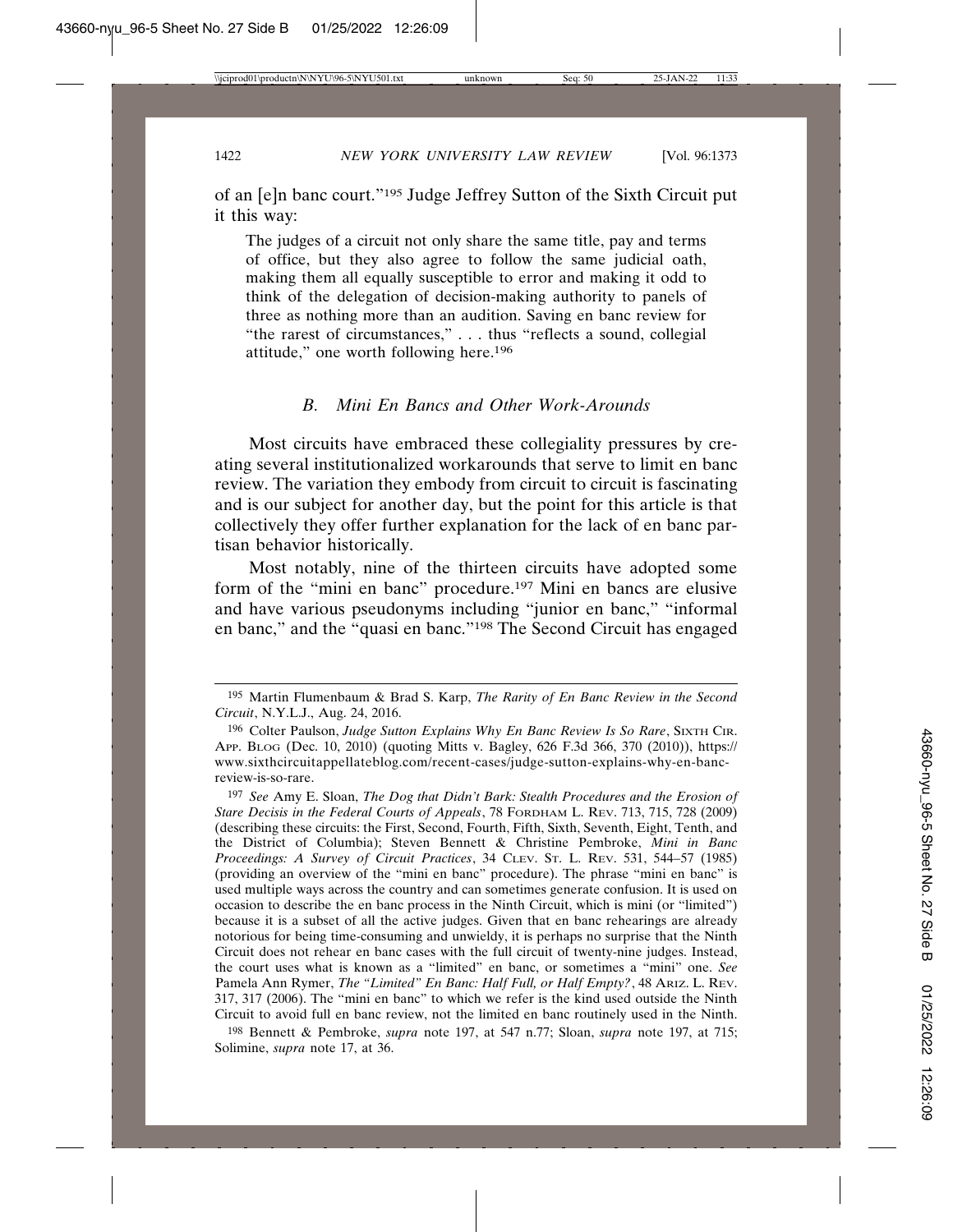of an [e]n banc court."[195] Judge Jeffrey Sutton of the Sixth Circuit put it this way:

> The judges of a circuit not only share the same title, pay and terms of office, but they also agree to follow the same judicial oath, making them all equally susceptible to error and making it odd to think of the delegation of decision-making authority to panels of three as nothing more than an audition. Saving en banc review for "the rarest of circumstances," . . . thus "reflects a sound, collegial attitude," one worth following here.[196]

### *B. Mini En Bancs and Other Work-Arounds*

Most circuits have embraced these collegiality pressures by creating several institutionalized workarounds that serve to limit en banc review. The variation they embody from circuit to circuit is fascinating and is our subject for another day, but the point for this article is that collectively they offer further explanation for the lack of en banc partisan behavior historically.

Most notably, nine of the thirteen circuits have adopted some form of the "mini en banc" procedure.[197] Mini en bancs are elusive and have various pseudonyms including "junior en banc," "informal en banc," and the "quasi en banc."[198] The Second Circuit has engaged

---

[195] Martin Flumenbaum & Brad S. Karp, *The Rarity of En Banc Review in the Second Circuit*, N.Y.L.J., Aug. 24, 2016.

[196] Colter Paulson, *Judge Sutton Explains Why En Banc Review Is So Rare*, SIXTH CIR. APP. BLOG (Dec. 10, 2010) (quoting Mitts v. Bagley, 626 F.3d 366, 370 (2010)), https://www.sixthcircuitappellateblog.com/recent-cases/judge-sutton-explains-why-en-banc-review-is-so-rare.

[197] *See* Amy E. Sloan, *The Dog that Didn't Bark: Stealth Procedures and the Erosion of Stare Decisis in the Federal Courts of Appeals*, 78 FORDHAM L. REV. 713, 715, 728 (2009) (describing these circuits: the First, Second, Fourth, Fifth, Sixth, Seventh, Eight, Tenth, and the District of Columbia); Steven Bennett & Christine Pembroke, *Mini in Banc Proceedings: A Survey of Circuit Practices*, 34 CLEV. ST. L. REV. 531, 544–57 (1985) (providing an overview of the "mini en banc" procedure). The phrase "mini en banc" is used multiple ways across the country and can sometimes generate confusion. It is used on occasion to describe the en banc process in the Ninth Circuit, which is mini (or "limited") because it is a subset of all the active judges. Given that en banc rehearings are already notorious for being time-consuming and unwieldy, it is perhaps no surprise that the Ninth Circuit does not rehear en banc cases with the full circuit of twenty-nine judges. Instead, the court uses what is known as a "limited" en banc, or sometimes a "mini" one. *See* Pamela Ann Rymer, *The "Limited" En Banc: Half Full, or Half Empty?*, 48 ARIZ. L. REV. 317, 317 (2006). The "mini en banc" to which we refer is the kind used outside the Ninth Circuit to avoid full en banc review, not the limited en banc routinely used in the Ninth.

[198] Bennett & Pembroke, *supra* note 197, at 547 n.77; Sloan, *supra* note 197, at 715; Solimine, *supra* note 17, at 36.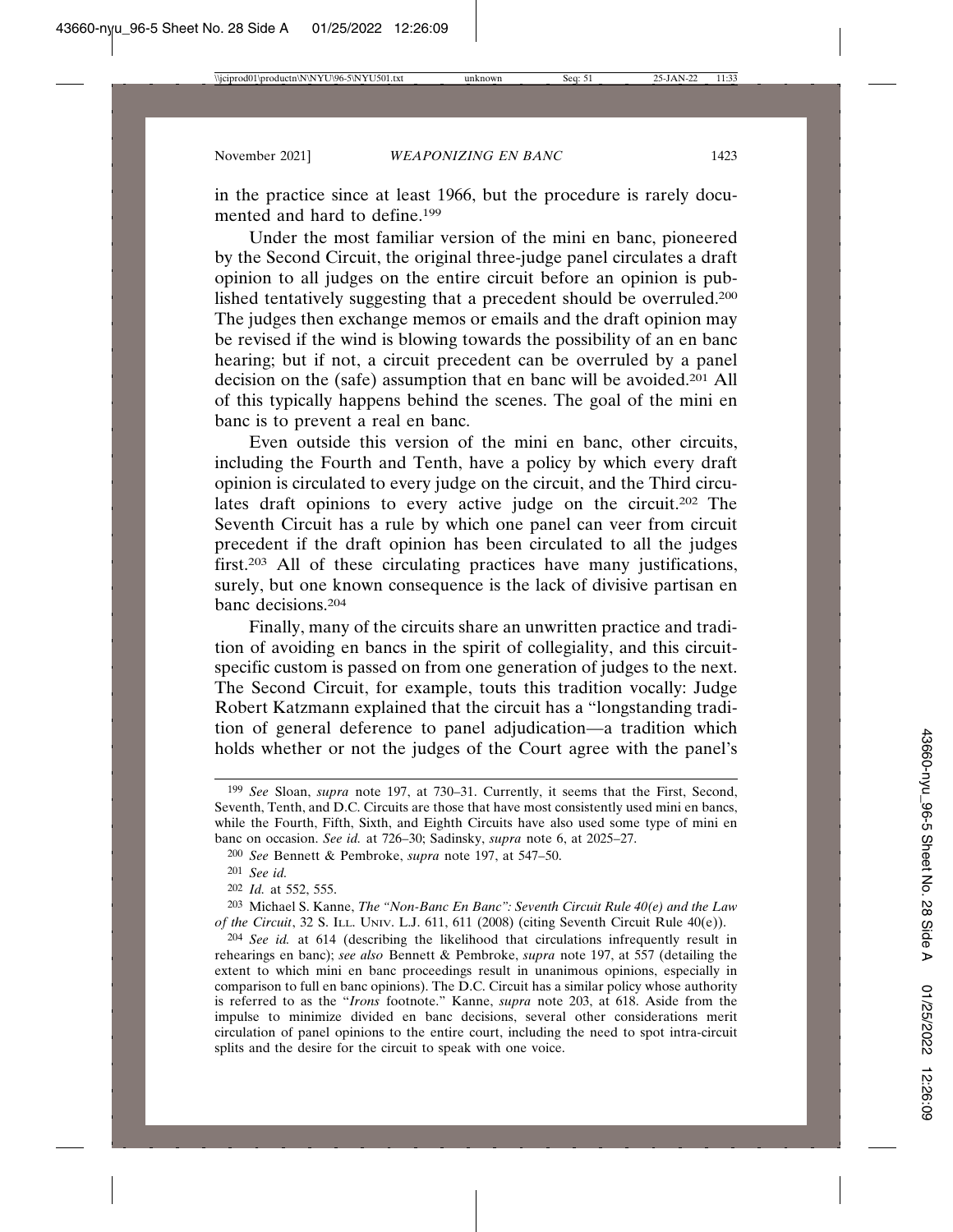in the practice since at least 1966, but the procedure is rarely documented and hard to define.[199]

Under the most familiar version of the mini en banc, pioneered by the Second Circuit, the original three-judge panel circulates a draft opinion to all judges on the entire circuit before an opinion is published tentatively suggesting that a precedent should be overruled.[200] The judges then exchange memos or emails and the draft opinion may be revised if the wind is blowing towards the possibility of an en banc hearing; but if not, a circuit precedent can be overruled by a panel decision on the (safe) assumption that en banc will be avoided.[201] All of this typically happens behind the scenes. The goal of the mini en banc is to prevent a real en banc.

Even outside this version of the mini en banc, other circuits, including the Fourth and Tenth, have a policy by which every draft opinion is circulated to every judge on the circuit, and the Third circulates draft opinions to every active judge on the circuit.[202] The Seventh Circuit has a rule by which one panel can veer from circuit precedent if the draft opinion has been circulated to all the judges first.[203] All of these circulating practices have many justifications, surely, but one known consequence is the lack of divisive partisan en banc decisions.[204]

Finally, many of the circuits share an unwritten practice and tradition of avoiding en bancs in the spirit of collegiality, and this circuit-specific custom is passed on from one generation of judges to the next. The Second Circuit, for example, touts this tradition vocally: Judge Robert Katzmann explained that the circuit has a "longstanding tradition of general deference to panel adjudication—a tradition which holds whether or not the judges of the Court agree with the panel's

---

[199] *See* Sloan, *supra* note 197, at 730–31. Currently, it seems that the First, Second, Seventh, Tenth, and D.C. Circuits are those that have most consistently used mini en bancs, while the Fourth, Fifth, Sixth, and Eighth Circuits have also used some type of mini en banc on occasion. *See id.* at 726–30; Sadinsky, *supra* note 6, at 2025–27.

[200] *See* Bennett & Pembroke, *supra* note 197, at 547–50.

[201] *See id.*

[202] *Id.* at 552, 555.

[203] Michael S. Kanne, *The "Non-Banc En Banc": Seventh Circuit Rule 40(e) and the Law of the Circuit*, 32 S. ILL. UNIV. L.J. 611, 611 (2008) (citing Seventh Circuit Rule 40(e)).

[204] *See id.* at 614 (describing the likelihood that circulations infrequently result in rehearings en banc); *see also* Bennett & Pembroke, *supra* note 197, at 557 (detailing the extent to which mini en banc proceedings result in unanimous opinions, especially in comparison to full en banc opinions). The D.C. Circuit has a similar policy whose authority is referred to as the "*Irons* footnote." Kanne, *supra* note 203, at 618. Aside from the impulse to minimize divided en banc decisions, several other considerations merit circulation of panel opinions to the entire court, including the need to spot intra-circuit splits and the desire for the circuit to speak with one voice.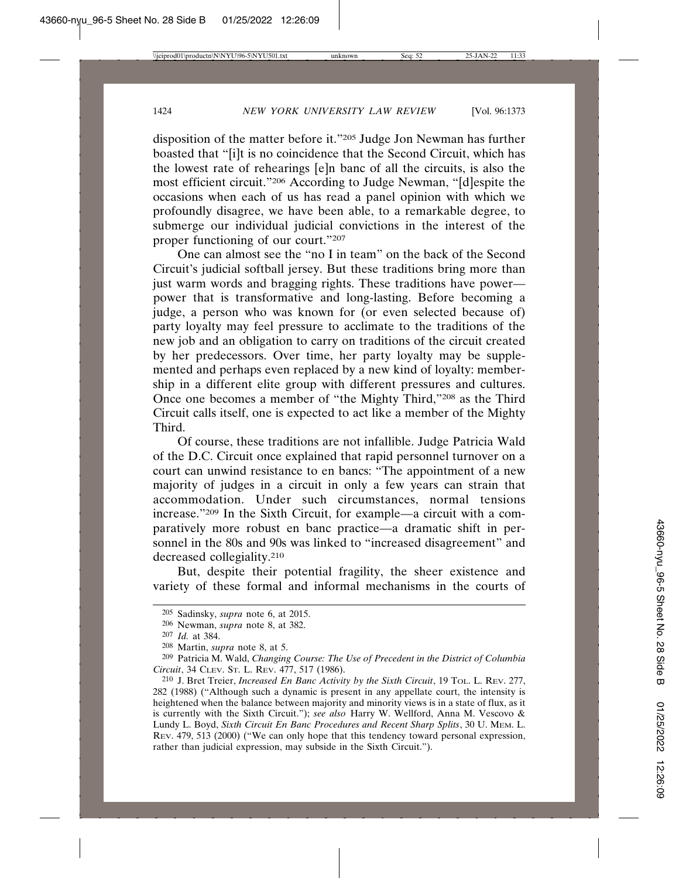disposition of the matter before it."[205] Judge Jon Newman has further boasted that "[i]t is no coincidence that the Second Circuit, which has the lowest rate of rehearings [e]n banc of all the circuits, is also the most efficient circuit."[206] According to Judge Newman, "[d]espite the occasions when each of us has read a panel opinion with which we profoundly disagree, we have been able, to a remarkable degree, to submerge our individual judicial convictions in the interest of the proper functioning of our court."[207]

One can almost see the "no I in team" on the back of the Second Circuit's judicial softball jersey. But these traditions bring more than just warm words and bragging rights. These traditions have power—power that is transformative and long-lasting. Before becoming a judge, a person who was known for (or even selected because of) party loyalty may feel pressure to acclimate to the traditions of the new job and an obligation to carry on traditions of the circuit created by her predecessors. Over time, her party loyalty may be supplemented and perhaps even replaced by a new kind of loyalty: membership in a different elite group with different pressures and cultures. Once one becomes a member of "the Mighty Third,"[208] as the Third Circuit calls itself, one is expected to act like a member of the Mighty Third.

Of course, these traditions are not infallible. Judge Patricia Wald of the D.C. Circuit once explained that rapid personnel turnover on a court can unwind resistance to en bancs: "The appointment of a new majority of judges in a circuit in only a few years can strain that accommodation. Under such circumstances, normal tensions increase."[209] In the Sixth Circuit, for example—a circuit with a comparatively more robust en banc practice—a dramatic shift in personnel in the 80s and 90s was linked to "increased disagreement" and decreased collegiality.[210]

But, despite their potential fragility, the sheer existence and variety of these formal and informal mechanisms in the courts of

---

[205] Sadinsky, *supra* note 6, at 2015.

[206] Newman, *supra* note 8, at 382.

[207] *Id.* at 384.

[208] Martin, *supra* note 8, at 5.

[209] Patricia M. Wald, *Changing Course: The Use of Precedent in the District of Columbia Circuit*, 34 CLEV. ST. L. REV. 477, 517 (1986).

[210] J. Bret Treier, *Increased En Banc Activity by the Sixth Circuit*, 19 TOL. L. REV. 277, 282 (1988) ("Although such a dynamic is present in any appellate court, the intensity is heightened when the balance between majority and minority views is in a state of flux, as it is currently with the Sixth Circuit."); *see also* Harry W. Wellford, Anna M. Vescovo & Lundy L. Boyd, *Sixth Circuit En Banc Procedures and Recent Sharp Splits*, 30 U. MEM. L. REV. 479, 513 (2000) ("We can only hope that this tendency toward personal expression, rather than judicial expression, may subside in the Sixth Circuit.").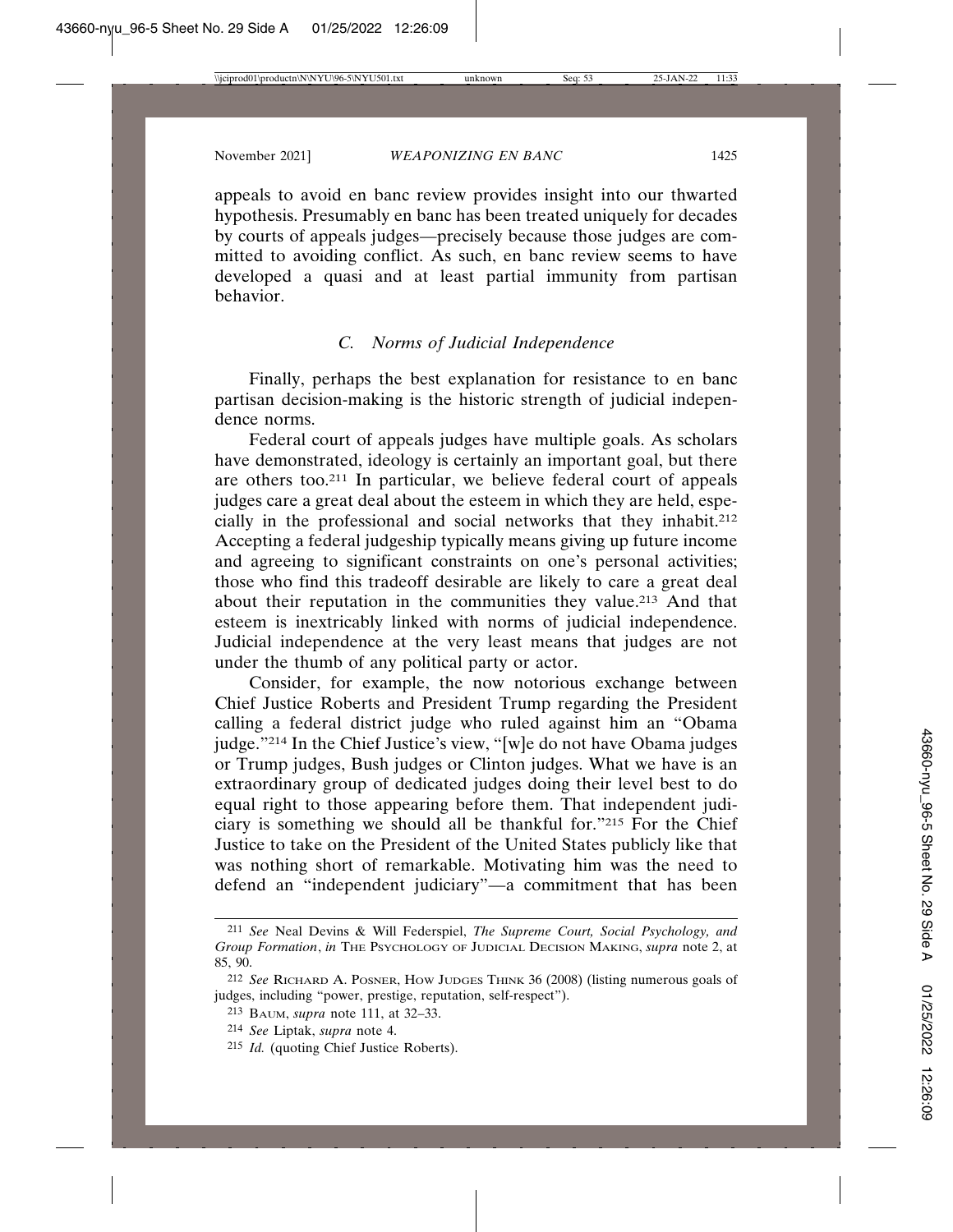appeals to avoid en banc review provides insight into our thwarted hypothesis. Presumably en banc has been treated uniquely for decades by courts of appeals judges—precisely because those judges are committed to avoiding conflict. As such, en banc review seems to have developed a quasi and at least partial immunity from partisan behavior.

### *C. Norms of Judicial Independence*

Finally, perhaps the best explanation for resistance to en banc partisan decision-making is the historic strength of judicial independence norms.

Federal court of appeals judges have multiple goals. As scholars have demonstrated, ideology is certainly an important goal, but there are others too.[211] In particular, we believe federal court of appeals judges care a great deal about the esteem in which they are held, especially in the professional and social networks that they inhabit.[212] Accepting a federal judgeship typically means giving up future income and agreeing to significant constraints on one's personal activities; those who find this tradeoff desirable are likely to care a great deal about their reputation in the communities they value.[213] And that esteem is inextricably linked with norms of judicial independence. Judicial independence at the very least means that judges are not under the thumb of any political party or actor.

Consider, for example, the now notorious exchange between Chief Justice Roberts and President Trump regarding the President calling a federal district judge who ruled against him an "Obama judge."[214] In the Chief Justice's view, "[w]e do not have Obama judges or Trump judges, Bush judges or Clinton judges. What we have is an extraordinary group of dedicated judges doing their level best to do equal right to those appearing before them. That independent judiciary is something we should all be thankful for."[215] For the Chief Justice to take on the President of the United States publicly like that was nothing short of remarkable. Motivating him was the need to defend an "independent judiciary"—a commitment that has been

---

211 *See* Neal Devins & Will Federspiel, *The Supreme Court, Social Psychology, and Group Formation*, *in* THE PSYCHOLOGY OF JUDICIAL DECISION MAKING, *supra* note 2, at 85, 90.

212 *See* RICHARD A. POSNER, HOW JUDGES THINK 36 (2008) (listing numerous goals of judges, including "power, prestige, reputation, self-respect").

213 BAUM, *supra* note 111, at 32–33.

214 *See* Liptak, *supra* note 4.

215 *Id.* (quoting Chief Justice Roberts).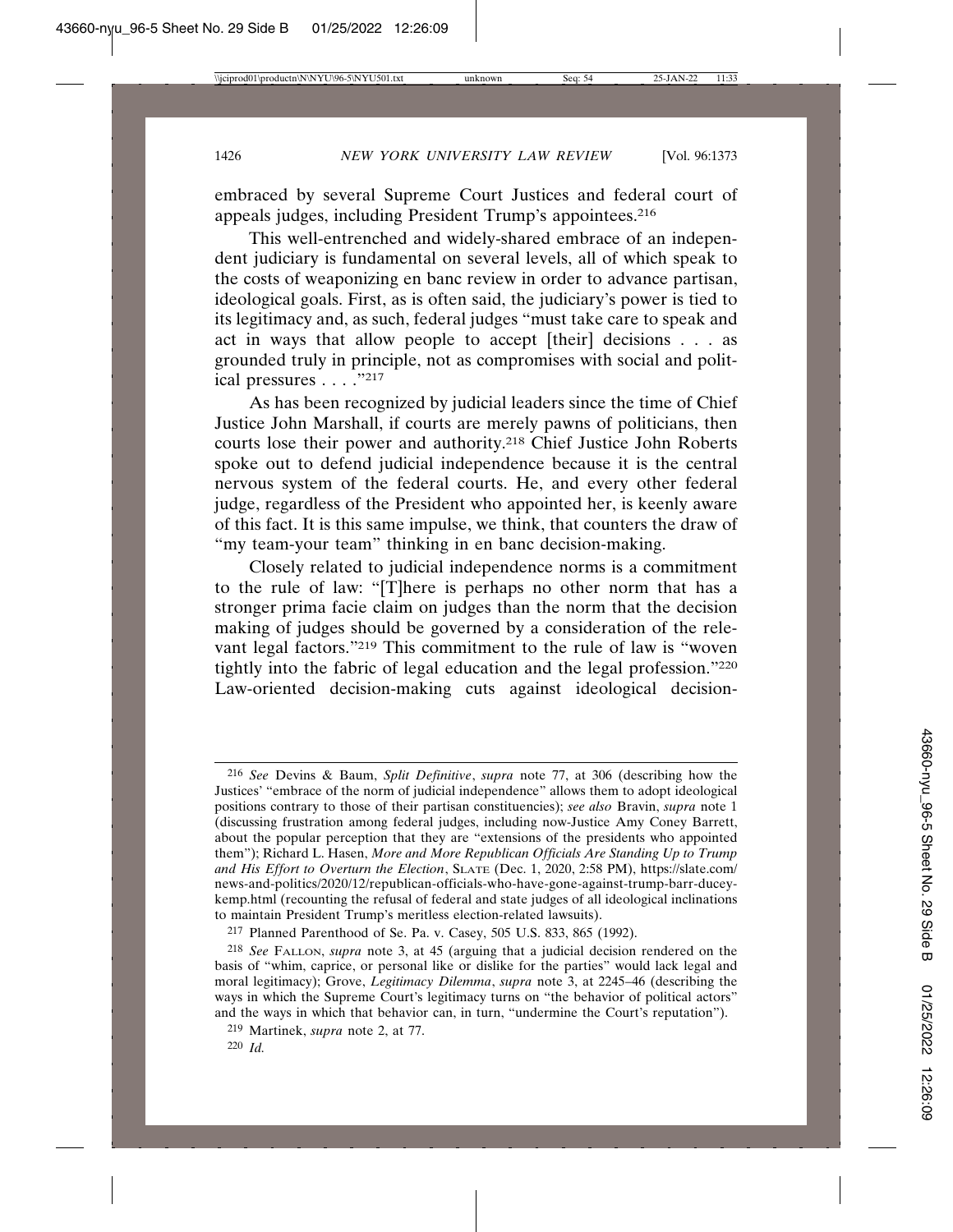embraced by several Supreme Court Justices and federal court of appeals judges, including President Trump's appointees.[216]

This well-entrenched and widely-shared embrace of an independent judiciary is fundamental on several levels, all of which speak to the costs of weaponizing en banc review in order to advance partisan, ideological goals. First, as is often said, the judiciary's power is tied to its legitimacy and, as such, federal judges "must take care to speak and act in ways that allow people to accept [their] decisions . . . as grounded truly in principle, not as compromises with social and political pressures . . . ."[217]

As has been recognized by judicial leaders since the time of Chief Justice John Marshall, if courts are merely pawns of politicians, then courts lose their power and authority.[218] Chief Justice John Roberts spoke out to defend judicial independence because it is the central nervous system of the federal courts. He, and every other federal judge, regardless of the President who appointed her, is keenly aware of this fact. It is this same impulse, we think, that counters the draw of "my team-your team" thinking in en banc decision-making.

Closely related to judicial independence norms is a commitment to the rule of law: "[T]here is perhaps no other norm that has a stronger prima facie claim on judges than the norm that the decision making of judges should be governed by a consideration of the relevant legal factors."[219] This commitment to the rule of law is "woven tightly into the fabric of legal education and the legal profession."[220] Law-oriented decision-making cuts against ideological decision-

---

[216] *See* Devins & Baum, *Split Definitive*, *supra* note 77, at 306 (describing how the Justices' "embrace of the norm of judicial independence" allows them to adopt ideological positions contrary to those of their partisan constituencies); *see also* Bravin, *supra* note 1 (discussing frustration among federal judges, including now-Justice Amy Coney Barrett, about the popular perception that they are "extensions of the presidents who appointed them"); Richard L. Hasen, *More and More Republican Officials Are Standing Up to Trump and His Effort to Overturn the Election*, SLATE (Dec. 1, 2020, 2:58 PM), https://slate.com/news-and-politics/2020/12/republican-officials-who-have-gone-against-trump-barr-ducey-kemp.html (recounting the refusal of federal and state judges of all ideological inclinations to maintain President Trump's meritless election-related lawsuits).

[217] Planned Parenthood of Se. Pa. v. Casey, 505 U.S. 833, 865 (1992).

[218] *See* FALLON, *supra* note 3, at 45 (arguing that a judicial decision rendered on the basis of "whim, caprice, or personal like or dislike for the parties" would lack legal and moral legitimacy); Grove, *Legitimacy Dilemma*, *supra* note 3, at 2245–46 (describing the ways in which the Supreme Court's legitimacy turns on "the behavior of political actors" and the ways in which that behavior can, in turn, "undermine the Court's reputation").

[219] Martinek, *supra* note 2, at 77.

[220] *Id.*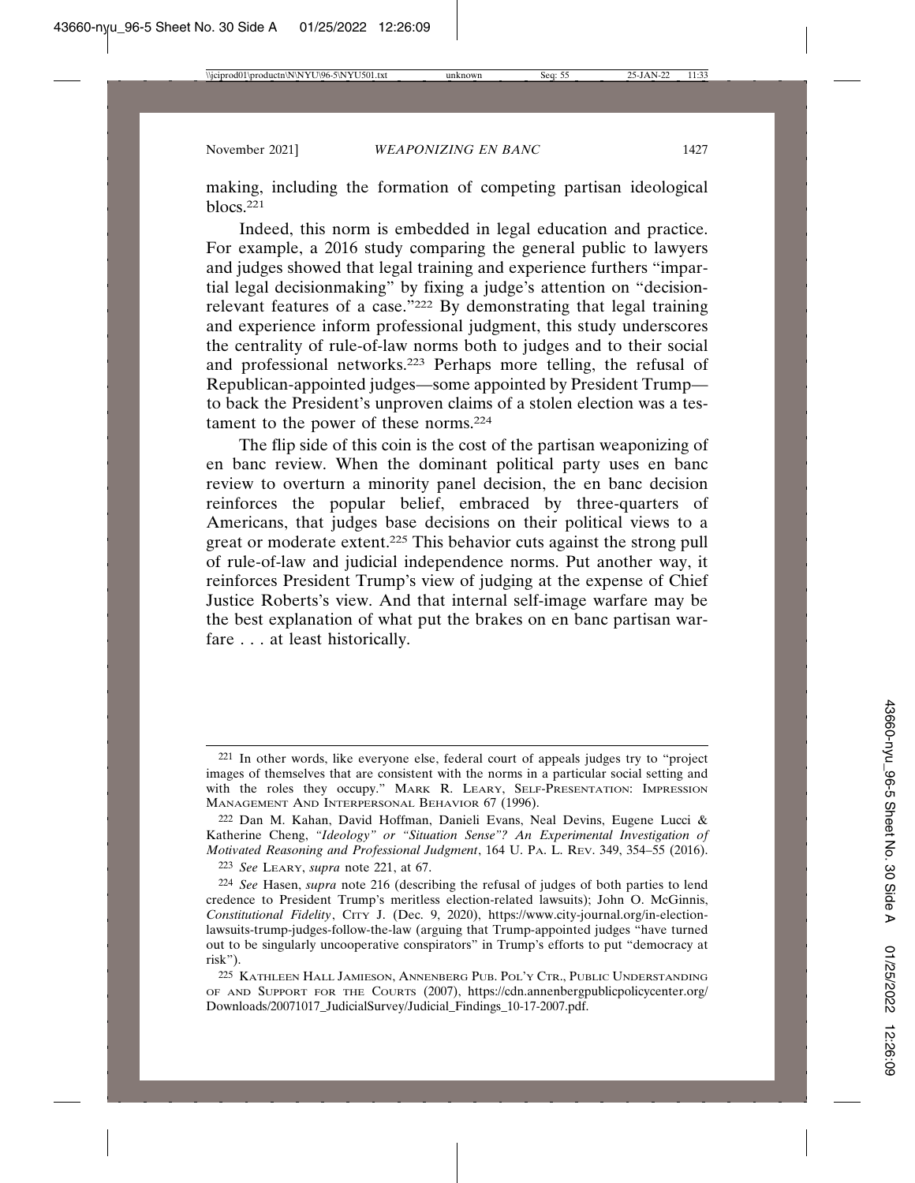making, including the formation of competing partisan ideological blocs.[221]

Indeed, this norm is embedded in legal education and practice. For example, a 2016 study comparing the general public to lawyers and judges showed that legal training and experience furthers "impartial legal decisionmaking" by fixing a judge's attention on "decision-relevant features of a case."[222] By demonstrating that legal training and experience inform professional judgment, this study underscores the centrality of rule-of-law norms both to judges and to their social and professional networks.[223] Perhaps more telling, the refusal of Republican-appointed judges—some appointed by President Trump—to back the President's unproven claims of a stolen election was a testament to the power of these norms.[224]

The flip side of this coin is the cost of the partisan weaponizing of en banc review. When the dominant political party uses en banc review to overturn a minority panel decision, the en banc decision reinforces the popular belief, embraced by three-quarters of Americans, that judges base decisions on their political views to a great or moderate extent.[225] This behavior cuts against the strong pull of rule-of-law and judicial independence norms. Put another way, it reinforces President Trump's view of judging at the expense of Chief Justice Roberts's view. And that internal self-image warfare may be the best explanation of what put the brakes on en banc partisan warfare . . . at least historically.

---

[221] In other words, like everyone else, federal court of appeals judges try to "project images of themselves that are consistent with the norms in a particular social setting and with the roles they occupy." MARK R. LEARY, SELF-PRESENTATION: IMPRESSION MANAGEMENT AND INTERPERSONAL BEHAVIOR 67 (1996).

[222] Dan M. Kahan, David Hoffman, Danieli Evans, Neal Devins, Eugene Lucci & Katherine Cheng, *"Ideology" or "Situation Sense"? An Experimental Investigation of Motivated Reasoning and Professional Judgment*, 164 U. PA. L. REV. 349, 354–55 (2016).

[223] *See* LEARY, *supra* note 221, at 67.

[224] *See* Hasen, *supra* note 216 (describing the refusal of judges of both parties to lend credence to President Trump's meritless election-related lawsuits); John O. McGinnis, *Constitutional Fidelity*, CITY J. (Dec. 9, 2020), https://www.city-journal.org/in-election-lawsuits-trump-judges-follow-the-law (arguing that Trump-appointed judges "have turned out to be singularly uncooperative conspirators" in Trump's efforts to put "democracy at risk").

[225] KATHLEEN HALL JAMIESON, ANNENBERG PUB. POL'Y CTR., PUBLIC UNDERSTANDING OF AND SUPPORT FOR THE COURTS (2007), https://cdn.annenbergpublicpolicycenter.org/Downloads/20071017_JudicialSurvey/Judicial_Findings_10-17-2007.pdf.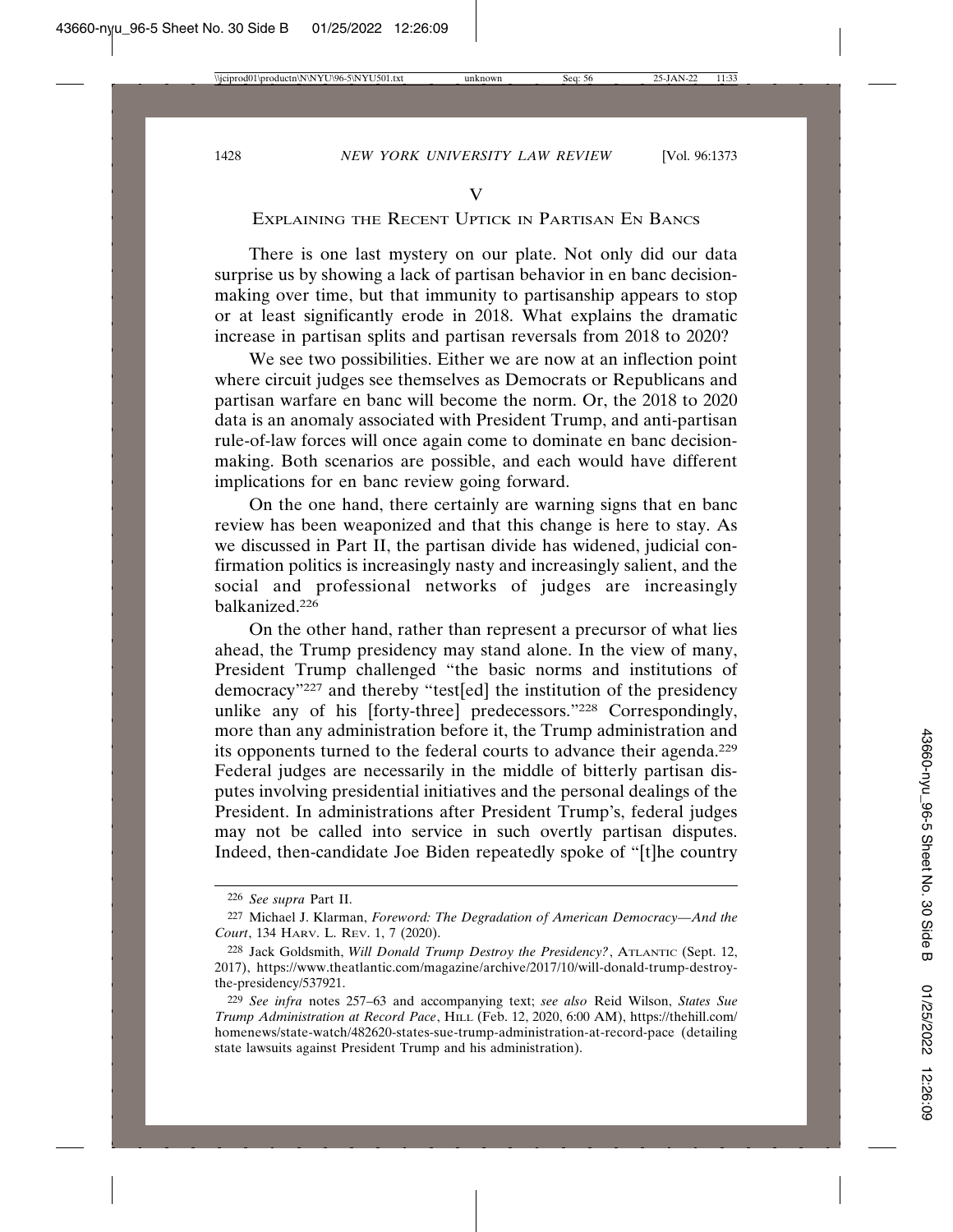## V

## Explaining the Recent Uptick in Partisan En Bancs

There is one last mystery on our plate. Not only did our data surprise us by showing a lack of partisan behavior in en banc decision-making over time, but that immunity to partisanship appears to stop or at least significantly erode in 2018. What explains the dramatic increase in partisan splits and partisan reversals from 2018 to 2020?

We see two possibilities. Either we are now at an inflection point where circuit judges see themselves as Democrats or Republicans and partisan warfare en banc will become the norm. Or, the 2018 to 2020 data is an anomaly associated with President Trump, and anti-partisan rule-of-law forces will once again come to dominate en banc decision-making. Both scenarios are possible, and each would have different implications for en banc review going forward.

On the one hand, there certainly are warning signs that en banc review has been weaponized and that this change is here to stay. As we discussed in Part II, the partisan divide has widened, judicial confirmation politics is increasingly nasty and increasingly salient, and the social and professional networks of judges are increasingly balkanized.[226]

On the other hand, rather than represent a precursor of what lies ahead, the Trump presidency may stand alone. In the view of many, President Trump challenged "the basic norms and institutions of democracy"[227] and thereby "test[ed] the institution of the presidency unlike any of his [forty-three] predecessors."[228] Correspondingly, more than any administration before it, the Trump administration and its opponents turned to the federal courts to advance their agenda.[229] Federal judges are necessarily in the middle of bitterly partisan disputes involving presidential initiatives and the personal dealings of the President. In administrations after President Trump's, federal judges may not be called into service in such overtly partisan disputes. Indeed, then-candidate Joe Biden repeatedly spoke of "[t]he country

---

[226] *See supra* Part II.

[227] Michael J. Klarman, *Foreword: The Degradation of American Democracy—And the Court*, 134 Harv. L. Rev. 1, 7 (2020).

[228] Jack Goldsmith, *Will Donald Trump Destroy the Presidency?*, Atlantic (Sept. 12, 2017), https://www.theatlantic.com/magazine/archive/2017/10/will-donald-trump-destroy-the-presidency/537921.

[229] *See infra* notes 257–63 and accompanying text; *see also* Reid Wilson, *States Sue Trump Administration at Record Pace*, Hill (Feb. 12, 2020, 6:00 AM), https://thehill.com/homenews/state-watch/482620-states-sue-trump-administration-at-record-pace (detailing state lawsuits against President Trump and his administration).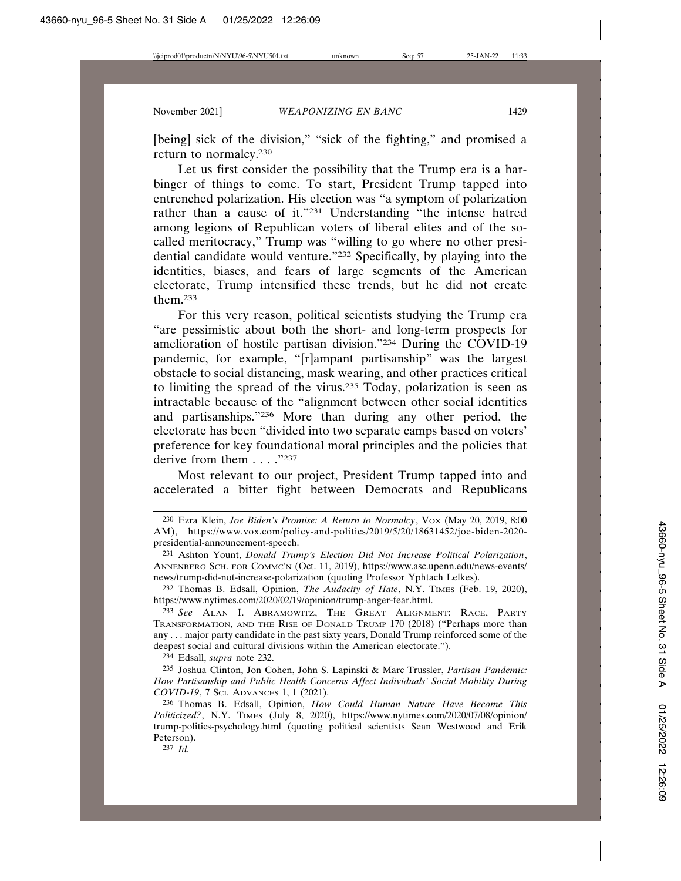[being] sick of the division," "sick of the fighting," and promised a return to normalcy.[230]

Let us first consider the possibility that the Trump era is a harbinger of things to come. To start, President Trump tapped into entrenched polarization. His election was "a symptom of polarization rather than a cause of it."[231] Understanding "the intense hatred among legions of Republican voters of liberal elites and of the so-called meritocracy," Trump was "willing to go where no other presidential candidate would venture."[232] Specifically, by playing into the identities, biases, and fears of large segments of the American electorate, Trump intensified these trends, but he did not create them.[233]

For this very reason, political scientists studying the Trump era "are pessimistic about both the short- and long-term prospects for amelioration of hostile partisan division."[234] During the COVID-19 pandemic, for example, "[r]ampant partisanship" was the largest obstacle to social distancing, mask wearing, and other practices critical to limiting the spread of the virus.[235] Today, polarization is seen as intractable because of the "alignment between other social identities and partisanships."[236] More than during any other period, the electorate has been "divided into two separate camps based on voters' preference for key foundational moral principles and the policies that derive from them . . . ."[237]

Most relevant to our project, President Trump tapped into and accelerated a bitter fight between Democrats and Republicans

---

[230] Ezra Klein, *Joe Biden's Promise: A Return to Normalcy*, VOX (May 20, 2019, 8:00 AM), https://www.vox.com/policy-and-politics/2019/5/20/18631452/joe-biden-2020-presidential-announcement-speech.

[231] Ashton Yount, *Donald Trump's Election Did Not Increase Political Polarization*, ANNENBERG SCH. FOR COMMC'N (Oct. 11, 2019), https://www.asc.upenn.edu/news-events/news/trump-did-not-increase-polarization (quoting Professor Yphtach Lelkes).

[232] Thomas B. Edsall, Opinion, *The Audacity of Hate*, N.Y. TIMES (Feb. 19, 2020), https://www.nytimes.com/2020/02/19/opinion/trump-anger-fear.html.

[233] *See* ALAN I. ABRAMOWITZ, THE GREAT ALIGNMENT: RACE, PARTY TRANSFORMATION, AND THE RISE OF DONALD TRUMP 170 (2018) ("Perhaps more than any . . . major party candidate in the past sixty years, Donald Trump reinforced some of the deepest social and cultural divisions within the American electorate.").

[234] Edsall, *supra* note 232.

[235] Joshua Clinton, Jon Cohen, John S. Lapinski & Marc Trussler, *Partisan Pandemic: How Partisanship and Public Health Concerns Affect Individuals' Social Mobility During COVID-19*, 7 SCI. ADVANCES 1, 1 (2021).

[236] Thomas B. Edsall, Opinion, *How Could Human Nature Have Become This Politicized?*, N.Y. TIMES (July 8, 2020), https://www.nytimes.com/2020/07/08/opinion/trump-politics-psychology.html (quoting political scientists Sean Westwood and Erik Peterson).

[237] *Id.*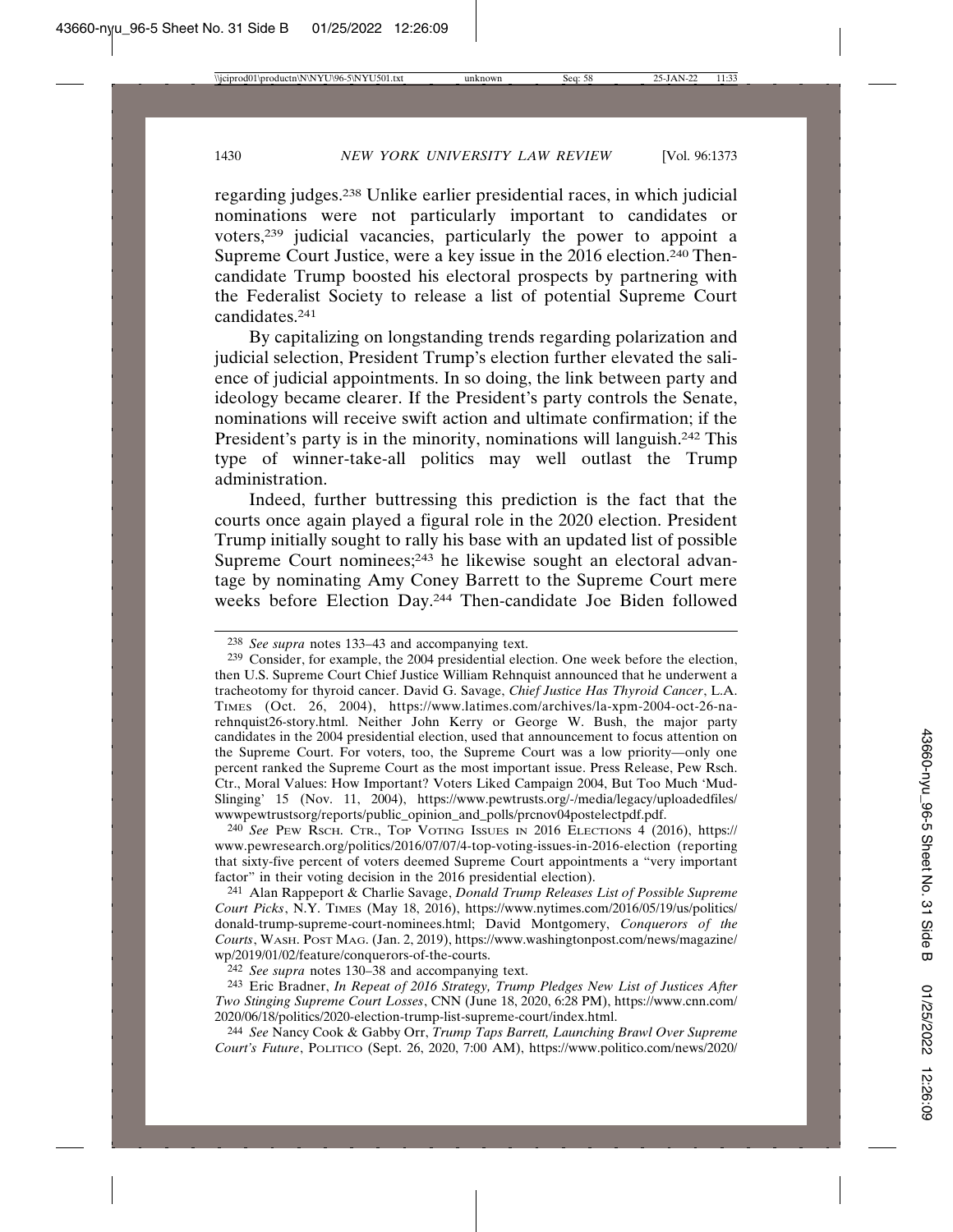regarding judges.[238] Unlike earlier presidential races, in which judicial nominations were not particularly important to candidates or voters,[239] judicial vacancies, particularly the power to appoint a Supreme Court Justice, were a key issue in the 2016 election.[240] Then-candidate Trump boosted his electoral prospects by partnering with the Federalist Society to release a list of potential Supreme Court candidates.[241]

By capitalizing on longstanding trends regarding polarization and judicial selection, President Trump's election further elevated the salience of judicial appointments. In so doing, the link between party and ideology became clearer. If the President's party controls the Senate, nominations will receive swift action and ultimate confirmation; if the President's party is in the minority, nominations will languish.[242] This type of winner-take-all politics may well outlast the Trump administration.

Indeed, further buttressing this prediction is the fact that the courts once again played a figural role in the 2020 election. President Trump initially sought to rally his base with an updated list of possible Supreme Court nominees;[243] he likewise sought an electoral advantage by nominating Amy Coney Barrett to the Supreme Court mere weeks before Election Day.[244] Then-candidate Joe Biden followed

---

[238] *See supra* notes 133–43 and accompanying text.

[239] Consider, for example, the 2004 presidential election. One week before the election, then U.S. Supreme Court Chief Justice William Rehnquist announced that he underwent a tracheotomy for thyroid cancer. David G. Savage, *Chief Justice Has Thyroid Cancer*, L.A. TIMES (Oct. 26, 2004), https://www.latimes.com/archives/la-xpm-2004-oct-26-na-rehnquist26-story.html. Neither John Kerry or George W. Bush, the major party candidates in the 2004 presidential election, used that announcement to focus attention on the Supreme Court. For voters, too, the Supreme Court was a low priority—only one percent ranked the Supreme Court as the most important issue. Press Release, Pew Rsch. Ctr., Moral Values: How Important? Voters Liked Campaign 2004, But Too Much 'Mud-Slinging' 15 (Nov. 11, 2004), https://www.pewtrusts.org/-/media/legacy/uploadedfiles/wwwpewtrustsorg/reports/public_opinion_and_polls/prcnov04postelectpdf.pdf.

[240] *See* PEW RSCH. CTR., TOP VOTING ISSUES IN 2016 ELECTIONS 4 (2016), https://www.pewresearch.org/politics/2016/07/07/4-top-voting-issues-in-2016-election (reporting that sixty-five percent of voters deemed Supreme Court appointments a "very important factor" in their voting decision in the 2016 presidential election).

[241] Alan Rappeport & Charlie Savage, *Donald Trump Releases List of Possible Supreme Court Picks*, N.Y. TIMES (May 18, 2016), https://www.nytimes.com/2016/05/19/us/politics/donald-trump-supreme-court-nominees.html; David Montgomery, *Conquerors of the Courts*, WASH. POST MAG. (Jan. 2, 2019), https://www.washingtonpost.com/news/magazine/wp/2019/01/02/feature/conquerors-of-the-courts.

[242] *See supra* notes 130–38 and accompanying text.

[243] Eric Bradner, *In Repeat of 2016 Strategy, Trump Pledges New List of Justices After Two Stinging Supreme Court Losses*, CNN (June 18, 2020, 6:28 PM), https://www.cnn.com/2020/06/18/politics/2020-election-trump-list-supreme-court/index.html.

[244] *See* Nancy Cook & Gabby Orr, *Trump Taps Barrett, Launching Brawl Over Supreme Court's Future*, POLITICO (Sept. 26, 2020, 7:00 AM), https://www.politico.com/news/2020/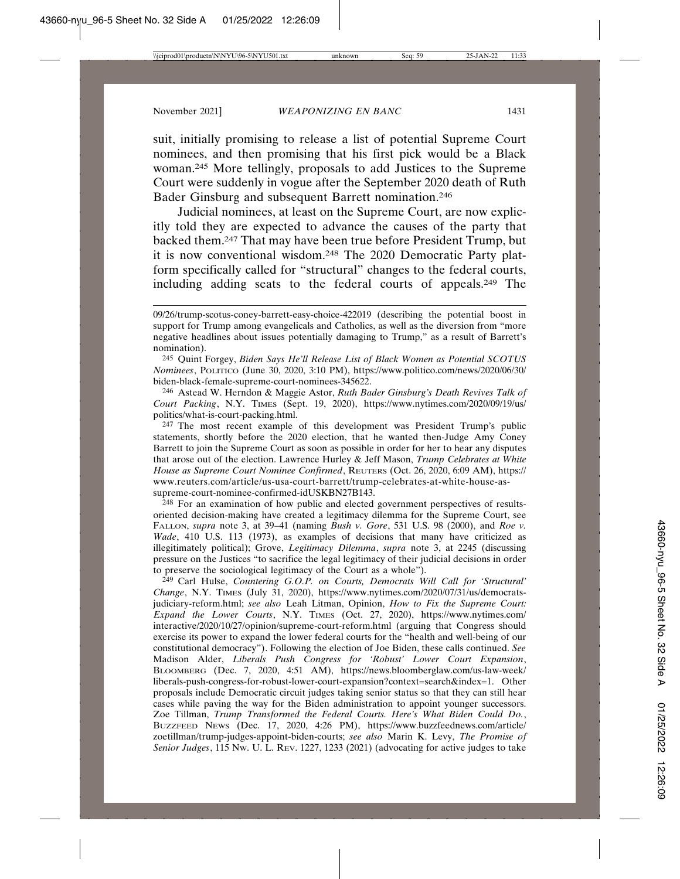suit, initially promising to release a list of potential Supreme Court nominees, and then promising that his first pick would be a Black woman.[245] More tellingly, proposals to add Justices to the Supreme Court were suddenly in vogue after the September 2020 death of Ruth Bader Ginsburg and subsequent Barrett nomination.[246]

Judicial nominees, at least on the Supreme Court, are now explicitly told they are expected to advance the causes of the party that backed them.[247] That may have been true before President Trump, but it is now conventional wisdom.[248] The 2020 Democratic Party platform specifically called for "structural" changes to the federal courts, including adding seats to the federal courts of appeals.[249] The

---

09/26/trump-scotus-coney-barrett-easy-choice-422019 (describing the potential boost in support for Trump among evangelicals and Catholics, as well as the diversion from "more negative headlines about issues potentially damaging to Trump," as a result of Barrett's nomination).

[245] Quint Forgey, *Biden Says He'll Release List of Black Women as Potential SCOTUS Nominees*, POLITICO (June 30, 2020, 3:10 PM), https://www.politico.com/news/2020/06/30/biden-black-female-supreme-court-nominees-345622.

[246] Astead W. Herndon & Maggie Astor, *Ruth Bader Ginsburg's Death Revives Talk of Court Packing*, N.Y. TIMES (Sept. 19, 2020), https://www.nytimes.com/2020/09/19/us/politics/what-is-court-packing.html.

[247] The most recent example of this development was President Trump's public statements, shortly before the 2020 election, that he wanted then-Judge Amy Coney Barrett to join the Supreme Court as soon as possible in order for her to hear any disputes that arose out of the election. Lawrence Hurley & Jeff Mason, *Trump Celebrates at White House as Supreme Court Nominee Confirmed*, REUTERS (Oct. 26, 2020, 6:09 AM), https://www.reuters.com/article/us-usa-court-barrett/trump-celebrates-at-white-house-as-supreme-court-nominee-confirmed-idUSKBN27B143.

[248] For an examination of how public and elected government perspectives of results-oriented decision-making have created a legitimacy dilemma for the Supreme Court, see FALLON, *supra* note 3, at 39–41 (naming *Bush v. Gore*, 531 U.S. 98 (2000), and *Roe v. Wade*, 410 U.S. 113 (1973), as examples of decisions that many have criticized as illegitimately political); Grove, *Legitimacy Dilemma*, *supra* note 3, at 2245 (discussing pressure on the Justices "to sacrifice the legal legitimacy of their judicial decisions in order to preserve the sociological legitimacy of the Court as a whole").

[249] Carl Hulse, *Countering G.O.P. on Courts, Democrats Will Call for 'Structural' Change*, N.Y. TIMES (July 31, 2020), https://www.nytimes.com/2020/07/31/us/democrats-judiciary-reform.html; *see also* Leah Litman, Opinion, *How to Fix the Supreme Court: Expand the Lower Courts*, N.Y. TIMES (Oct. 27, 2020), https://www.nytimes.com/interactive/2020/10/27/opinion/supreme-court-reform.html (arguing that Congress should exercise its power to expand the lower federal courts for the "health and well-being of our constitutional democracy"). Following the election of Joe Biden, these calls continued. *See* Madison Alder, *Liberals Push Congress for 'Robust' Lower Court Expansion*, BLOOMBERG (Dec. 7, 2020, 4:51 AM), https://news.bloomberglaw.com/us-law-week/liberals-push-congress-for-robust-lower-court-expansion?context=search&index=1. Other proposals include Democratic circuit judges taking senior status so that they can still hear cases while paving the way for the Biden administration to appoint younger successors. Zoe Tillman, *Trump Transformed the Federal Courts. Here's What Biden Could Do.*, BUZZFEED NEWS (Dec. 17, 2020, 4:26 PM), https://www.buzzfeednews.com/article/zoetillman/trump-judges-appoint-biden-courts; *see also* Marin K. Levy, *The Promise of Senior Judges*, 115 NW. U. L. REV. 1227, 1233 (2021) (advocating for active judges to take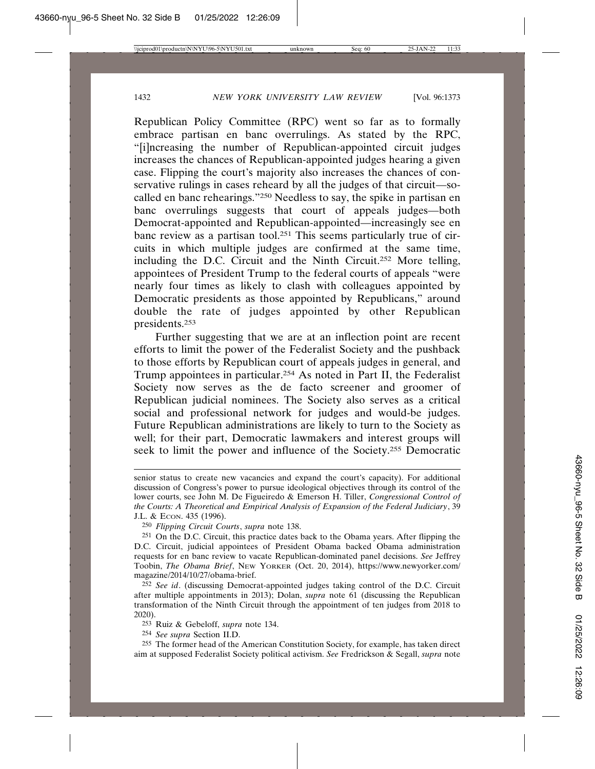Republican Policy Committee (RPC) went so far as to formally embrace partisan en banc overrulings. As stated by the RPC, "[i]ncreasing the number of Republican-appointed circuit judges increases the chances of Republican-appointed judges hearing a given case. Flipping the court's majority also increases the chances of conservative rulings in cases reheard by all the judges of that circuit—so-called en banc rehearings."[250] Needless to say, the spike in partisan en banc overrulings suggests that court of appeals judges—both Democrat-appointed and Republican-appointed—increasingly see en banc review as a partisan tool.[251] This seems particularly true of circuits in which multiple judges are confirmed at the same time, including the D.C. Circuit and the Ninth Circuit.[252] More telling, appointees of President Trump to the federal courts of appeals "were nearly four times as likely to clash with colleagues appointed by Democratic presidents as those appointed by Republicans," around double the rate of judges appointed by other Republican presidents.[253]

Further suggesting that we are at an inflection point are recent efforts to limit the power of the Federalist Society and the pushback to those efforts by Republican court of appeals judges in general, and Trump appointees in particular.[254] As noted in Part II, the Federalist Society now serves as the de facto screener and groomer of Republican judicial nominees. The Society also serves as a critical social and professional network for judges and would-be judges. Future Republican administrations are likely to turn to the Society as well; for their part, Democratic lawmakers and interest groups will seek to limit the power and influence of the Society.[255] Democratic

---

senior status to create new vacancies and expand the court's capacity). For additional discussion of Congress's power to pursue ideological objectives through its control of the lower courts, see John M. De Figueiredo & Emerson H. Tiller, *Congressional Control of the Courts: A Theoretical and Empirical Analysis of Expansion of the Federal Judiciary*, 39 J.L. & ECON. 435 (1996).

[250] *Flipping Circuit Courts*, *supra* note 138.

[251] On the D.C. Circuit, this practice dates back to the Obama years. After flipping the D.C. Circuit, judicial appointees of President Obama backed Obama administration requests for en banc review to vacate Republican-dominated panel decisions. *See* Jeffrey Toobin, *The Obama Brief*, NEW YORKER (Oct. 20, 2014), https://www.newyorker.com/magazine/2014/10/27/obama-brief.

[252] *See id*. (discussing Democrat-appointed judges taking control of the D.C. Circuit after multiple appointments in 2013); Dolan, *supra* note 61 (discussing the Republican transformation of the Ninth Circuit through the appointment of ten judges from 2018 to 2020).

[253] Ruiz & Gebeloff, *supra* note 134.

[254] *See supra* Section II.D.

[255] The former head of the American Constitution Society, for example, has taken direct aim at supposed Federalist Society political activism. *See* Fredrickson & Segall, *supra* note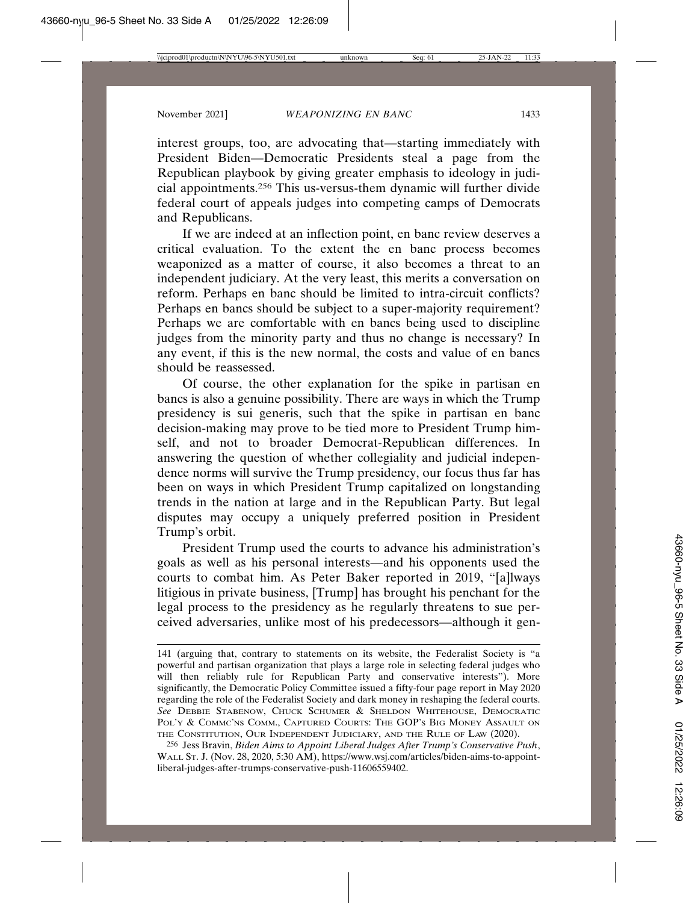interest groups, too, are advocating that—starting immediately with President Biden—Democratic Presidents steal a page from the Republican playbook by giving greater emphasis to ideology in judicial appointments.[256] This us-versus-them dynamic will further divide federal court of appeals judges into competing camps of Democrats and Republicans.

If we are indeed at an inflection point, en banc review deserves a critical evaluation. To the extent the en banc process becomes weaponized as a matter of course, it also becomes a threat to an independent judiciary. At the very least, this merits a conversation on reform. Perhaps en banc should be limited to intra-circuit conflicts? Perhaps en bancs should be subject to a super-majority requirement? Perhaps we are comfortable with en bancs being used to discipline judges from the minority party and thus no change is necessary? In any event, if this is the new normal, the costs and value of en bancs should be reassessed.

Of course, the other explanation for the spike in partisan en bancs is also a genuine possibility. There are ways in which the Trump presidency is sui generis, such that the spike in partisan en banc decision-making may prove to be tied more to President Trump himself, and not to broader Democrat-Republican differences. In answering the question of whether collegiality and judicial independence norms will survive the Trump presidency, our focus thus far has been on ways in which President Trump capitalized on longstanding trends in the nation at large and in the Republican Party. But legal disputes may occupy a uniquely preferred position in President Trump's orbit.

President Trump used the courts to advance his administration's goals as well as his personal interests—and his opponents used the courts to combat him. As Peter Baker reported in 2019, "[a]lways litigious in private business, [Trump] has brought his penchant for the legal process to the presidency as he regularly threatens to sue perceived adversaries, unlike most of his predecessors—although it gen-

---

141 (arguing that, contrary to statements on its website, the Federalist Society is "a powerful and partisan organization that plays a large role in selecting federal judges who will then reliably rule for Republican Party and conservative interests"). More significantly, the Democratic Policy Committee issued a fifty-four page report in May 2020 regarding the role of the Federalist Society and dark money in reshaping the federal courts. *See* DEBBIE STABENOW, CHUCK SCHUMER & SHELDON WHITEHOUSE, DEMOCRATIC POL'Y & COMMC'NS COMM., CAPTURED COURTS: THE GOP'S BIG MONEY ASSAULT ON THE CONSTITUTION, OUR INDEPENDENT JUDICIARY, AND THE RULE OF LAW (2020).

256 Jess Bravin, *Biden Aims to Appoint Liberal Judges After Trump's Conservative Push*, WALL ST. J. (Nov. 28, 2020, 5:30 AM), https://www.wsj.com/articles/biden-aims-to-appoint-liberal-judges-after-trumps-conservative-push-11606559402.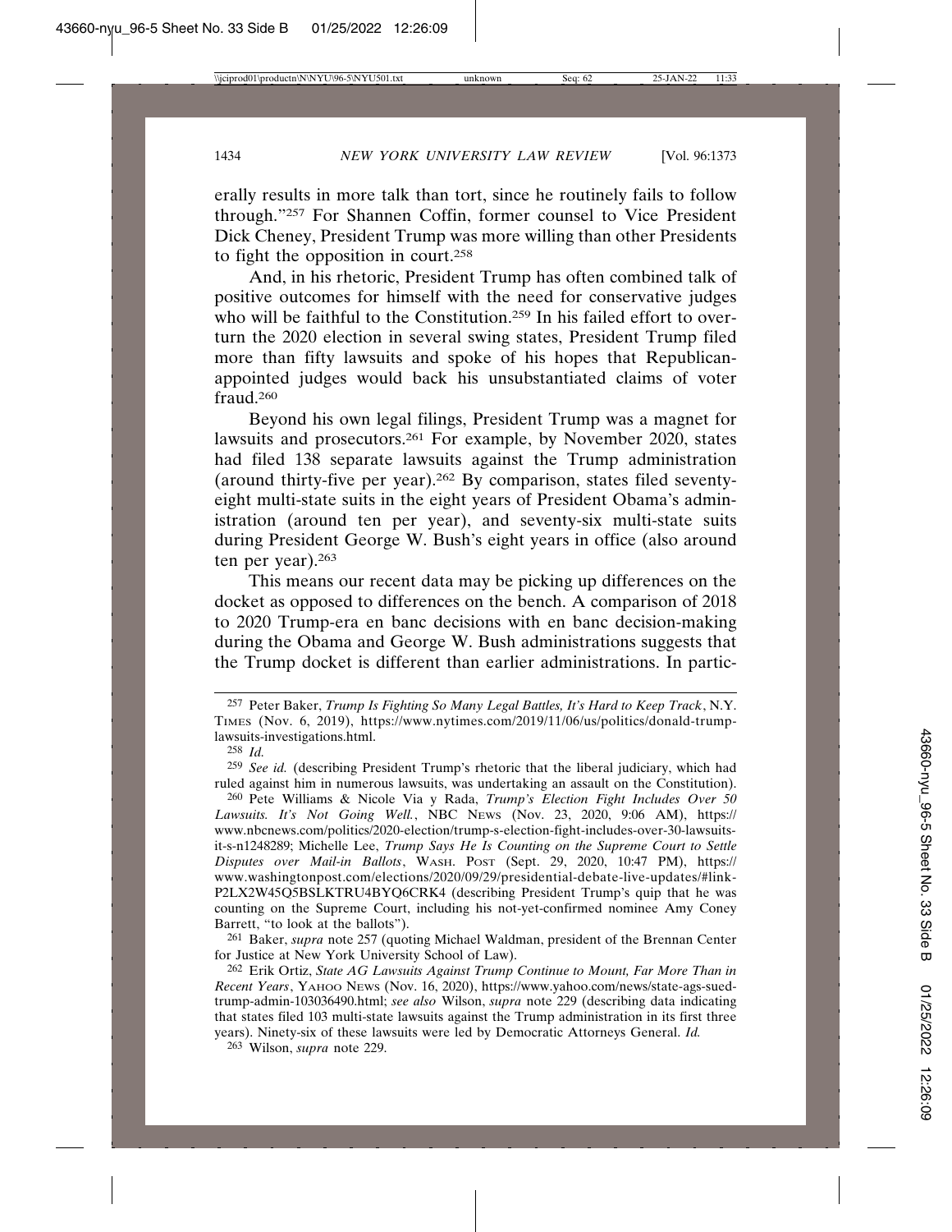erally results in more talk than tort, since he routinely fails to follow through."[257] For Shannen Coffin, former counsel to Vice President Dick Cheney, President Trump was more willing than other Presidents to fight the opposition in court.[258]

And, in his rhetoric, President Trump has often combined talk of positive outcomes for himself with the need for conservative judges who will be faithful to the Constitution.[259] In his failed effort to overturn the 2020 election in several swing states, President Trump filed more than fifty lawsuits and spoke of his hopes that Republican-appointed judges would back his unsubstantiated claims of voter fraud.[260]

Beyond his own legal filings, President Trump was a magnet for lawsuits and prosecutors.[261] For example, by November 2020, states had filed 138 separate lawsuits against the Trump administration (around thirty-five per year).[262] By comparison, states filed seventy-eight multi-state suits in the eight years of President Obama's administration (around ten per year), and seventy-six multi-state suits during President George W. Bush's eight years in office (also around ten per year).[263]

This means our recent data may be picking up differences on the docket as opposed to differences on the bench. A comparison of 2018 to 2020 Trump-era en banc decisions with en banc decision-making during the Obama and George W. Bush administrations suggests that the Trump docket is different than earlier administrations. In partic-

---

257 Peter Baker, *Trump Is Fighting So Many Legal Battles, It's Hard to Keep Track*, N.Y. Times (Nov. 6, 2019), https://www.nytimes.com/2019/11/06/us/politics/donald-trump-lawsuits-investigations.html.

258 *Id.*

259 *See id.* (describing President Trump's rhetoric that the liberal judiciary, which had ruled against him in numerous lawsuits, was undertaking an assault on the Constitution).

260 Pete Williams & Nicole Via y Rada, *Trump's Election Fight Includes Over 50 Lawsuits. It's Not Going Well.*, NBC News (Nov. 23, 2020, 9:06 AM), https://www.nbcnews.com/politics/2020-election/trump-s-election-fight-includes-over-30-lawsuits-it-s-n1248289; Michelle Lee, *Trump Says He Is Counting on the Supreme Court to Settle Disputes over Mail-in Ballots*, Wash. Post (Sept. 29, 2020, 10:47 PM), https://www.washingtonpost.com/elections/2020/09/29/presidential-debate-live-updates/#link-P2LX2W45Q5BSLKTRU4BYQ6CRK4 (describing President Trump's quip that he was counting on the Supreme Court, including his not-yet-confirmed nominee Amy Coney Barrett, "to look at the ballots").

261 Baker, *supra* note 257 (quoting Michael Waldman, president of the Brennan Center for Justice at New York University School of Law).

262 Erik Ortiz, *State AG Lawsuits Against Trump Continue to Mount, Far More Than in Recent Years*, Yahoo News (Nov. 16, 2020), https://www.yahoo.com/news/state-ags-sued-trump-admin-103036490.html; *see also* Wilson, *supra* note 229 (describing data indicating that states filed 103 multi-state lawsuits against the Trump administration in its first three years). Ninety-six of these lawsuits were led by Democratic Attorneys General. *Id.*

263 Wilson, *supra* note 229.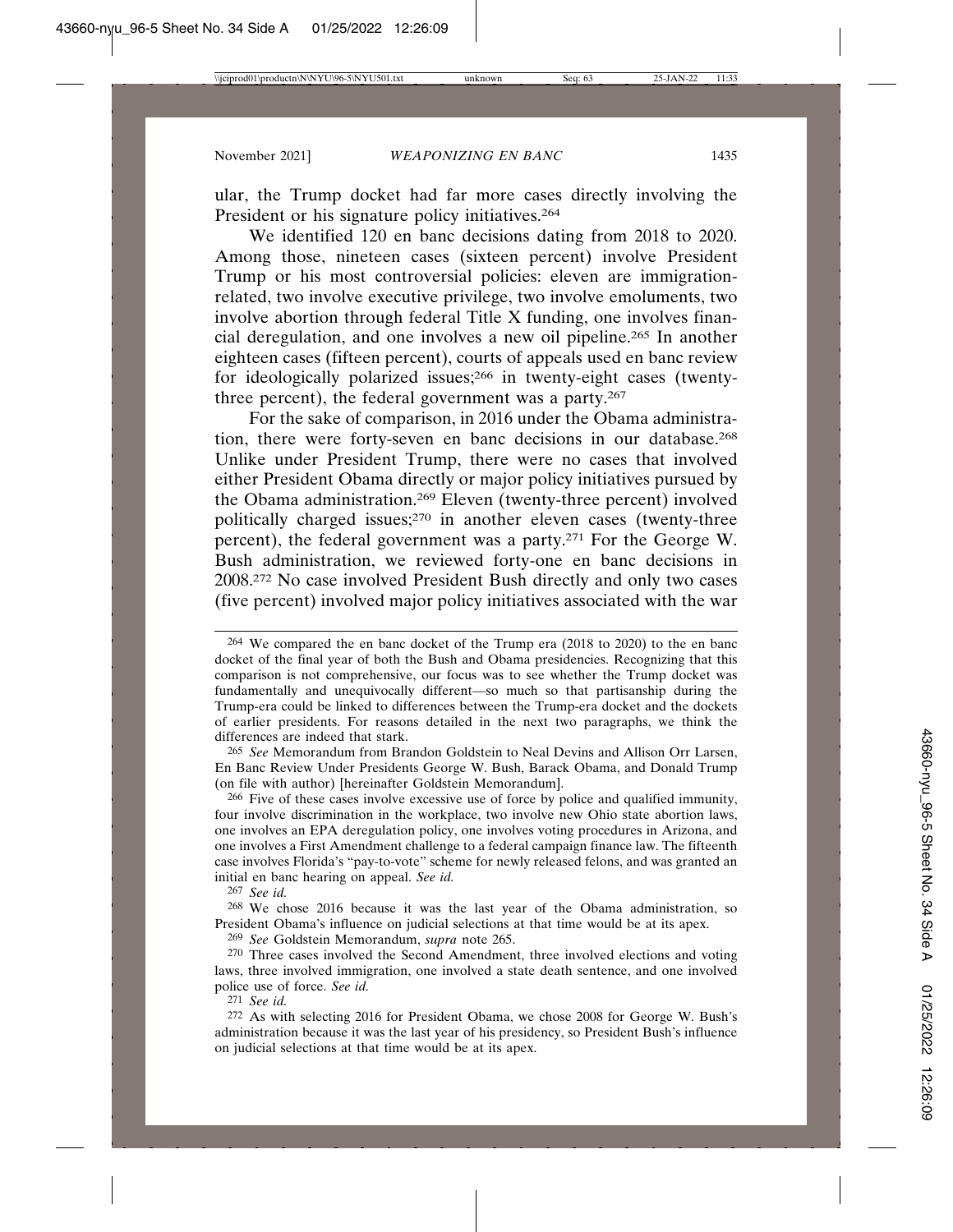ular, the Trump docket had far more cases directly involving the President or his signature policy initiatives.[264]

We identified 120 en banc decisions dating from 2018 to 2020. Among those, nineteen cases (sixteen percent) involve President Trump or his most controversial policies: eleven are immigration-related, two involve executive privilege, two involve emoluments, two involve abortion through federal Title X funding, one involves financial deregulation, and one involves a new oil pipeline.[265] In another eighteen cases (fifteen percent), courts of appeals used en banc review for ideologically polarized issues;[266] in twenty-eight cases (twenty-three percent), the federal government was a party.[267]

For the sake of comparison, in 2016 under the Obama administration, there were forty-seven en banc decisions in our database.[268] Unlike under President Trump, there were no cases that involved either President Obama directly or major policy initiatives pursued by the Obama administration.[269] Eleven (twenty-three percent) involved politically charged issues;[270] in another eleven cases (twenty-three percent), the federal government was a party.[271] For the George W. Bush administration, we reviewed forty-one en banc decisions in 2008.[272] No case involved President Bush directly and only two cases (five percent) involved major policy initiatives associated with the war

---

[264] We compared the en banc docket of the Trump era (2018 to 2020) to the en banc docket of the final year of both the Bush and Obama presidencies. Recognizing that this comparison is not comprehensive, our focus was to see whether the Trump docket was fundamentally and unequivocally different—so much so that partisanship during the Trump-era could be linked to differences between the Trump-era docket and the dockets of earlier presidents. For reasons detailed in the next two paragraphs, we think the differences are indeed that stark.

[265] *See* Memorandum from Brandon Goldstein to Neal Devins and Allison Orr Larsen, En Banc Review Under Presidents George W. Bush, Barack Obama, and Donald Trump (on file with author) [hereinafter Goldstein Memorandum].

[266] Five of these cases involve excessive use of force by police and qualified immunity, four involve discrimination in the workplace, two involve new Ohio state abortion laws, one involves an EPA deregulation policy, one involves voting procedures in Arizona, and one involves a First Amendment challenge to a federal campaign finance law. The fifteenth case involves Florida's "pay-to-vote" scheme for newly released felons, and was granted an initial en banc hearing on appeal. *See id.*

[267] *See id.*

[268] We chose 2016 because it was the last year of the Obama administration, so President Obama's influence on judicial selections at that time would be at its apex.

[269] *See* Goldstein Memorandum, *supra* note 265.

[270] Three cases involved the Second Amendment, three involved elections and voting laws, three involved immigration, one involved a state death sentence, and one involved police use of force. *See id.*

[271] *See id.*

[272] As with selecting 2016 for President Obama, we chose 2008 for George W. Bush's administration because it was the last year of his presidency, so President Bush's influence on judicial selections at that time would be at its apex.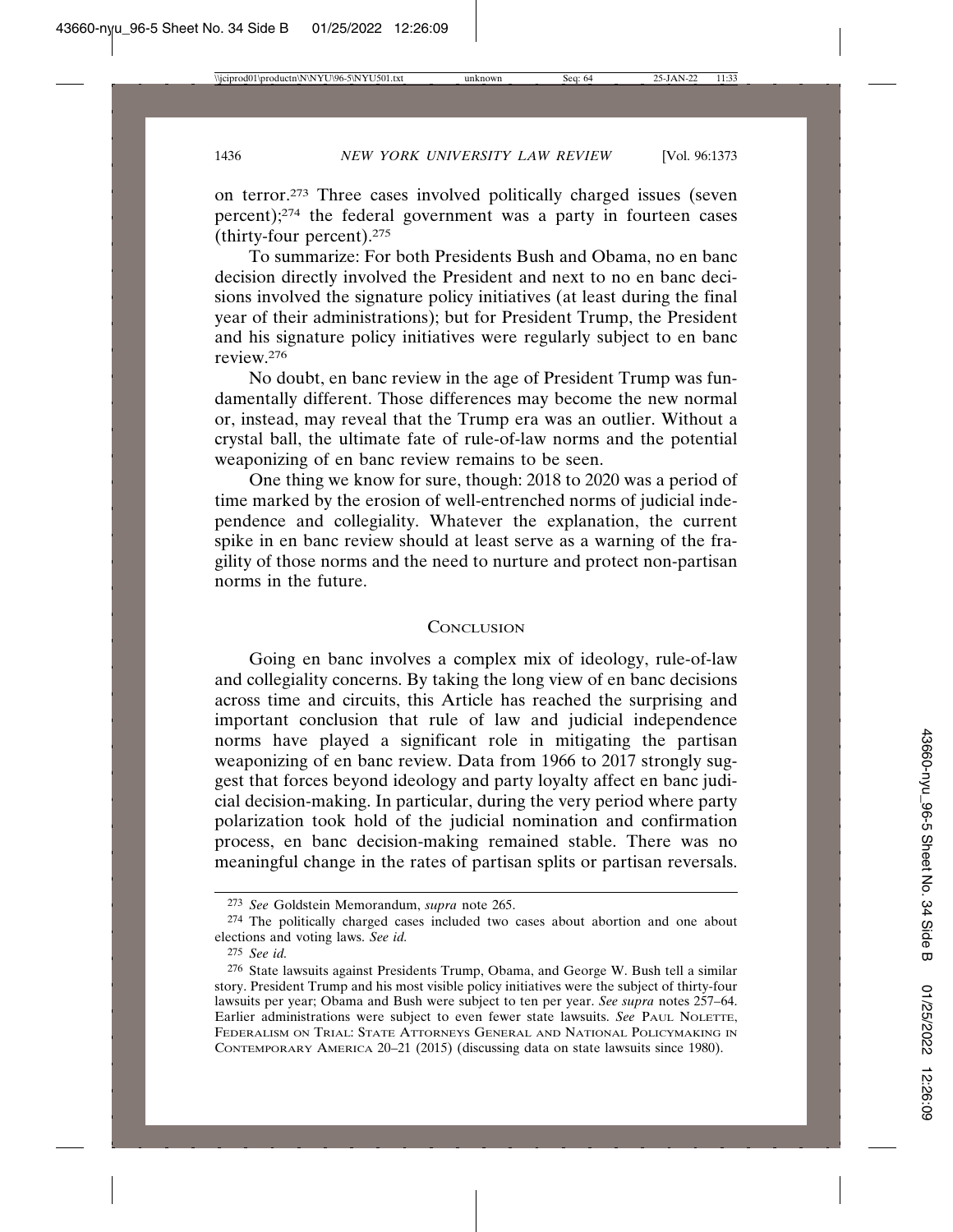on terror.[273] Three cases involved politically charged issues (seven percent);[274] the federal government was a party in fourteen cases (thirty-four percent).[275]

To summarize: For both Presidents Bush and Obama, no en banc decision directly involved the President and next to no en banc decisions involved the signature policy initiatives (at least during the final year of their administrations); but for President Trump, the President and his signature policy initiatives were regularly subject to en banc review.[276]

No doubt, en banc review in the age of President Trump was fundamentally different. Those differences may become the new normal or, instead, may reveal that the Trump era was an outlier. Without a crystal ball, the ultimate fate of rule-of-law norms and the potential weaponizing of en banc review remains to be seen.

One thing we know for sure, though: 2018 to 2020 was a period of time marked by the erosion of well-entrenched norms of judicial independence and collegiality. Whatever the explanation, the current spike in en banc review should at least serve as a warning of the fragility of those norms and the need to nurture and protect non-partisan norms in the future.

## Conclusion

Going en banc involves a complex mix of ideology, rule-of-law and collegiality concerns. By taking the long view of en banc decisions across time and circuits, this Article has reached the surprising and important conclusion that rule of law and judicial independence norms have played a significant role in mitigating the partisan weaponizing of en banc review. Data from 1966 to 2017 strongly suggest that forces beyond ideology and party loyalty affect en banc judicial decision-making. In particular, during the very period where party polarization took hold of the judicial nomination and confirmation process, en banc decision-making remained stable. There was no meaningful change in the rates of partisan splits or partisan reversals.

---

[273] *See* Goldstein Memorandum, *supra* note 265.

[274] The politically charged cases included two cases about abortion and one about elections and voting laws. *See id.*

[275] *See id.*

[276] State lawsuits against Presidents Trump, Obama, and George W. Bush tell a similar story. President Trump and his most visible policy initiatives were the subject of thirty-four lawsuits per year; Obama and Bush were subject to ten per year. *See supra* notes 257–64. Earlier administrations were subject to even fewer state lawsuits. *See* PAUL NOLETTE, FEDERALISM ON TRIAL: STATE ATTORNEYS GENERAL AND NATIONAL POLICYMAKING IN CONTEMPORARY AMERICA 20–21 (2015) (discussing data on state lawsuits since 1980).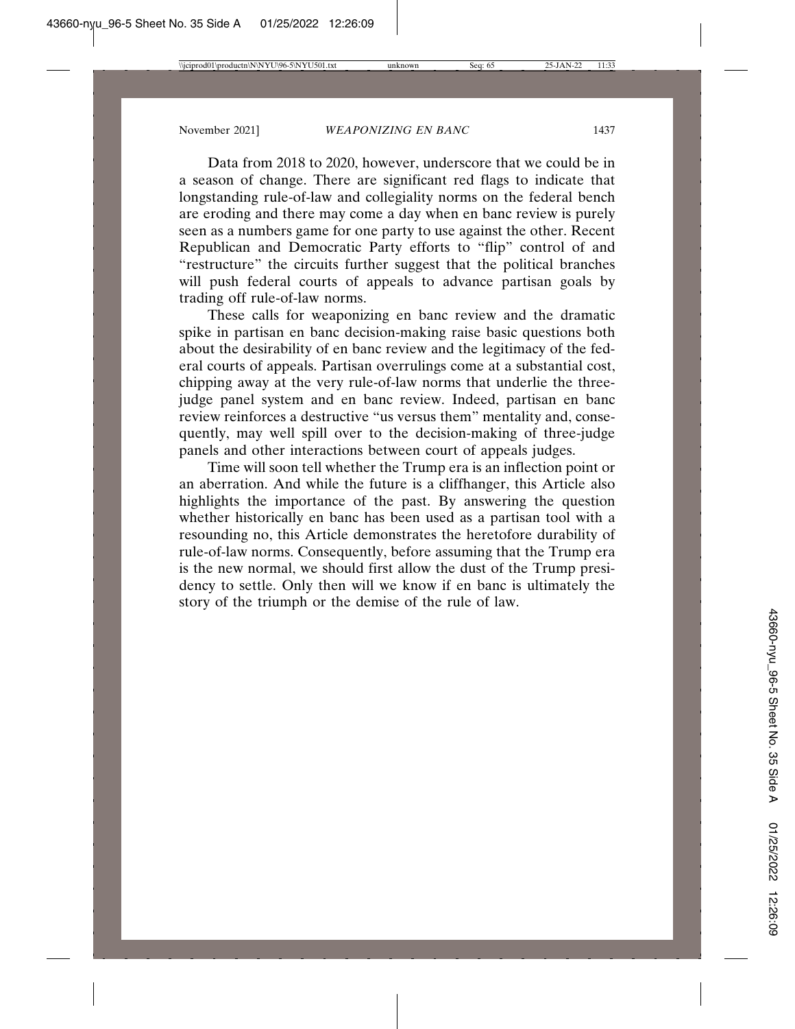Data from 2018 to 2020, however, underscore that we could be in a season of change. There are significant red flags to indicate that longstanding rule-of-law and collegiality norms on the federal bench are eroding and there may come a day when en banc review is purely seen as a numbers game for one party to use against the other. Recent Republican and Democratic Party efforts to "flip" control of and "restructure" the circuits further suggest that the political branches will push federal courts of appeals to advance partisan goals by trading off rule-of-law norms.

These calls for weaponizing en banc review and the dramatic spike in partisan en banc decision-making raise basic questions both about the desirability of en banc review and the legitimacy of the federal courts of appeals. Partisan overrulings come at a substantial cost, chipping away at the very rule-of-law norms that underlie the three-judge panel system and en banc review. Indeed, partisan en banc review reinforces a destructive "us versus them" mentality and, consequently, may well spill over to the decision-making of three-judge panels and other interactions between court of appeals judges.

Time will soon tell whether the Trump era is an inflection point or an aberration. And while the future is a cliffhanger, this Article also highlights the importance of the past. By answering the question whether historically en banc has been used as a partisan tool with a resounding no, this Article demonstrates the heretofore durability of rule-of-law norms. Consequently, before assuming that the Trump era is the new normal, we should first allow the dust of the Trump presidency to settle. Only then will we know if en banc is ultimately the story of the triumph or the demise of the rule of law.